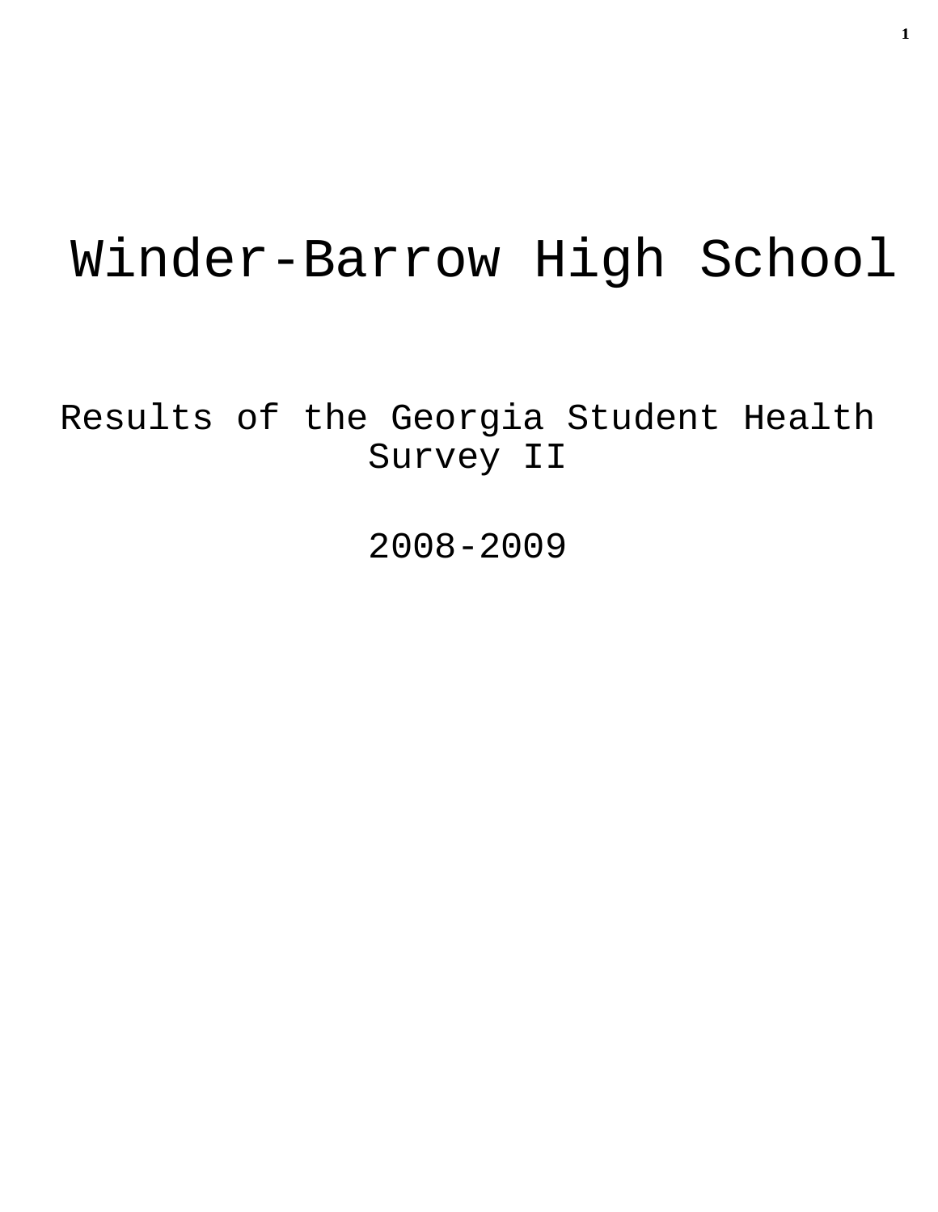# Winder-Barrow High School

Results of the Georgia Student Health Survey II

2008-2009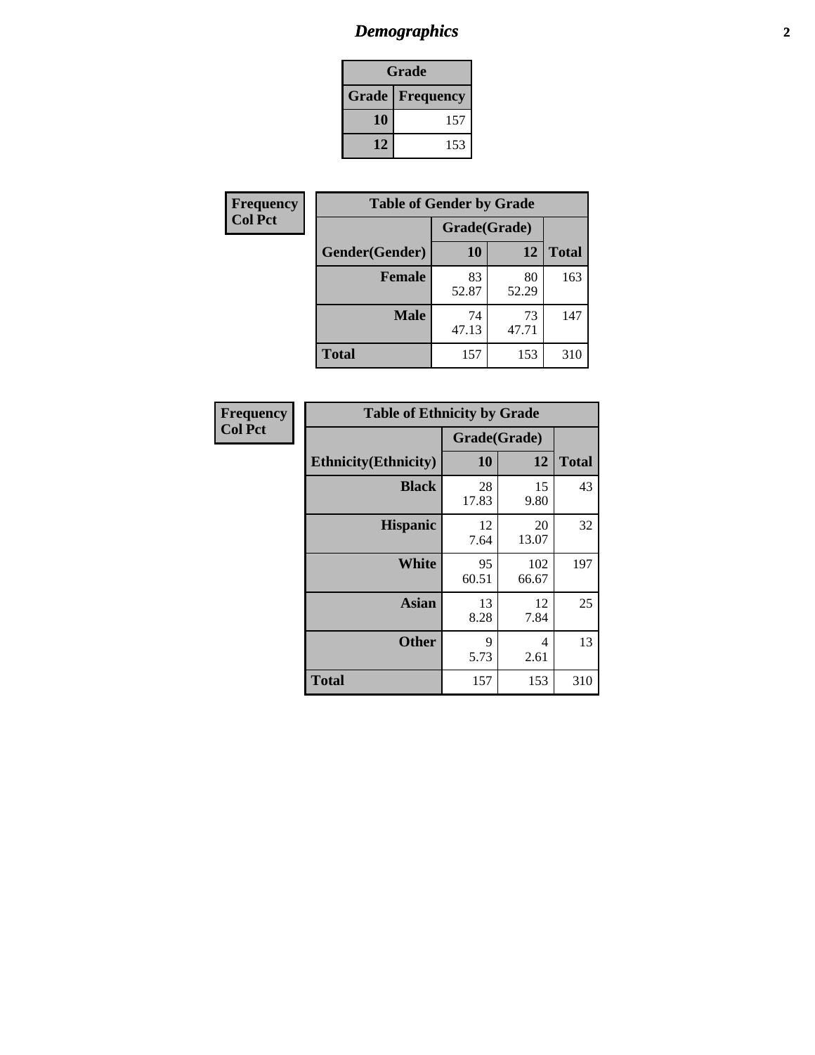## *Demographics*

| Grade | |
|---|---|
| **Grade** | **Frequency** |
| **10** | 157 |
| **12** | 153 |

**Frequency**
**Col Pct**

| Table of Gender by Grade | | | |
|---|---|---|---|
| | Grade(Grade) | | |
| **Gender(Gender)** | **10** | **12** | **Total** |
| **Female** | 83<br>52.87 | 80<br>52.29 | 163 |
| **Male** | 74<br>47.13 | 73<br>47.71 | 147 |
| **Total** | 157 | 153 | 310 |

**Frequency**
**Col Pct**

| Table of Ethnicity by Grade | | | |
|---|---|---|---|
| | Grade(Grade) | | |
| **Ethnicity(Ethnicity)** | **10** | **12** | **Total** |
| **Black** | 28<br>17.83 | 15<br>9.80 | 43 |
| **Hispanic** | 12<br>7.64 | 20<br>13.07 | 32 |
| **White** | 95<br>60.51 | 102<br>66.67 | 197 |
| **Asian** | 13<br>8.28 | 12<br>7.84 | 25 |
| **Other** | 9<br>5.73 | 4<br>2.61 | 13 |
| **Total** | 157 | 153 | 310 |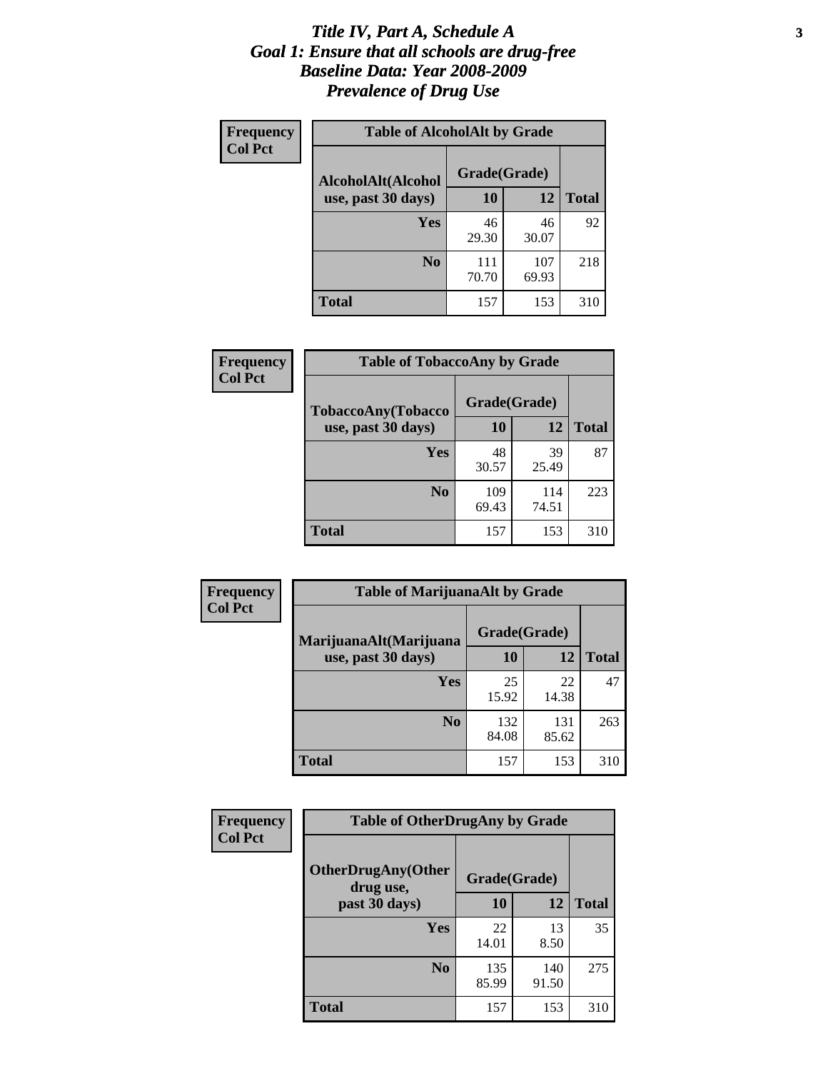# *Title IV, Part A, Schedule A*
# *Goal 1: Ensure that all schools are drug-free*
# *Baseline Data: Year 2008-2009*
# *Prevalence of Drug Use*

**Frequency**
**Col Pct**

**Table of AlcoholAlt by Grade**

| AlcoholAlt(Alcohol use, past 30 days) | Grade(Grade) | | Total |
|---|---|---|---|
| | 10 | 12 | |
| Yes | 46<br>29.30 | 46<br>30.07 | 92 |
| No | 111<br>70.70 | 107<br>69.93 | 218 |
| Total | 157 | 153 | 310 |

**Frequency**
**Col Pct**

**Table of TobaccoAny by Grade**

| TobaccoAny(Tobacco use, past 30 days) | Grade(Grade) | | Total |
|---|---|---|---|
| | 10 | 12 | |
| Yes | 48<br>30.57 | 39<br>25.49 | 87 |
| No | 109<br>69.43 | 114<br>74.51 | 223 |
| Total | 157 | 153 | 310 |

**Frequency**
**Col Pct**

**Table of MarijuanaAlt by Grade**

| MarijuanaAlt(Marijuana use, past 30 days) | Grade(Grade) | | Total |
|---|---|---|---|
| | 10 | 12 | |
| Yes | 25<br>15.92 | 22<br>14.38 | 47 |
| No | 132<br>84.08 | 131<br>85.62 | 263 |
| Total | 157 | 153 | 310 |

**Frequency**
**Col Pct**

**Table of OtherDrugAny by Grade**

| OtherDrugAny(Other drug use, past 30 days) | Grade(Grade) | | Total |
|---|---|---|---|
| | 10 | 12 | |
| Yes | 22<br>14.01 | 13<br>8.50 | 35 |
| No | 135<br>85.99 | 140<br>91.50 | 275 |
| Total | 157 | 153 | 310 |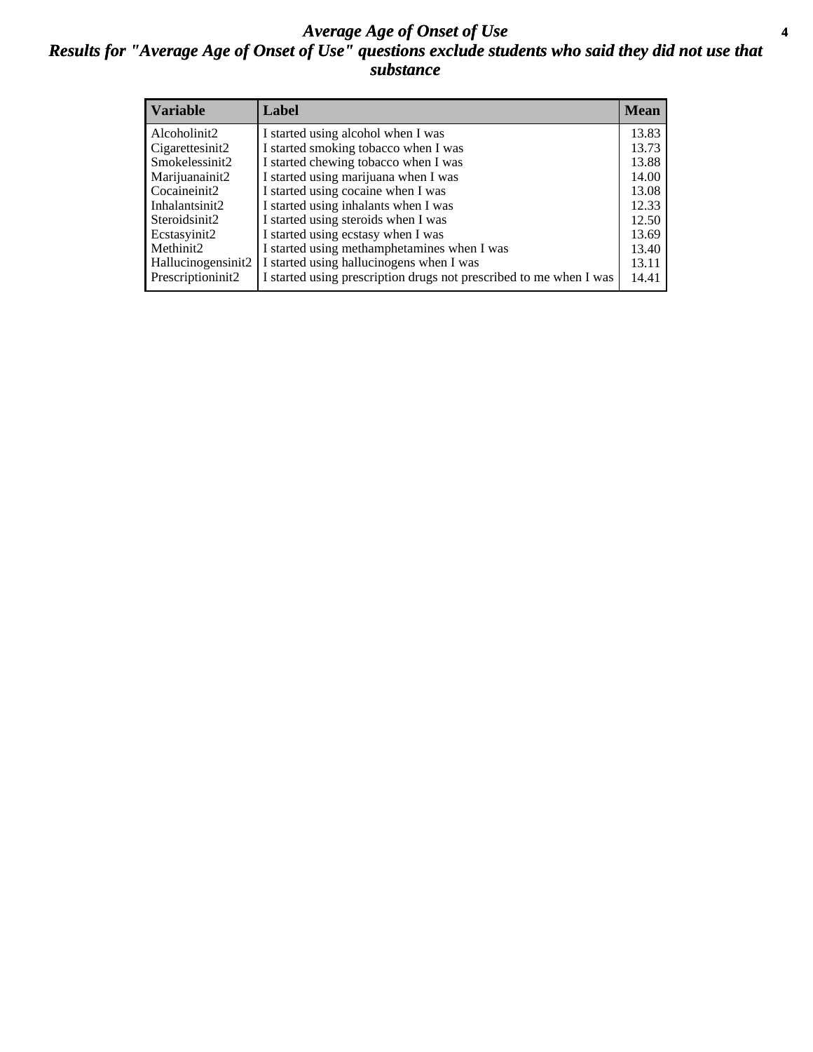# *Average Age of Onset of Use*

## *Results for "Average Age of Onset of Use" questions exclude students who said they did not use that substance*

| Variable | Label | Mean |
|---|---|---|
| Alcoholinit2 | I started using alcohol when I was | 13.83 |
| Cigarettesinit2 | I started smoking tobacco when I was | 13.73 |
| Smokelessinit2 | I started chewing tobacco when I was | 13.88 |
| Marijuanainit2 | I started using marijuana when I was | 14.00 |
| Cocaineinit2 | I started using cocaine when I was | 13.08 |
| Inhalantsinit2 | I started using inhalants when I was | 12.33 |
| Steroidsinit2 | I started using steroids when I was | 12.50 |
| Ecstasyinit2 | I started using ecstasy when I was | 13.69 |
| Methinit2 | I started using methamphetamines when I was | 13.40 |
| Hallucinogensinit2 | I started using hallucinogens when I was | 13.11 |
| Prescriptioninit2 | I started using prescription drugs not prescribed to me when I was | 14.41 |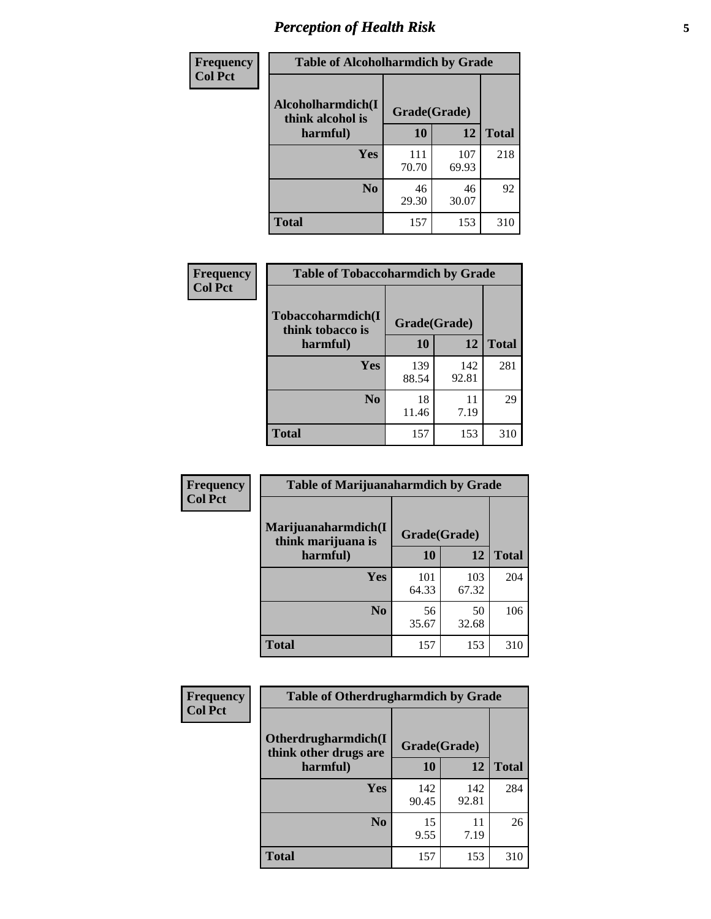# Perception of Health Risk

**Frequency**
**Col Pct**

| Table of Alcoholharmdich by Grade | | | |
|---|---|---|---|
| Alcoholharmdich(I think alcohol is harmful) | Grade(Grade) | | |
| | 10 | 12 | Total |
| Yes | 111<br>70.70 | 107<br>69.93 | 218 |
| No | 46<br>29.30 | 46<br>30.07 | 92 |
| Total | 157 | 153 | 310 |

**Frequency**
**Col Pct**

| Table of Tobaccoharmdich by Grade | | | |
|---|---|---|---|
| Tobaccoharmdich(I think tobacco is harmful) | Grade(Grade) | | |
| | 10 | 12 | Total |
| Yes | 139<br>88.54 | 142<br>92.81 | 281 |
| No | 18<br>11.46 | 11<br>7.19 | 29 |
| Total | 157 | 153 | 310 |

**Frequency**
**Col Pct**

| Table of Marijuanaharmdich by Grade | | | |
|---|---|---|---|
| Marijuanaharmdich(I think marijuana is harmful) | Grade(Grade) | | |
| | 10 | 12 | Total |
| Yes | 101<br>64.33 | 103<br>67.32 | 204 |
| No | 56<br>35.67 | 50<br>32.68 | 106 |
| Total | 157 | 153 | 310 |

**Frequency**
**Col Pct**

| Table of Otherdrugharmdich by Grade | | | |
|---|---|---|---|
| Otherdrugharmdich(I think other drugs are harmful) | Grade(Grade) | | |
| | 10 | 12 | Total |
| Yes | 142<br>90.45 | 142<br>92.81 | 284 |
| No | 15<br>9.55 | 11<br>7.19 | 26 |
| Total | 157 | 153 | 310 |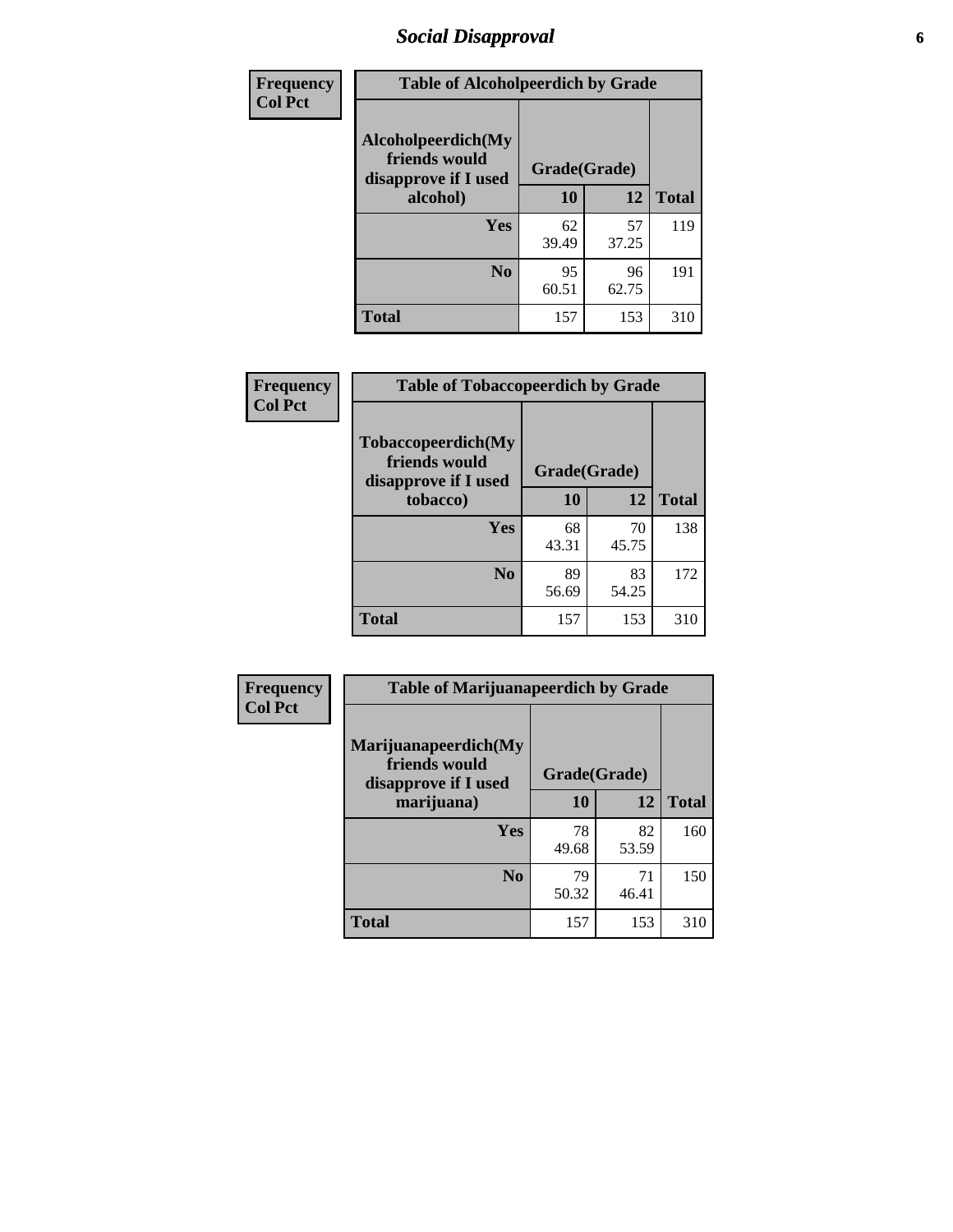# Social Disapproval

**Frequency**
**Col Pct**

**Table of Alcoholpeerdich by Grade**

| Alcoholpeerdich(My friends would disapprove if I used alcohol) | Grade(Grade) | | |
|---|---|---|---|
| | 10 | 12 | Total |
| Yes | 62<br>39.49 | 57<br>37.25 | 119 |
| No | 95<br>60.51 | 96<br>62.75 | 191 |
| Total | 157 | 153 | 310 |

**Frequency**
**Col Pct**

**Table of Tobaccopeerdich by Grade**

| Tobaccopeerdich(My friends would disapprove if I used tobacco) | Grade(Grade) | | |
|---|---|---|---|
| | 10 | 12 | Total |
| Yes | 68<br>43.31 | 70<br>45.75 | 138 |
| No | 89<br>56.69 | 83<br>54.25 | 172 |
| Total | 157 | 153 | 310 |

**Frequency**
**Col Pct**

**Table of Marijuanapeerdich by Grade**

| Marijuanapeerdich(My friends would disapprove if I used marijuana) | Grade(Grade) | | |
|---|---|---|---|
| | 10 | 12 | Total |
| Yes | 78<br>49.68 | 82<br>53.59 | 160 |
| No | 79<br>50.32 | 71<br>46.41 | 150 |
| Total | 157 | 153 | 310 |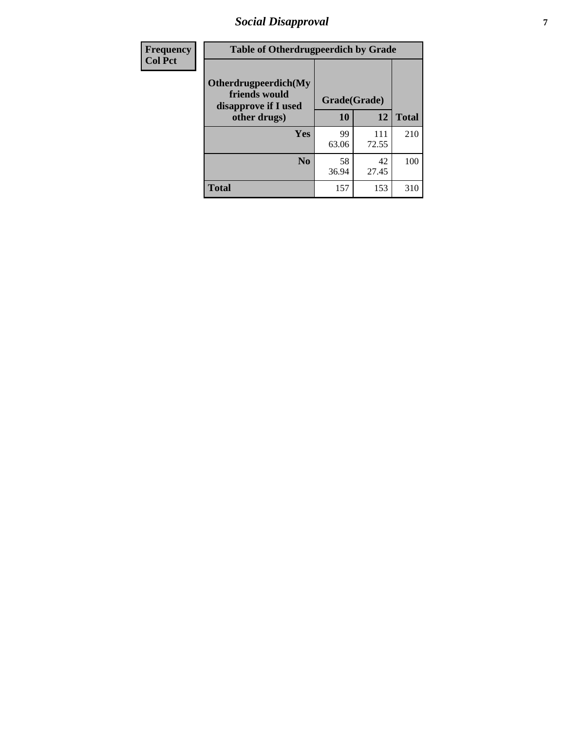| Frequency Col Pct | Table of Otherdrugpeerdich by Grade | | |
|---|---|---|---|
| Otherdrugpeerdich(My friends would disapprove if I used other drugs) | Grade(Grade) | | |
| | 10 | 12 | Total |
| Yes | 99 63.06 | 111 72.55 | 210 |
| No | 58 36.94 | 42 27.45 | 100 |
| Total | 157 | 153 | 310 |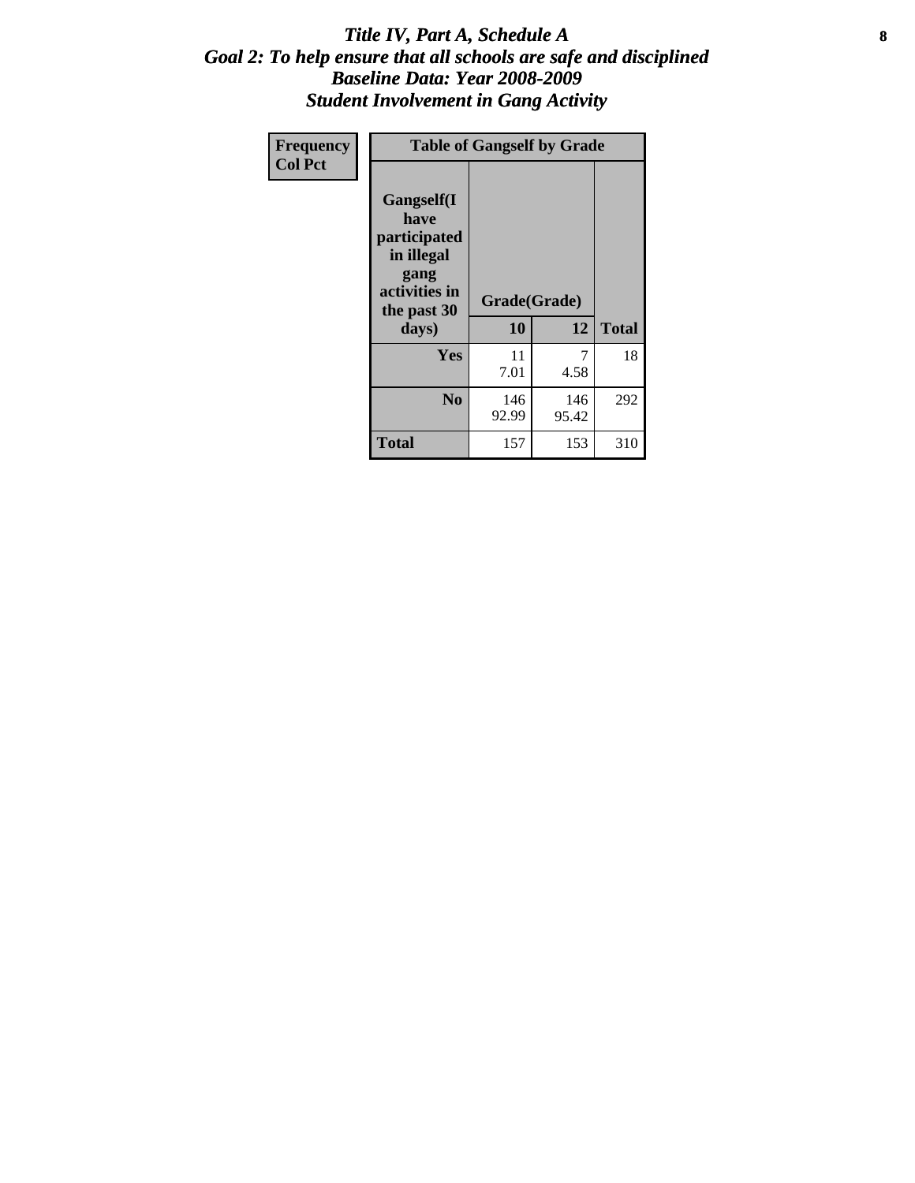# *Title IV, Part A, Schedule A*
## *Goal 2: To help ensure that all schools are safe and disciplined*
## *Baseline Data: Year 2008-2009*
## *Student Involvement in Gang Activity*

| Frequency<br>Col Pct | Table of Gangself by Grade | | |
|---|---|---|---|
| Gangself(I have participated in illegal gang activities in the past 30 days) | Grade(Grade) | | |
| | 10 | 12 | Total |
| Yes | 11<br>7.01 | 7<br>4.58 | 18 |
| No | 146<br>92.99 | 146<br>95.42 | 292 |
| Total | 157 | 153 | 310 |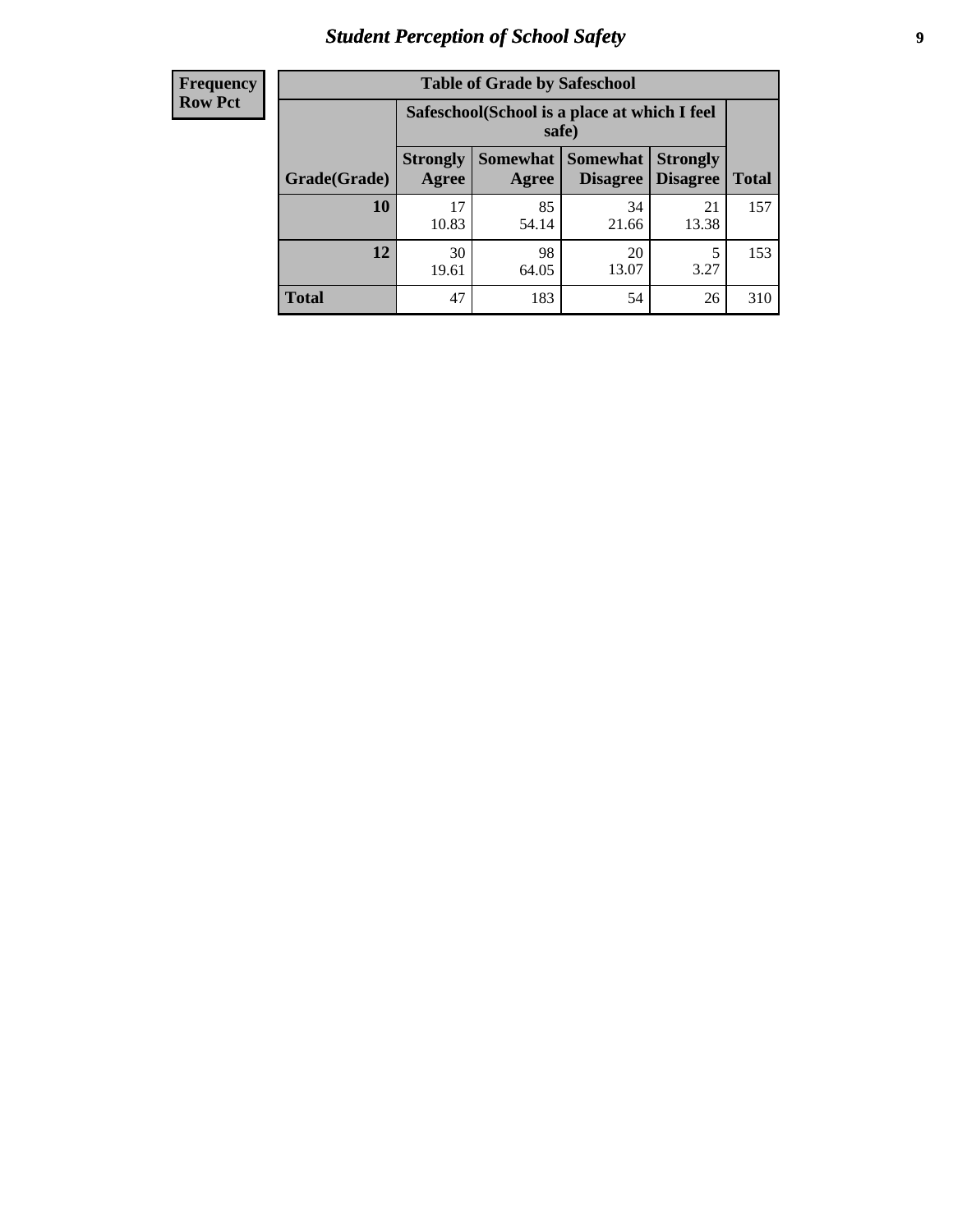# Student Perception of School Safety

| Frequency<br>Row Pct | | | | | |
|---|---|---|---|---|---|
| **Table of Grade by Safeschool** | | | | | |
| | **Safeschool(School is a place at which I feel safe)** | | | | |
| **Grade(Grade)** | **Strongly Agree** | **Somewhat Agree** | **Somewhat Disagree** | **Strongly Disagree** | **Total** |
| **10** | 17<br>10.83 | 85<br>54.14 | 34<br>21.66 | 21<br>13.38 | 157 |
| **12** | 30<br>19.61 | 98<br>64.05 | 20<br>13.07 | 5<br>3.27 | 153 |
| **Total** | 47 | 183 | 54 | 26 | 310 |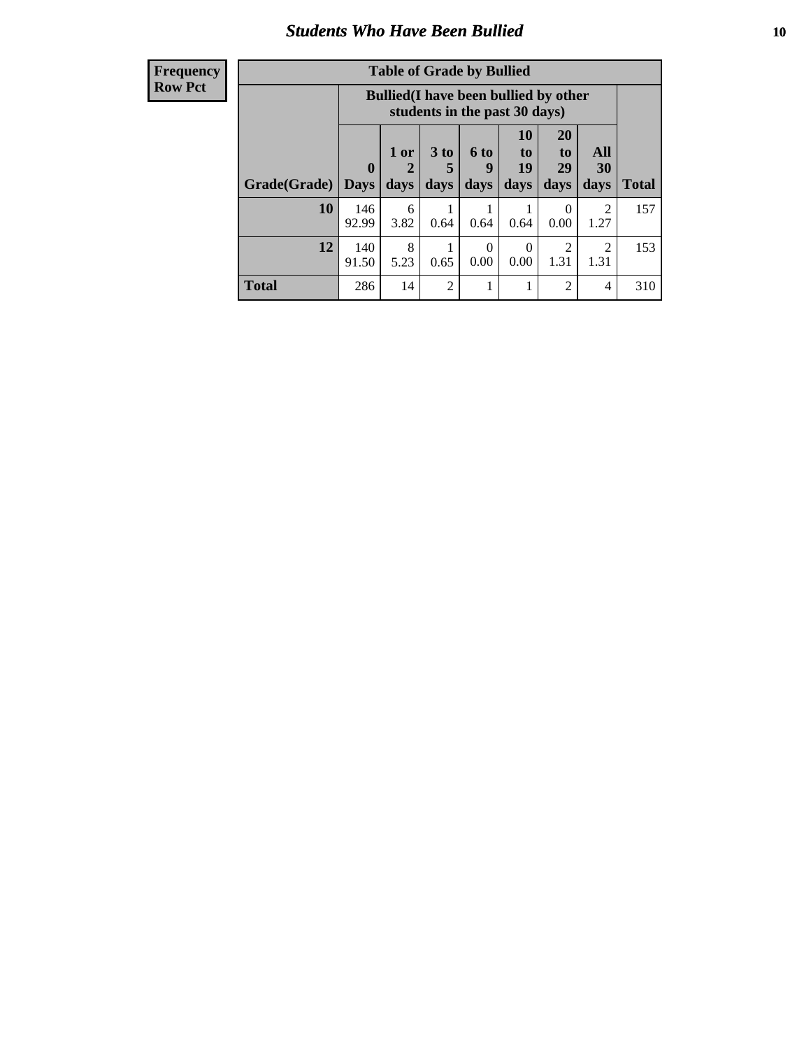# Students Who Have Been Bullied

**Frequency**
**Row Pct**

| Table of Grade by Bullied | | | | | | | | |
|---|---|---|---|---|---|---|---|---|
| | Bullied(I have been bullied by other students in the past 30 days) | | | | | | | |
| Grade(Grade) | 0 Days | 1 or 2 days | 3 to 5 days | 6 to 9 days | 10 to 19 days | 20 to 29 days | All 30 days | Total |
| **10** | 146<br>92.99 | 6<br>3.82 | 1<br>0.64 | 1<br>0.64 | 1<br>0.64 | 0<br>0.00 | 2<br>1.27 | 157 |
| **12** | 140<br>91.50 | 8<br>5.23 | 1<br>0.65 | 0<br>0.00 | 0<br>0.00 | 2<br>1.31 | 2<br>1.31 | 153 |
| **Total** | 286 | 14 | 2 | 1 | 1 | 2 | 4 | 310 |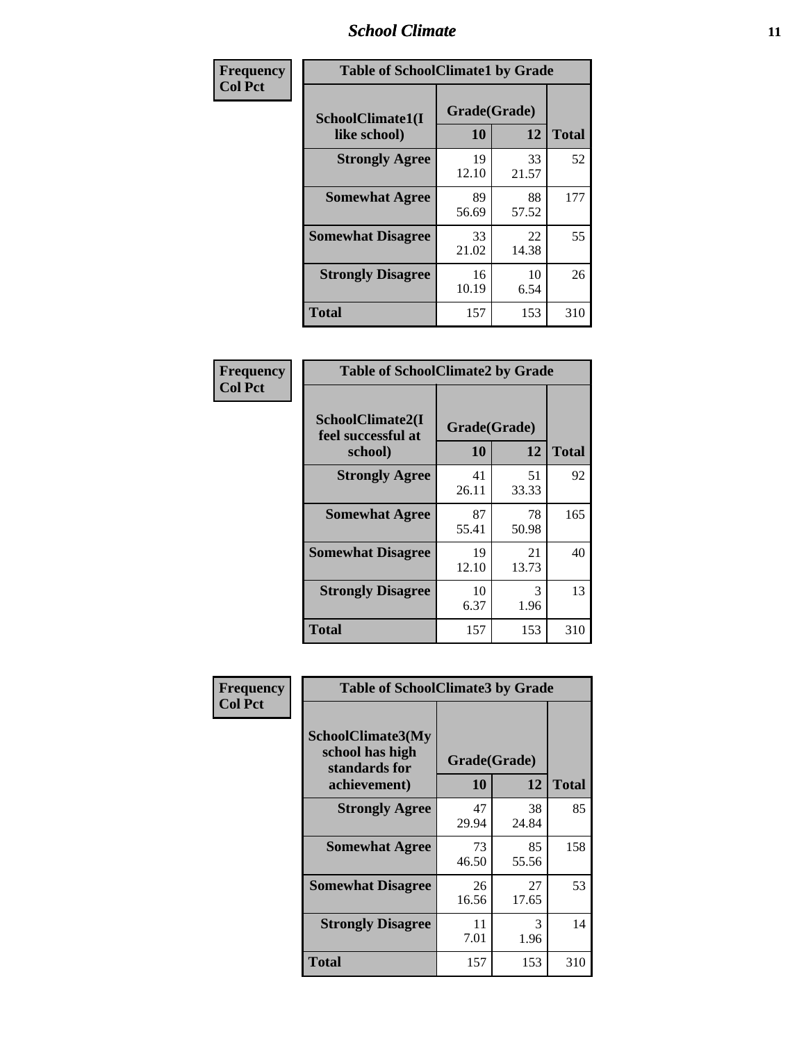| Frequency Col Pct |
|---|

| Table of SchoolClimate1 by Grade | | | |
|---|---|---|---|
| SchoolClimate1(I like school) | Grade(Grade) | | Total |
| | 10 | 12 | |
| Strongly Agree | 19<br>12.10 | 33<br>21.57 | 52 |
| Somewhat Agree | 89<br>56.69 | 88<br>57.52 | 177 |
| Somewhat Disagree | 33<br>21.02 | 22<br>14.38 | 55 |
| Strongly Disagree | 16<br>10.19 | 10<br>6.54 | 26 |
| Total | 157 | 153 | 310 |

| Frequency Col Pct |
|---|

| Table of SchoolClimate2 by Grade | | | |
|---|---|---|---|
| SchoolClimate2(I feel successful at school) | Grade(Grade) | | Total |
| | 10 | 12 | |
| Strongly Agree | 41<br>26.11 | 51<br>33.33 | 92 |
| Somewhat Agree | 87<br>55.41 | 78<br>50.98 | 165 |
| Somewhat Disagree | 19<br>12.10 | 21<br>13.73 | 40 |
| Strongly Disagree | 10<br>6.37 | 3<br>1.96 | 13 |
| Total | 157 | 153 | 310 |

| Frequency Col Pct |
|---|

| Table of SchoolClimate3 by Grade | | | |
|---|---|---|---|
| SchoolClimate3(My school has high standards for achievement) | Grade(Grade) | | Total |
| | 10 | 12 | |
| Strongly Agree | 47<br>29.94 | 38<br>24.84 | 85 |
| Somewhat Agree | 73<br>46.50 | 85<br>55.56 | 158 |
| Somewhat Disagree | 26<br>16.56 | 27<br>17.65 | 53 |
| Strongly Disagree | 11<br>7.01 | 3<br>1.96 | 14 |
| Total | 157 | 153 | 310 |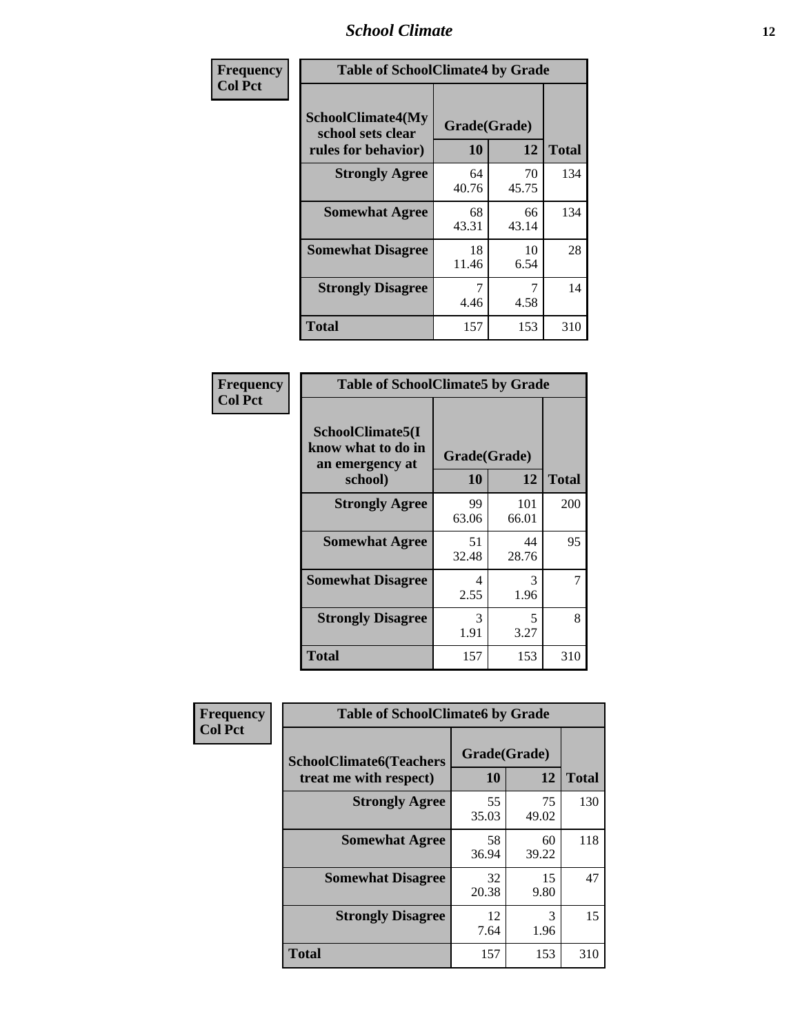| Frequency Col Pct | Table of SchoolClimate4 by Grade | | |
|---|---|---|---|
| SchoolClimate4(My school sets clear rules for behavior) | Grade(Grade) | | |
| | 10 | 12 | Total |
| Strongly Agree | 64 40.76 | 70 45.75 | 134 |
| Somewhat Agree | 68 43.31 | 66 43.14 | 134 |
| Somewhat Disagree | 18 11.46 | 10 6.54 | 28 |
| Strongly Disagree | 7 4.46 | 7 4.58 | 14 |
| Total | 157 | 153 | 310 |

| Frequency Col Pct | Table of SchoolClimate5 by Grade | | |
|---|---|---|---|
| SchoolClimate5(I know what to do in an emergency at school) | Grade(Grade) | | |
| | 10 | 12 | Total |
| Strongly Agree | 99 63.06 | 101 66.01 | 200 |
| Somewhat Agree | 51 32.48 | 44 28.76 | 95 |
| Somewhat Disagree | 4 2.55 | 3 1.96 | 7 |
| Strongly Disagree | 3 1.91 | 5 3.27 | 8 |
| Total | 157 | 153 | 310 |

| Frequency Col Pct | Table of SchoolClimate6 by Grade | | |
|---|---|---|---|
| SchoolClimate6(Teachers treat me with respect) | Grade(Grade) | | |
| | 10 | 12 | Total |
| Strongly Agree | 55 35.03 | 75 49.02 | 130 |
| Somewhat Agree | 58 36.94 | 60 39.22 | 118 |
| Somewhat Disagree | 32 20.38 | 15 9.80 | 47 |
| Strongly Disagree | 12 7.64 | 3 1.96 | 15 |
| Total | 157 | 153 | 310 |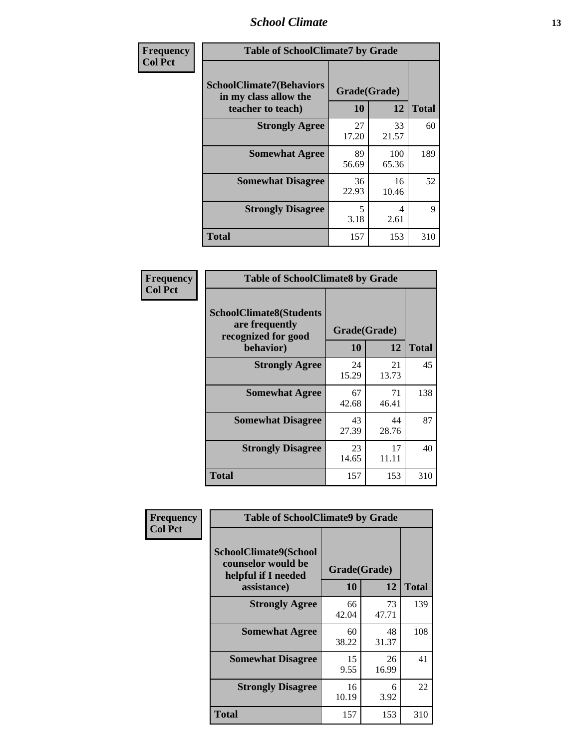| Frequency<br>Col Pct | | | |
|---|---|---|---|

**Table of SchoolClimate7 by Grade**

| SchoolClimate7(Behaviors in my class allow the teacher to teach) | Grade(Grade) | | Total |
|---|---|---|---|
| | 10 | 12 | |
| Strongly Agree | 27<br>17.20 | 33<br>21.57 | 60 |
| Somewhat Agree | 89<br>56.69 | 100<br>65.36 | 189 |
| Somewhat Disagree | 36<br>22.93 | 16<br>10.46 | 52 |
| Strongly Disagree | 5<br>3.18 | 4<br>2.61 | 9 |
| Total | 157 | 153 | 310 |

| Frequency<br>Col Pct | | | |
|---|---|---|---|

**Table of SchoolClimate8 by Grade**

| SchoolClimate8(Students are frequently recognized for good behavior) | Grade(Grade) | | Total |
|---|---|---|---|
| | 10 | 12 | |
| Strongly Agree | 24<br>15.29 | 21<br>13.73 | 45 |
| Somewhat Agree | 67<br>42.68 | 71<br>46.41 | 138 |
| Somewhat Disagree | 43<br>27.39 | 44<br>28.76 | 87 |
| Strongly Disagree | 23<br>14.65 | 17<br>11.11 | 40 |
| Total | 157 | 153 | 310 |

| Frequency<br>Col Pct | | | |
|---|---|---|---|

**Table of SchoolClimate9 by Grade**

| SchoolClimate9(School counselor would be helpful if I needed assistance) | Grade(Grade) | | Total |
|---|---|---|---|
| | 10 | 12 | |
| Strongly Agree | 66<br>42.04 | 73<br>47.71 | 139 |
| Somewhat Agree | 60<br>38.22 | 48<br>31.37 | 108 |
| Somewhat Disagree | 15<br>9.55 | 26<br>16.99 | 41 |
| Strongly Disagree | 16<br>10.19 | 6<br>3.92 | 22 |
| Total | 157 | 153 | 310 |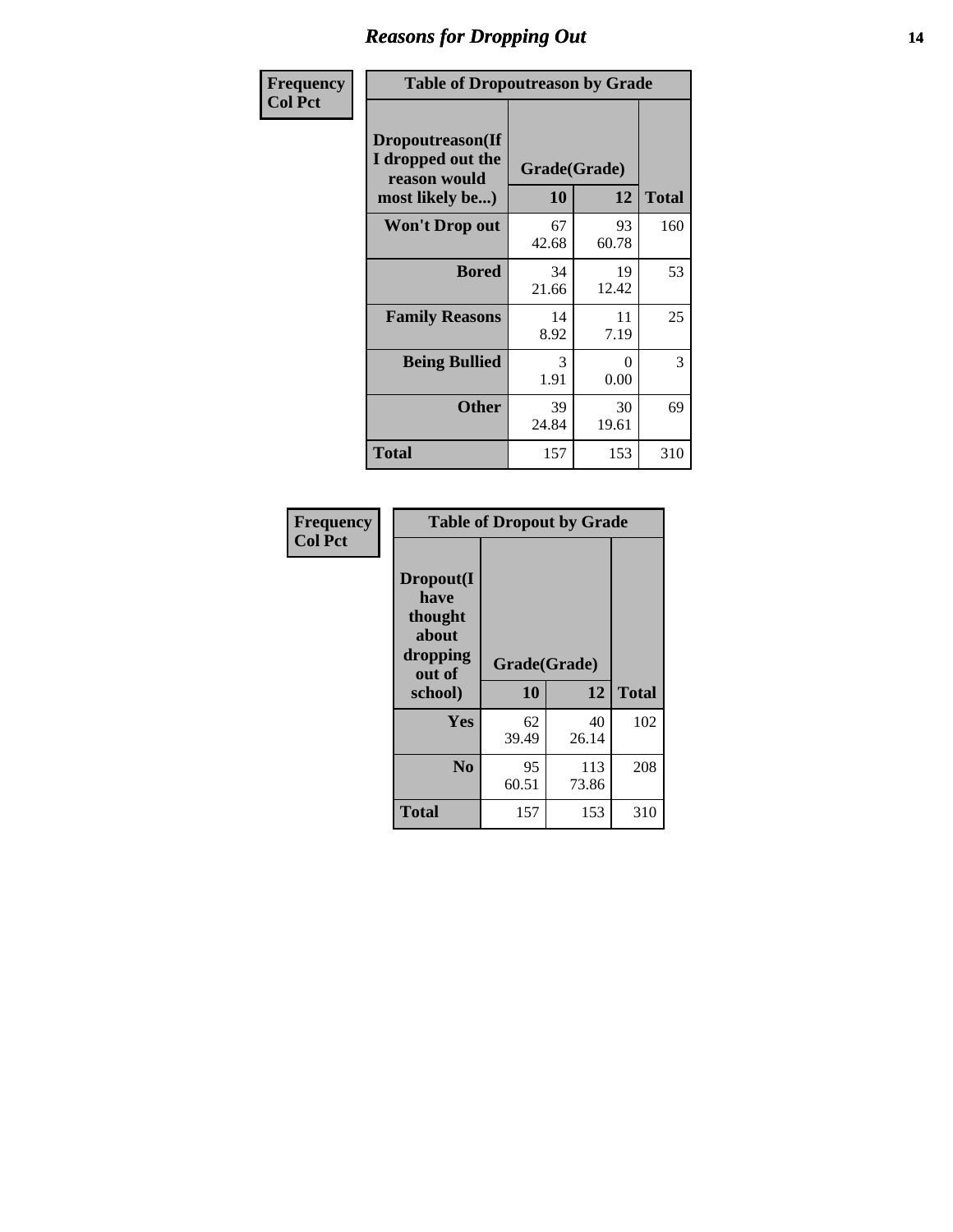# Reasons for Dropping Out

| Frequency Col Pct | | | |
|---|---|---|---|
| **Table of Dropoutreason by Grade** | | | |
| **Dropoutreason(If I dropped out the reason would most likely be...)** | **Grade(Grade)** | | **Total** |
| | **10** | **12** | |
| **Won't Drop out** | 67<br>42.68 | 93<br>60.78 | 160 |
| **Bored** | 34<br>21.66 | 19<br>12.42 | 53 |
| **Family Reasons** | 14<br>8.92 | 11<br>7.19 | 25 |
| **Being Bullied** | 3<br>1.91 | 0<br>0.00 | 3 |
| **Other** | 39<br>24.84 | 30<br>19.61 | 69 |
| **Total** | 157 | 153 | 310 |

| Frequency Col Pct | | | |
|---|---|---|---|
| **Table of Dropout by Grade** | | | |
| **Dropout(I have thought about dropping out of school)** | **Grade(Grade)** | | **Total** |
| | **10** | **12** | |
| **Yes** | 62<br>39.49 | 40<br>26.14 | 102 |
| **No** | 95<br>60.51 | 113<br>73.86 | 208 |
| **Total** | 157 | 153 | 310 |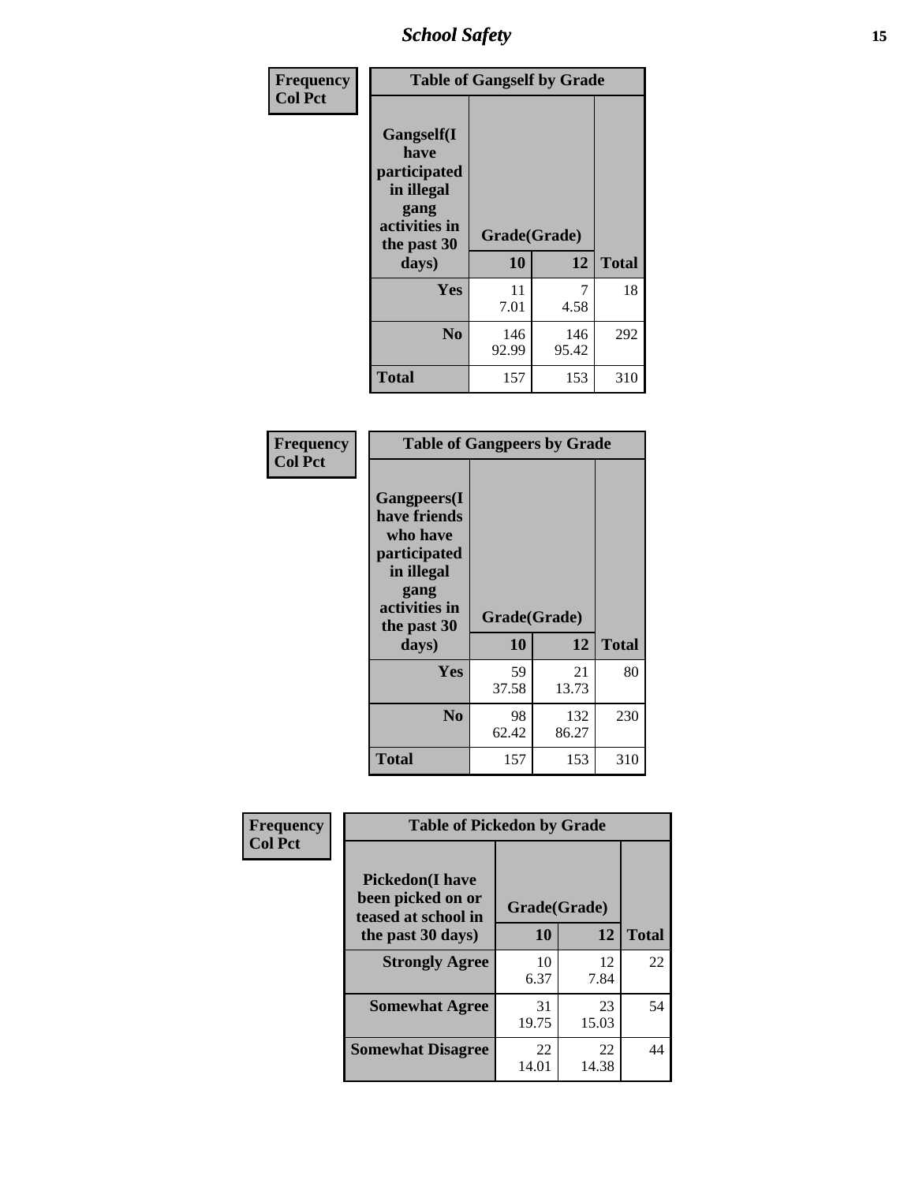| Frequency<br>Col Pct | Table of Gangself by Grade | | |
|---|---|---|---|
| Gangself(I have participated in illegal gang activities in the past 30 days) | Grade(Grade) | | |
| | 10 | 12 | Total |
| Yes | 11<br>7.01 | 7<br>4.58 | 18 |
| No | 146<br>92.99 | 146<br>95.42 | 292 |
| Total | 157 | 153 | 310 |

| Frequency<br>Col Pct | Table of Gangpeers by Grade | | |
|---|---|---|---|
| Gangpeers(I have friends who have participated in illegal gang activities in the past 30 days) | Grade(Grade) | | |
| | 10 | 12 | Total |
| Yes | 59<br>37.58 | 21<br>13.73 | 80 |
| No | 98<br>62.42 | 132<br>86.27 | 230 |
| Total | 157 | 153 | 310 |

| Frequency<br>Col Pct | Table of Pickedon by Grade | | |
|---|---|---|---|
| Pickedon(I have been picked on or teased at school in the past 30 days) | Grade(Grade) | | |
| | 10 | 12 | Total |
| Strongly Agree | 10<br>6.37 | 12<br>7.84 | 22 |
| Somewhat Agree | 31<br>19.75 | 23<br>15.03 | 54 |
| Somewhat Disagree | 22<br>14.01 | 22<br>14.38 | 44 |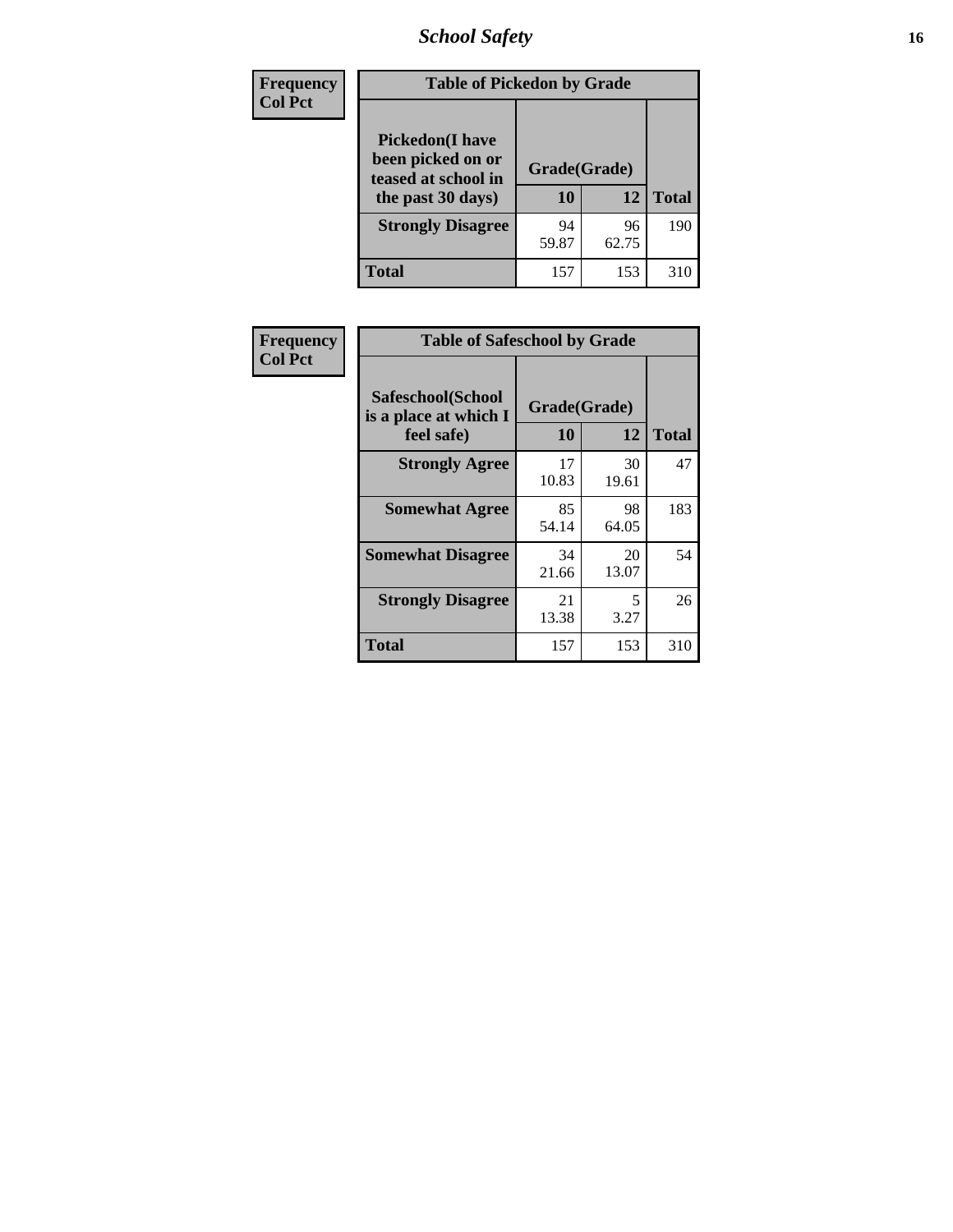# School Safety

| Frequency<br>Col Pct | Table of Pickedon by Grade | | |
|---|---|---|---|
| Pickedon(I have been picked on or teased at school in the past 30 days) | Grade(Grade) | | |
| | 10 | 12 | Total |
| Strongly Disagree | 94<br>59.87 | 96<br>62.75 | 190 |
| Total | 157 | 153 | 310 |

| Frequency<br>Col Pct | Table of Safeschool by Grade | | |
|---|---|---|---|
| Safeschool(School is a place at which I feel safe) | Grade(Grade) | | |
| | 10 | 12 | Total |
| Strongly Agree | 17<br>10.83 | 30<br>19.61 | 47 |
| Somewhat Agree | 85<br>54.14 | 98<br>64.05 | 183 |
| Somewhat Disagree | 34<br>21.66 | 20<br>13.07 | 54 |
| Strongly Disagree | 21<br>13.38 | 5<br>3.27 | 26 |
| Total | 157 | 153 | 310 |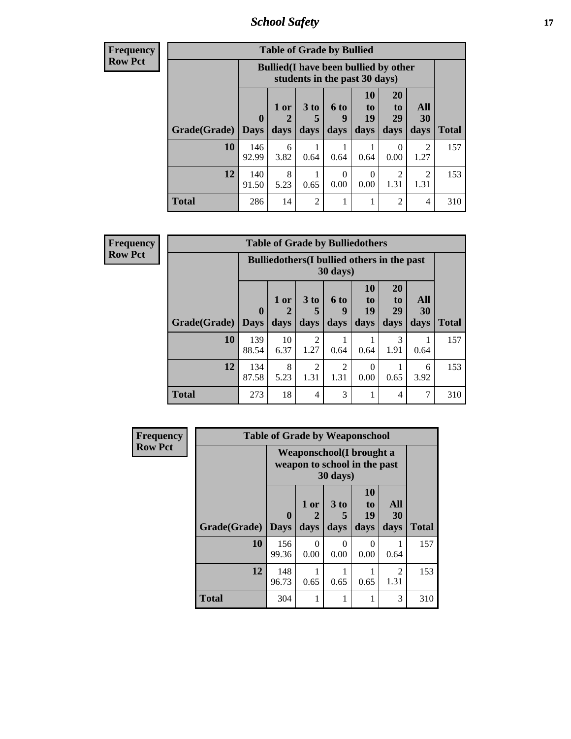**Frequency**
**Row Pct**

| Table of Grade by Bullied | | | | | | | | |
|---|---|---|---|---|---|---|---|---|
| | Bullied(I have been bullied by other students in the past 30 days) | | | | | | | |
| Grade(Grade) | 0 Days | 1 or 2 days | 3 to 5 days | 6 to 9 days | 10 to 19 days | 20 to 29 days | All 30 days | Total |
| **10** | 146<br>92.99 | 6<br>3.82 | 1<br>0.64 | 1<br>0.64 | 1<br>0.64 | 0<br>0.00 | 2<br>1.27 | 157 |
| **12** | 140<br>91.50 | 8<br>5.23 | 1<br>0.65 | 0<br>0.00 | 0<br>0.00 | 2<br>1.31 | 2<br>1.31 | 153 |
| **Total** | 286 | 14 | 2 | 1 | 1 | 2 | 4 | 310 |

**Frequency**
**Row Pct**

| Table of Grade by Bulliedothers | | | | | | | | |
|---|---|---|---|---|---|---|---|---|
| | Bulliedothers(I bullied others in the past 30 days) | | | | | | | |
| Grade(Grade) | 0 Days | 1 or 2 days | 3 to 5 days | 6 to 9 days | 10 to 19 days | 20 to 29 days | All 30 days | Total |
| **10** | 139<br>88.54 | 10<br>6.37 | 2<br>1.27 | 1<br>0.64 | 1<br>0.64 | 3<br>1.91 | 1<br>0.64 | 157 |
| **12** | 134<br>87.58 | 8<br>5.23 | 2<br>1.31 | 2<br>1.31 | 0<br>0.00 | 1<br>0.65 | 6<br>3.92 | 153 |
| **Total** | 273 | 18 | 4 | 3 | 1 | 4 | 7 | 310 |

**Frequency**
**Row Pct**

| Table of Grade by Weaponschool | | | | | | |
|---|---|---|---|---|---|---|
| | Weaponschool(I brought a weapon to school in the past 30 days) | | | | | |
| Grade(Grade) | 0 Days | 1 or 2 days | 3 to 5 days | 10 to 19 days | All 30 days | Total |
| **10** | 156<br>99.36 | 0<br>0.00 | 0<br>0.00 | 0<br>0.00 | 1<br>0.64 | 157 |
| **12** | 148<br>96.73 | 1<br>0.65 | 1<br>0.65 | 1<br>0.65 | 2<br>1.31 | 153 |
| **Total** | 304 | 1 | 1 | 1 | 3 | 310 |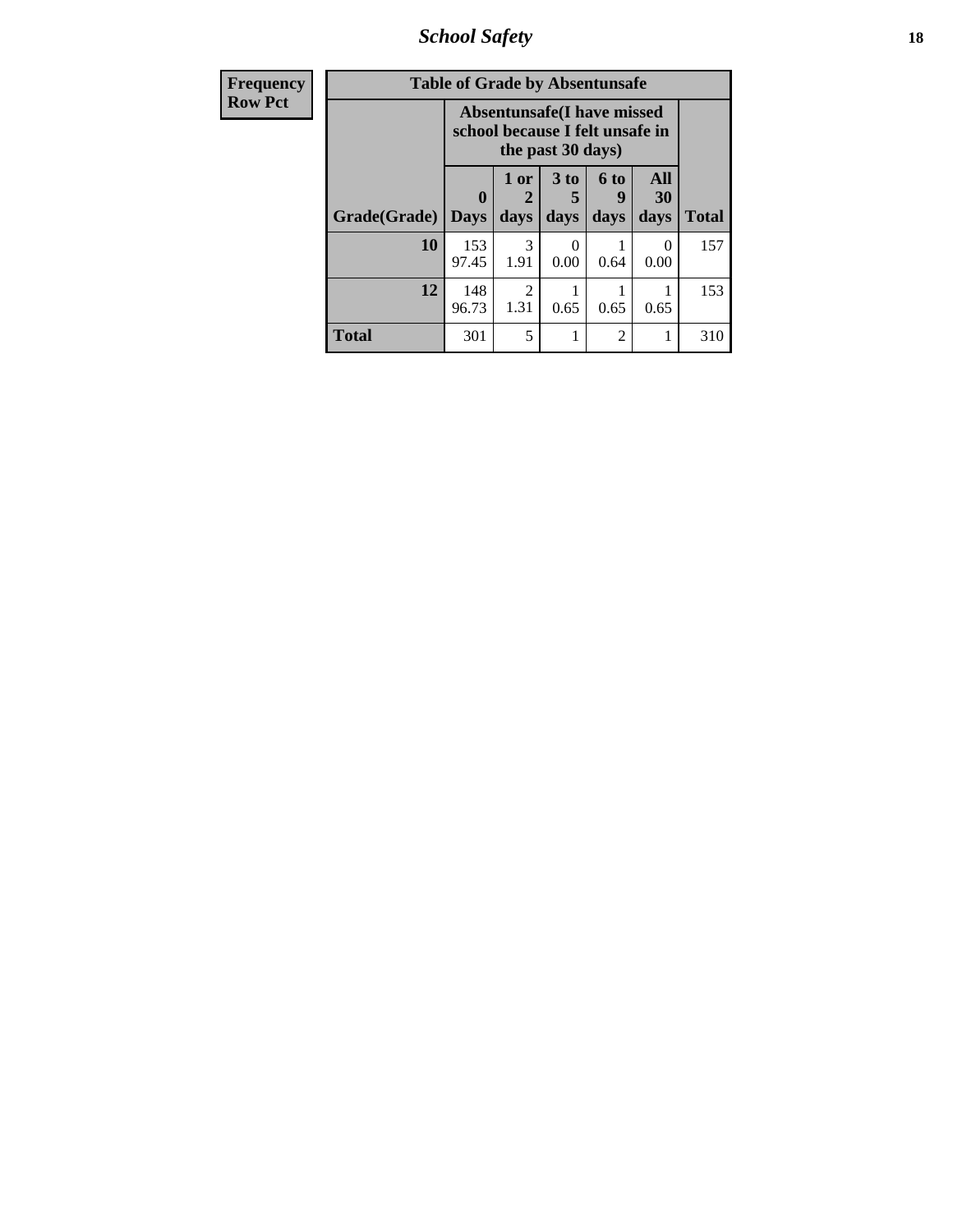| Frequency |
|---|
| Row Pct |

| Table of Grade by Absentunsafe | | | | | | |
|---|---|---|---|---|---|---|
| | Absentunsafe(I have missed school because I felt unsafe in the past 30 days) | | | | | |
| Grade(Grade) | 0 Days | 1 or 2 days | 3 to 5 days | 6 to 9 days | All 30 days | Total |
| 10 | 153<br>97.45 | 3<br>1.91 | 0<br>0.00 | 1<br>0.64 | 0<br>0.00 | 157 |
| 12 | 148<br>96.73 | 2<br>1.31 | 1<br>0.65 | 1<br>0.65 | 1<br>0.65 | 153 |
| Total | 301 | 5 | 1 | 2 | 1 | 310 |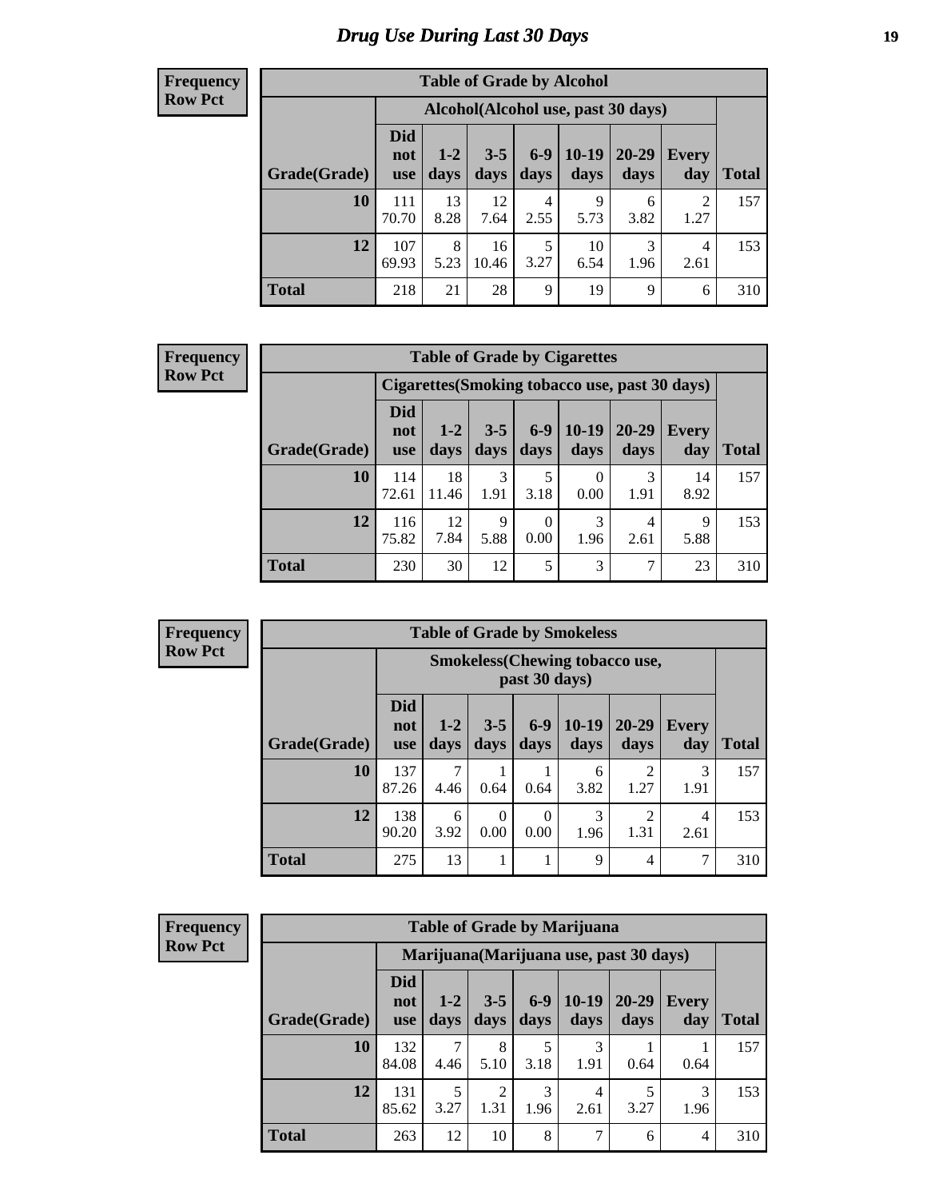# Drug Use During Last 30 Days

**Frequency**
**Row Pct**

| Table of Grade by Alcohol | | | | | | | | |
|---|---|---|---|---|---|---|---|---|
| | Alcohol(Alcohol use, past 30 days) | | | | | | | |
| Grade(Grade) | Did not use | 1-2 days | 3-5 days | 6-9 days | 10-19 days | 20-29 days | Every day | Total |
| **10** | 111<br>70.70 | 13<br>8.28 | 12<br>7.64 | 4<br>2.55 | 9<br>5.73 | 6<br>3.82 | 2<br>1.27 | 157 |
| **12** | 107<br>69.93 | 8<br>5.23 | 16<br>10.46 | 5<br>3.27 | 10<br>6.54 | 3<br>1.96 | 4<br>2.61 | 153 |
| **Total** | 218 | 21 | 28 | 9 | 19 | 9 | 6 | 310 |

**Frequency**
**Row Pct**

| Table of Grade by Cigarettes | | | | | | | | |
|---|---|---|---|---|---|---|---|---|
| | Cigarettes(Smoking tobacco use, past 30 days) | | | | | | | |
| Grade(Grade) | Did not use | 1-2 days | 3-5 days | 6-9 days | 10-19 days | 20-29 days | Every day | Total |
| **10** | 114<br>72.61 | 18<br>11.46 | 3<br>1.91 | 5<br>3.18 | 0<br>0.00 | 3<br>1.91 | 14<br>8.92 | 157 |
| **12** | 116<br>75.82 | 12<br>7.84 | 9<br>5.88 | 0<br>0.00 | 3<br>1.96 | 4<br>2.61 | 9<br>5.88 | 153 |
| **Total** | 230 | 30 | 12 | 5 | 3 | 7 | 23 | 310 |

**Frequency**
**Row Pct**

| Table of Grade by Smokeless | | | | | | | | |
|---|---|---|---|---|---|---|---|---|
| | Smokeless(Chewing tobacco use, past 30 days) | | | | | | | |
| Grade(Grade) | Did not use | 1-2 days | 3-5 days | 6-9 days | 10-19 days | 20-29 days | Every day | Total |
| **10** | 137<br>87.26 | 7<br>4.46 | 1<br>0.64 | 1<br>0.64 | 6<br>3.82 | 2<br>1.27 | 3<br>1.91 | 157 |
| **12** | 138<br>90.20 | 6<br>3.92 | 0<br>0.00 | 0<br>0.00 | 3<br>1.96 | 2<br>1.31 | 4<br>2.61 | 153 |
| **Total** | 275 | 13 | 1 | 1 | 9 | 4 | 7 | 310 |

**Frequency**
**Row Pct**

| Table of Grade by Marijuana | | | | | | | | |
|---|---|---|---|---|---|---|---|---|
| | Marijuana(Marijuana use, past 30 days) | | | | | | | |
| Grade(Grade) | Did not use | 1-2 days | 3-5 days | 6-9 days | 10-19 days | 20-29 days | Every day | Total |
| **10** | 132<br>84.08 | 7<br>4.46 | 8<br>5.10 | 5<br>3.18 | 3<br>1.91 | 1<br>0.64 | 1<br>0.64 | 157 |
| **12** | 131<br>85.62 | 5<br>3.27 | 2<br>1.31 | 3<br>1.96 | 4<br>2.61 | 5<br>3.27 | 3<br>1.96 | 153 |
| **Total** | 263 | 12 | 10 | 8 | 7 | 6 | 4 | 310 |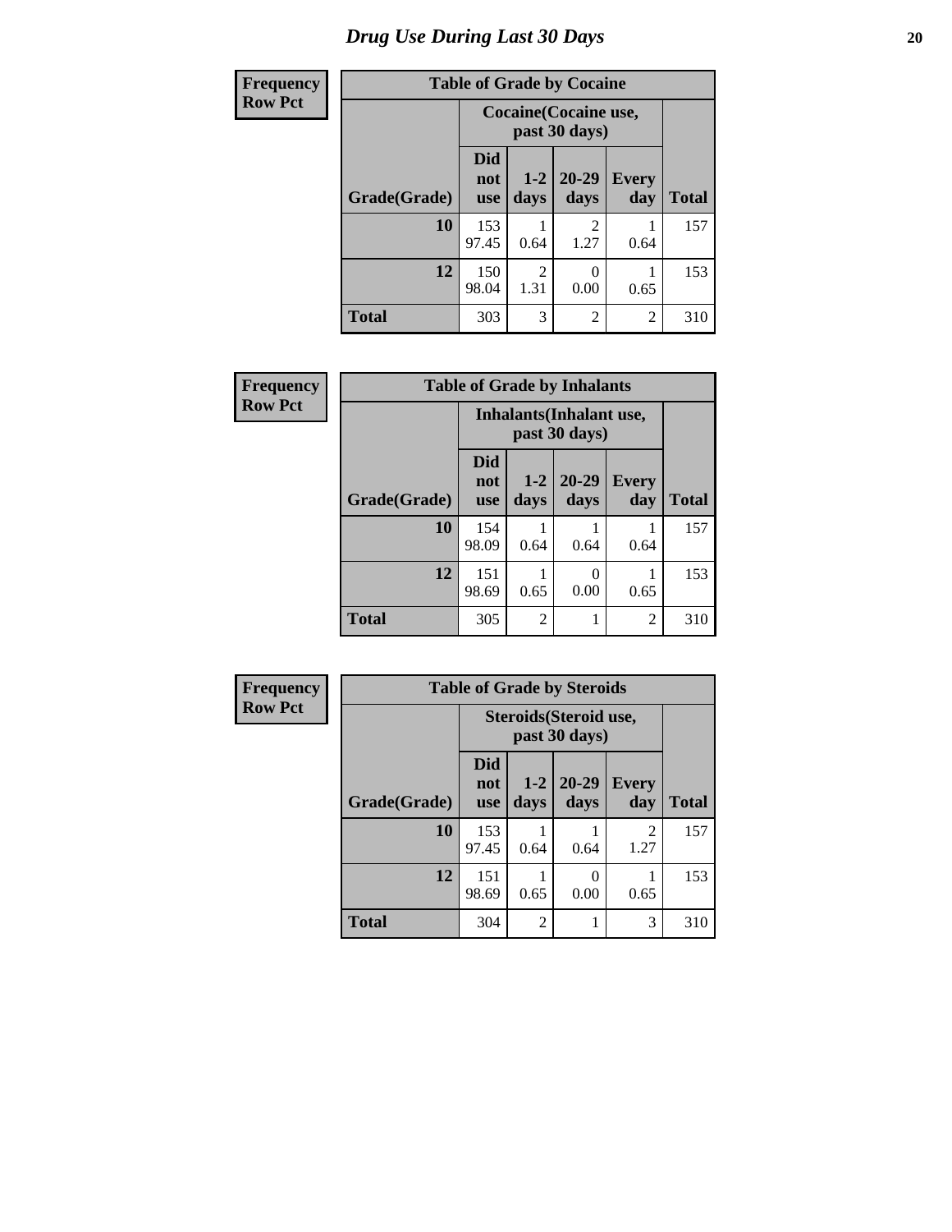# Drug Use During Last 30 Days

**Frequency**
**Row Pct**

| Table of Grade by Cocaine | | | | | |
|---|---|---|---|---|---|
| | Cocaine(Cocaine use, past 30 days) | | | | |
| Grade(Grade) | Did not use | 1-2 days | 20-29 days | Every day | Total |
| 10 | 153<br>97.45 | 1<br>0.64 | 2<br>1.27 | 1<br>0.64 | 157 |
| 12 | 150<br>98.04 | 2<br>1.31 | 0<br>0.00 | 1<br>0.65 | 153 |
| Total | 303 | 3 | 2 | 2 | 310 |

**Frequency**
**Row Pct**

| Table of Grade by Inhalants | | | | | |
|---|---|---|---|---|---|
| | Inhalants(Inhalant use, past 30 days) | | | | |
| Grade(Grade) | Did not use | 1-2 days | 20-29 days | Every day | Total |
| 10 | 154<br>98.09 | 1<br>0.64 | 1<br>0.64 | 1<br>0.64 | 157 |
| 12 | 151<br>98.69 | 1<br>0.65 | 0<br>0.00 | 1<br>0.65 | 153 |
| Total | 305 | 2 | 1 | 2 | 310 |

**Frequency**
**Row Pct**

| Table of Grade by Steroids | | | | | |
|---|---|---|---|---|---|
| | Steroids(Steroid use, past 30 days) | | | | |
| Grade(Grade) | Did not use | 1-2 days | 20-29 days | Every day | Total |
| 10 | 153<br>97.45 | 1<br>0.64 | 1<br>0.64 | 2<br>1.27 | 157 |
| 12 | 151<br>98.69 | 1<br>0.65 | 0<br>0.00 | 1<br>0.65 | 153 |
| Total | 304 | 2 | 1 | 3 | 310 |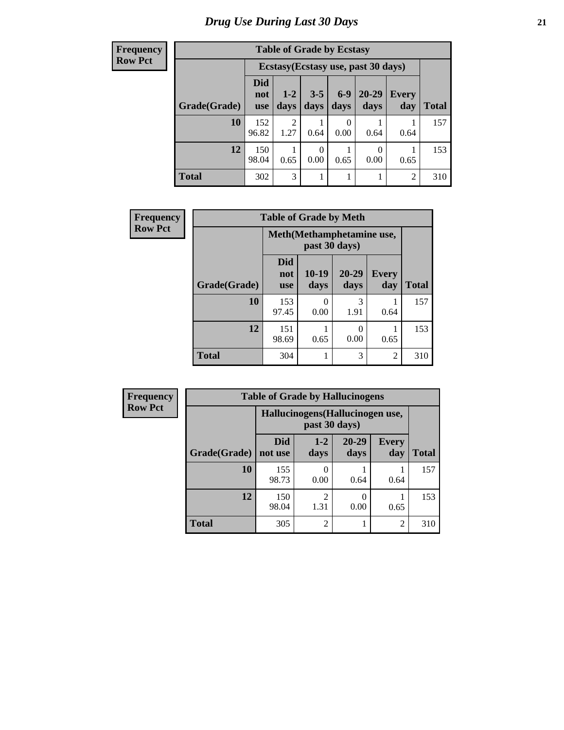# Drug Use During Last 30 Days

**Frequency**
**Row Pct**

| Table of Grade by Ecstasy | | | | | | | |
|---|---|---|---|---|---|---|---|
| | Ecstasy(Ecstasy use, past 30 days) | | | | | | |
| Grade(Grade) | Did not use | 1-2 days | 3-5 days | 6-9 days | 20-29 days | Every day | Total |
| **10** | 152<br>96.82 | 2<br>1.27 | 1<br>0.64 | 0<br>0.00 | 1<br>0.64 | 1<br>0.64 | 157 |
| **12** | 150<br>98.04 | 1<br>0.65 | 0<br>0.00 | 1<br>0.65 | 0<br>0.00 | 1<br>0.65 | 153 |
| **Total** | 302 | 3 | 1 | 1 | 1 | 2 | 310 |

**Frequency**
**Row Pct**

| Table of Grade by Meth | | | | | |
|---|---|---|---|---|---|
| | Meth(Methamphetamine use, past 30 days) | | | | |
| Grade(Grade) | Did not use | 10-19 days | 20-29 days | Every day | Total |
| **10** | 153<br>97.45 | 0<br>0.00 | 3<br>1.91 | 1<br>0.64 | 157 |
| **12** | 151<br>98.69 | 1<br>0.65 | 0<br>0.00 | 1<br>0.65 | 153 |
| **Total** | 304 | 1 | 3 | 2 | 310 |

**Frequency**
**Row Pct**

| Table of Grade by Hallucinogens | | | | | |
|---|---|---|---|---|---|
| | Hallucinogens(Hallucinogen use, past 30 days) | | | | |
| Grade(Grade) | Did not use | 1-2 days | 20-29 days | Every day | Total |
| **10** | 155<br>98.73 | 0<br>0.00 | 1<br>0.64 | 1<br>0.64 | 157 |
| **12** | 150<br>98.04 | 2<br>1.31 | 0<br>0.00 | 1<br>0.65 | 153 |
| **Total** | 305 | 2 | 1 | 2 | 310 |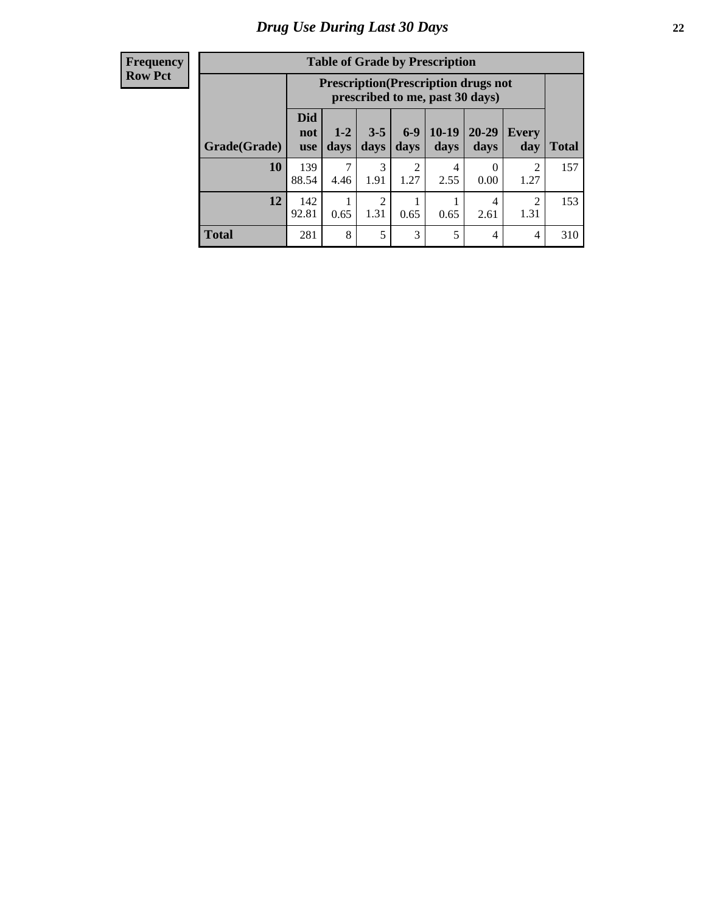# Drug Use During Last 30 Days

| Frequency<br>Row Pct | | | | | | | | |
|---|---|---|---|---|---|---|---|---|
| **Table of Grade by Prescription** | | | | | | | | |
| | **Prescription(Prescription drugs not prescribed to me, past 30 days)** | | | | | | | |
| **Grade(Grade)** | **Did not use** | **1-2 days** | **3-5 days** | **6-9 days** | **10-19 days** | **20-29 days** | **Every day** | **Total** |
| **10** | 139<br>88.54 | 7<br>4.46 | 3<br>1.91 | 2<br>1.27 | 4<br>2.55 | 0<br>0.00 | 2<br>1.27 | 157 |
| **12** | 142<br>92.81 | 1<br>0.65 | 2<br>1.31 | 1<br>0.65 | 1<br>0.65 | 4<br>2.61 | 2<br>1.31 | 153 |
| **Total** | 281 | 8 | 5 | 3 | 5 | 4 | 4 | 310 |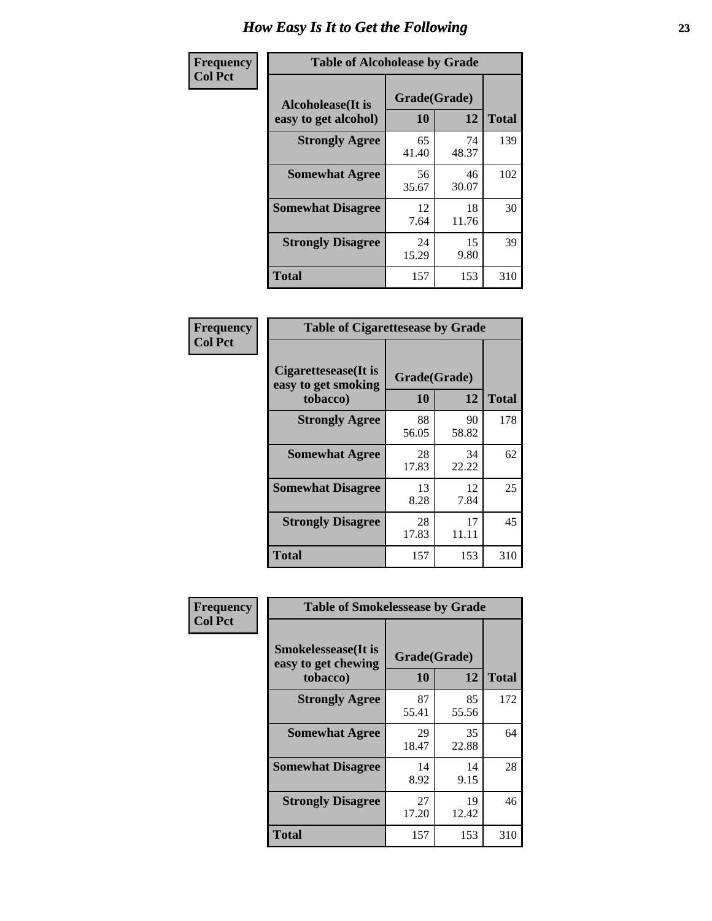# How Easy Is It to Get the Following

**Frequency**
**Col Pct**

| Table of Alcoholease by Grade | | | |
|---|---|---|---|
| **Alcoholease(It is easy to get alcohol)** | **Grade(Grade)** | | **Total** |
| | **10** | **12** | |
| **Strongly Agree** | 65<br>41.40 | 74<br>48.37 | 139 |
| **Somewhat Agree** | 56<br>35.67 | 46<br>30.07 | 102 |
| **Somewhat Disagree** | 12<br>7.64 | 18<br>11.76 | 30 |
| **Strongly Disagree** | 24<br>15.29 | 15<br>9.80 | 39 |
| **Total** | 157 | 153 | 310 |

**Frequency**
**Col Pct**

| Table of Cigarettesease by Grade | | | |
|---|---|---|---|
| **Cigarettesease(It is easy to get smoking tobacco)** | **Grade(Grade)** | | **Total** |
| | **10** | **12** | |
| **Strongly Agree** | 88<br>56.05 | 90<br>58.82 | 178 |
| **Somewhat Agree** | 28<br>17.83 | 34<br>22.22 | 62 |
| **Somewhat Disagree** | 13<br>8.28 | 12<br>7.84 | 25 |
| **Strongly Disagree** | 28<br>17.83 | 17<br>11.11 | 45 |
| **Total** | 157 | 153 | 310 |

**Frequency**
**Col Pct**

| Table of Smokelessease by Grade | | | |
|---|---|---|---|
| **Smokelessease(It is easy to get chewing tobacco)** | **Grade(Grade)** | | **Total** |
| | **10** | **12** | |
| **Strongly Agree** | 87<br>55.41 | 85<br>55.56 | 172 |
| **Somewhat Agree** | 29<br>18.47 | 35<br>22.88 | 64 |
| **Somewhat Disagree** | 14<br>8.92 | 14<br>9.15 | 28 |
| **Strongly Disagree** | 27<br>17.20 | 19<br>12.42 | 46 |
| **Total** | 157 | 153 | 310 |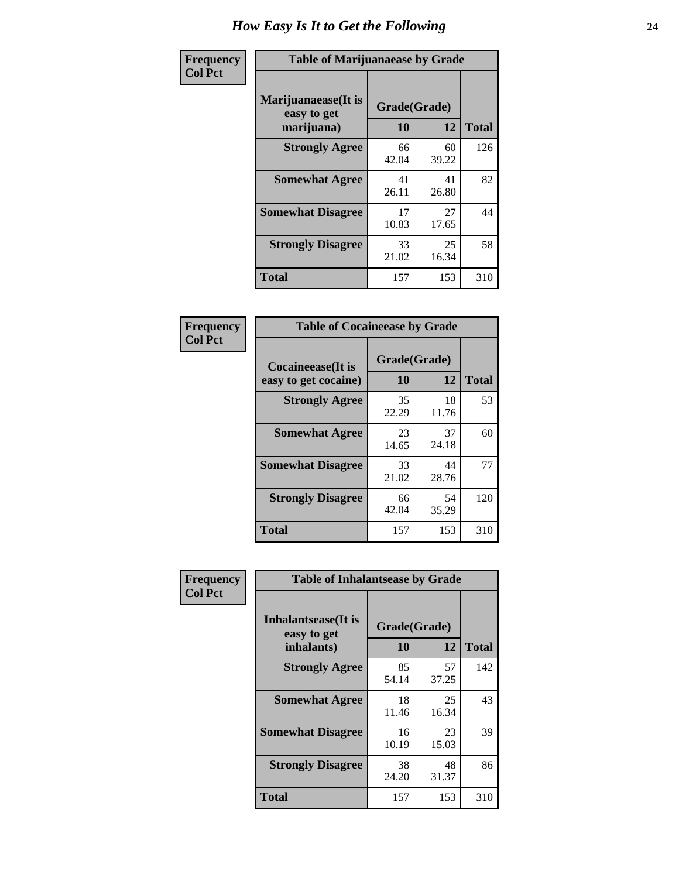# How Easy Is It to Get the Following

**Frequency**
**Col Pct**

**Table of Marijuanaease by Grade**

| Marijuanaease(It is easy to get marijuana) | Grade(Grade) | | Total |
|---|---|---|---|
| | 10 | 12 | |
| Strongly Agree | 66<br>42.04 | 60<br>39.22 | 126 |
| Somewhat Agree | 41<br>26.11 | 41<br>26.80 | 82 |
| Somewhat Disagree | 17<br>10.83 | 27<br>17.65 | 44 |
| Strongly Disagree | 33<br>21.02 | 25<br>16.34 | 58 |
| Total | 157 | 153 | 310 |

**Frequency**
**Col Pct**

**Table of Cocaineease by Grade**

| Cocaineease(It is easy to get cocaine) | Grade(Grade) | | Total |
|---|---|---|---|
| | 10 | 12 | |
| Strongly Agree | 35<br>22.29 | 18<br>11.76 | 53 |
| Somewhat Agree | 23<br>14.65 | 37<br>24.18 | 60 |
| Somewhat Disagree | 33<br>21.02 | 44<br>28.76 | 77 |
| Strongly Disagree | 66<br>42.04 | 54<br>35.29 | 120 |
| Total | 157 | 153 | 310 |

**Frequency**
**Col Pct**

**Table of Inhalantsease by Grade**

| Inhalantsease(It is easy to get inhalants) | Grade(Grade) | | Total |
|---|---|---|---|
| | 10 | 12 | |
| Strongly Agree | 85<br>54.14 | 57<br>37.25 | 142 |
| Somewhat Agree | 18<br>11.46 | 25<br>16.34 | 43 |
| Somewhat Disagree | 16<br>10.19 | 23<br>15.03 | 39 |
| Strongly Disagree | 38<br>24.20 | 48<br>31.37 | 86 |
| Total | 157 | 153 | 310 |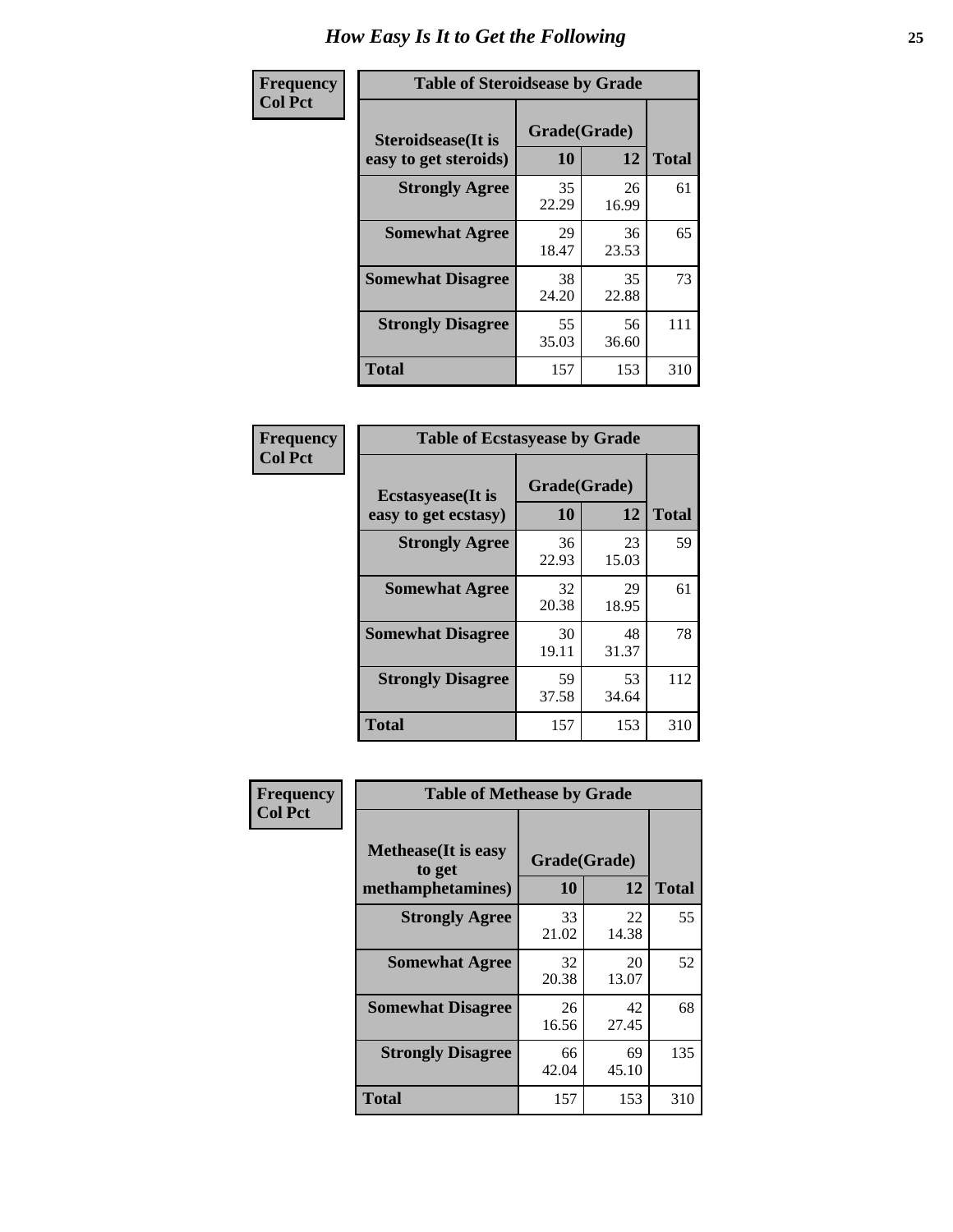# How Easy Is It to Get the Following

**Frequency / Col Pct**

**Table of Steroidsease by Grade**

| Steroidsease(It is easy to get steroids) | Grade(Grade) 10 | 12 | Total |
|---|---|---|---|
| **Strongly Agree** | 35<br>22.29 | 26<br>16.99 | 61 |
| **Somewhat Agree** | 29<br>18.47 | 36<br>23.53 | 65 |
| **Somewhat Disagree** | 38<br>24.20 | 35<br>22.88 | 73 |
| **Strongly Disagree** | 55<br>35.03 | 56<br>36.60 | 111 |
| **Total** | 157 | 153 | 310 |

**Frequency / Col Pct**

**Table of Ecstasyease by Grade**

| Ecstasyease(It is easy to get ecstasy) | Grade(Grade) 10 | 12 | Total |
|---|---|---|---|
| **Strongly Agree** | 36<br>22.93 | 23<br>15.03 | 59 |
| **Somewhat Agree** | 32<br>20.38 | 29<br>18.95 | 61 |
| **Somewhat Disagree** | 30<br>19.11 | 48<br>31.37 | 78 |
| **Strongly Disagree** | 59<br>37.58 | 53<br>34.64 | 112 |
| **Total** | 157 | 153 | 310 |

**Frequency / Col Pct**

**Table of Methease by Grade**

| Methease(It is easy to get methamphetamines) | Grade(Grade) 10 | 12 | Total |
|---|---|---|---|
| **Strongly Agree** | 33<br>21.02 | 22<br>14.38 | 55 |
| **Somewhat Agree** | 32<br>20.38 | 20<br>13.07 | 52 |
| **Somewhat Disagree** | 26<br>16.56 | 42<br>27.45 | 68 |
| **Strongly Disagree** | 66<br>42.04 | 69<br>45.10 | 135 |
| **Total** | 157 | 153 | 310 |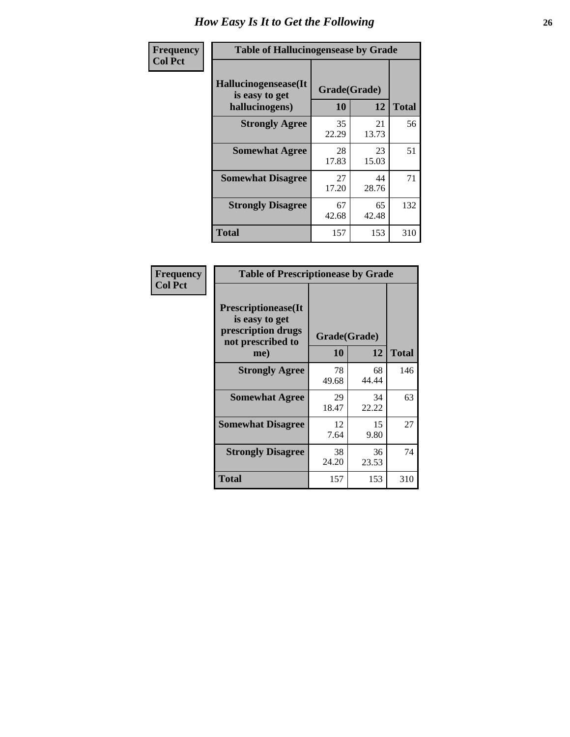# How Easy Is It to Get the Following

**Frequency**
**Col Pct**

| Table of Hallucinogensease by Grade | | | |
|---|---|---|---|
| **Hallucinogensease(It is easy to get hallucinogens)** | **Grade(Grade)** | | **Total** |
| | **10** | **12** | |
| **Strongly Agree** | 35<br>22.29 | 21<br>13.73 | 56 |
| **Somewhat Agree** | 28<br>17.83 | 23<br>15.03 | 51 |
| **Somewhat Disagree** | 27<br>17.20 | 44<br>28.76 | 71 |
| **Strongly Disagree** | 67<br>42.68 | 65<br>42.48 | 132 |
| **Total** | 157 | 153 | 310 |

**Frequency**
**Col Pct**

| Table of Prescriptionease by Grade | | | |
|---|---|---|---|
| **Prescriptionease(It is easy to get prescription drugs not prescribed to me)** | **Grade(Grade)** | | **Total** |
| | **10** | **12** | |
| **Strongly Agree** | 78<br>49.68 | 68<br>44.44 | 146 |
| **Somewhat Agree** | 29<br>18.47 | 34<br>22.22 | 63 |
| **Somewhat Disagree** | 12<br>7.64 | 15<br>9.80 | 27 |
| **Strongly Disagree** | 38<br>24.20 | 36<br>23.53 | 74 |
| **Total** | 157 | 153 | 310 |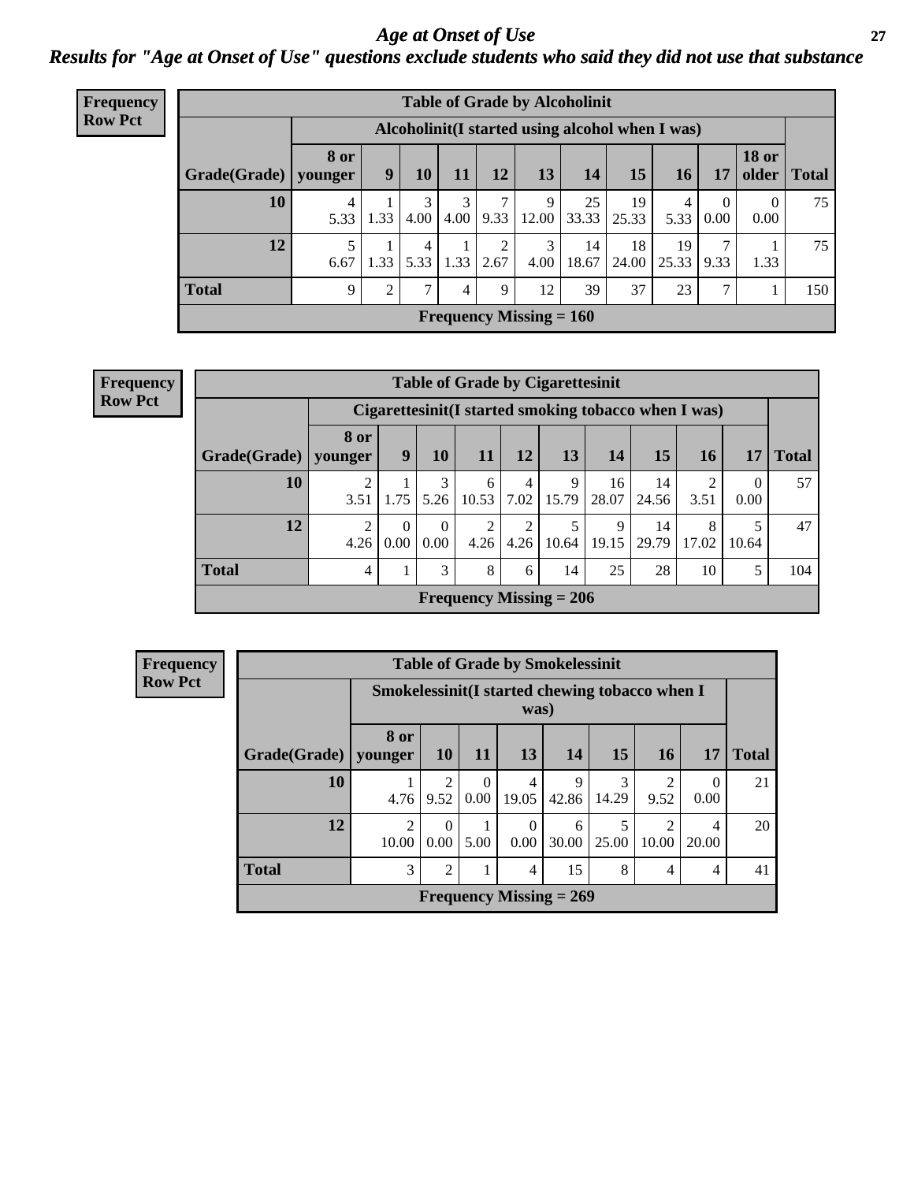# Age at Onset of Use

## *Results for "Age at Onset of Use" questions exclude students who said they did not use that substance*

**Frequency**
**Row Pct**

**Table of Grade by Alcoholinit**

| Grade(Grade) | Alcoholinit(I started using alcohol when I was) | | | | | | | | | | | Total |
|---|---|---|---|---|---|---|---|---|---|---|---|---|
| | 8 or younger | 9 | 10 | 11 | 12 | 13 | 14 | 15 | 16 | 17 | 18 or older | |
| 10 | 4<br>5.33 | 1<br>1.33 | 3<br>4.00 | 3<br>4.00 | 7<br>9.33 | 9<br>12.00 | 25<br>33.33 | 19<br>25.33 | 4<br>5.33 | 0<br>0.00 | 0<br>0.00 | 75 |
| 12 | 5<br>6.67 | 1<br>1.33 | 4<br>5.33 | 1<br>1.33 | 2<br>2.67 | 3<br>4.00 | 14<br>18.67 | 18<br>24.00 | 19<br>25.33 | 7<br>9.33 | 1<br>1.33 | 75 |
| Total | 9 | 2 | 7 | 4 | 9 | 12 | 39 | 37 | 23 | 7 | 1 | 150 |

Frequency Missing = 160

**Frequency**
**Row Pct**

**Table of Grade by Cigarettesinit**

| Grade(Grade) | Cigarettesinit(I started smoking tobacco when I was) | | | | | | | | | | Total |
|---|---|---|---|---|---|---|---|---|---|---|---|
| | 8 or younger | 9 | 10 | 11 | 12 | 13 | 14 | 15 | 16 | 17 | |
| 10 | 2<br>3.51 | 1<br>1.75 | 3<br>5.26 | 6<br>10.53 | 4<br>7.02 | 9<br>15.79 | 16<br>28.07 | 14<br>24.56 | 2<br>3.51 | 0<br>0.00 | 57 |
| 12 | 2<br>4.26 | 0<br>0.00 | 0<br>0.00 | 2<br>4.26 | 2<br>4.26 | 5<br>10.64 | 9<br>19.15 | 14<br>29.79 | 8<br>17.02 | 5<br>10.64 | 47 |
| Total | 4 | 1 | 3 | 8 | 6 | 14 | 25 | 28 | 10 | 5 | 104 |

Frequency Missing = 206

**Frequency**
**Row Pct**

**Table of Grade by Smokelessinit**

| Grade(Grade) | Smokelessinit(I started chewing tobacco when I was) | | | | | | | | Total |
|---|---|---|---|---|---|---|---|---|---|
| | 8 or younger | 10 | 11 | 13 | 14 | 15 | 16 | 17 | |
| 10 | 1<br>4.76 | 2<br>9.52 | 0<br>0.00 | 4<br>19.05 | 9<br>42.86 | 3<br>14.29 | 2<br>9.52 | 0<br>0.00 | 21 |
| 12 | 2<br>10.00 | 0<br>0.00 | 1<br>5.00 | 0<br>0.00 | 6<br>30.00 | 5<br>25.00 | 2<br>10.00 | 4<br>20.00 | 20 |
| Total | 3 | 2 | 1 | 4 | 15 | 8 | 4 | 4 | 41 |

Frequency Missing = 269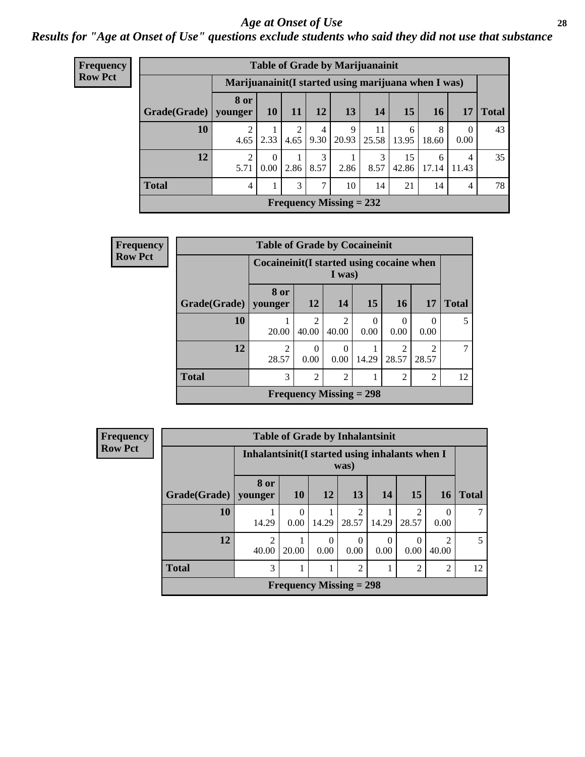# Age at Onset of Use

*Results for "Age at Onset of Use" questions exclude students who said they did not use that substance*

**Frequency**
**Row Pct**

**Table of Grade by Marijuanainit**

| | Marijuanainit(I started using marijuana when I was) | | | | | | | | | |
|---|---|---|---|---|---|---|---|---|---|---|
| **Grade(Grade)** | **8 or younger** | **10** | **11** | **12** | **13** | **14** | **15** | **16** | **17** | **Total** |
| **10** | 2<br>4.65 | 1<br>2.33 | 2<br>4.65 | 4<br>9.30 | 9<br>20.93 | 11<br>25.58 | 6<br>13.95 | 8<br>18.60 | 0<br>0.00 | 43 |
| **12** | 2<br>5.71 | 0<br>0.00 | 1<br>2.86 | 3<br>8.57 | 1<br>2.86 | 3<br>8.57 | 15<br>42.86 | 6<br>17.14 | 4<br>11.43 | 35 |
| **Total** | 4 | 1 | 3 | 7 | 10 | 14 | 21 | 14 | 4 | 78 |
| **Frequency Missing = 232** | | | | | | | | | | |

**Frequency**
**Row Pct**

**Table of Grade by Cocaineinit**

| | Cocaineinit(I started using cocaine when I was) | | | | | | |
|---|---|---|---|---|---|---|---|
| **Grade(Grade)** | **8 or younger** | **12** | **14** | **15** | **16** | **17** | **Total** |
| **10** | 1<br>20.00 | 2<br>40.00 | 2<br>40.00 | 0<br>0.00 | 0<br>0.00 | 0<br>0.00 | 5 |
| **12** | 2<br>28.57 | 0<br>0.00 | 0<br>0.00 | 1<br>14.29 | 2<br>28.57 | 2<br>28.57 | 7 |
| **Total** | 3 | 2 | 2 | 1 | 2 | 2 | 12 |
| **Frequency Missing = 298** | | | | | | | |

**Frequency**
**Row Pct**

**Table of Grade by Inhalantsinit**

| | Inhalantsinit(I started using inhalants when I was) | | | | | | | |
|---|---|---|---|---|---|---|---|---|
| **Grade(Grade)** | **8 or younger** | **10** | **12** | **13** | **14** | **15** | **16** | **Total** |
| **10** | 1<br>14.29 | 0<br>0.00 | 1<br>14.29 | 2<br>28.57 | 1<br>14.29 | 2<br>28.57 | 0<br>0.00 | 7 |
| **12** | 2<br>40.00 | 1<br>20.00 | 0<br>0.00 | 0<br>0.00 | 0<br>0.00 | 0<br>0.00 | 2<br>40.00 | 5 |
| **Total** | 3 | 1 | 1 | 2 | 1 | 2 | 2 | 12 |
| **Frequency Missing = 298** | | | | | | | | |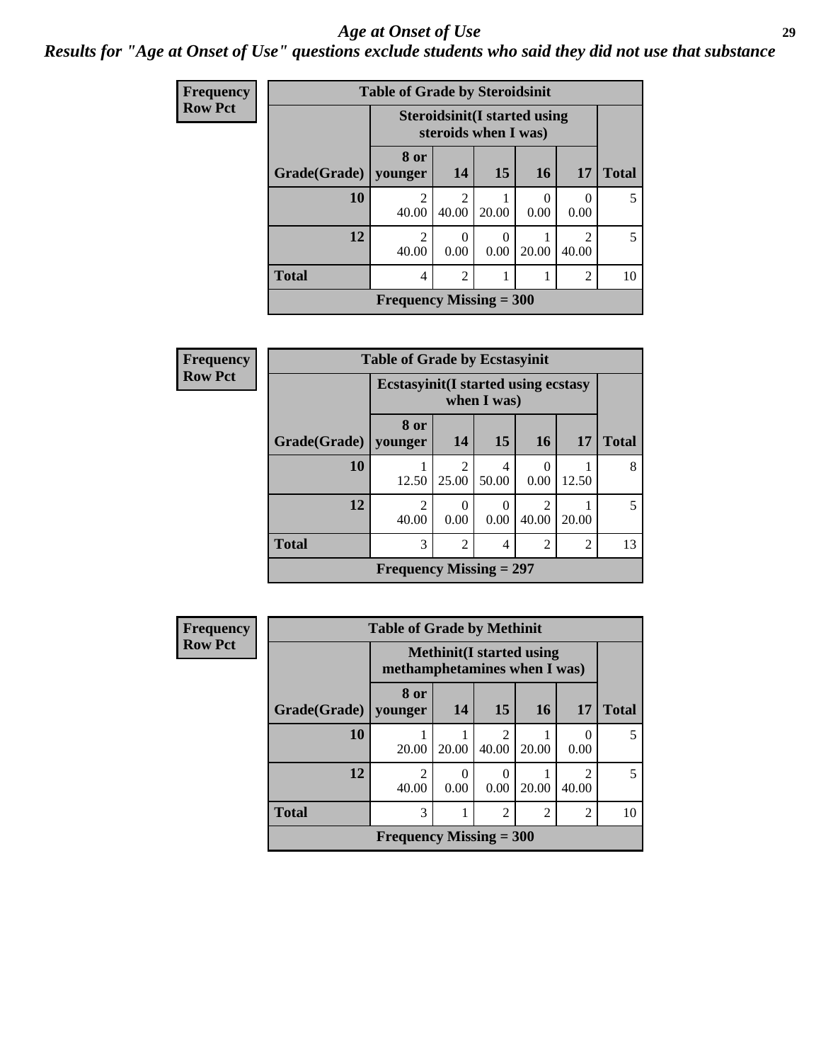# Age at Onset of Use

*Results for "Age at Onset of Use" questions exclude students who said they did not use that substance*

**Frequency**
**Row Pct**

**Table of Grade by Steroidsinit**

| Grade(Grade) | Steroidsinit(I started using steroids when I was) | | | | | Total |
|---|---|---|---|---|---|---|
| | 8 or younger | 14 | 15 | 16 | 17 | |
| **10** | 2<br>40.00 | 2<br>40.00 | 1<br>20.00 | 0<br>0.00 | 0<br>0.00 | 5 |
| **12** | 2<br>40.00 | 0<br>0.00 | 0<br>0.00 | 1<br>20.00 | 2<br>40.00 | 5 |
| **Total** | 4 | 2 | 1 | 1 | 2 | 10 |

**Frequency Missing = 300**

**Frequency**
**Row Pct**

**Table of Grade by Ecstasyinit**

| Grade(Grade) | Ecstasyinit(I started using ecstasy when I was) | | | | | Total |
|---|---|---|---|---|---|---|
| | 8 or younger | 14 | 15 | 16 | 17 | |
| **10** | 1<br>12.50 | 2<br>25.00 | 4<br>50.00 | 0<br>0.00 | 1<br>12.50 | 8 |
| **12** | 2<br>40.00 | 0<br>0.00 | 0<br>0.00 | 2<br>40.00 | 1<br>20.00 | 5 |
| **Total** | 3 | 2 | 4 | 2 | 2 | 13 |

**Frequency Missing = 297**

**Frequency**
**Row Pct**

**Table of Grade by Methinit**

| Grade(Grade) | Methinit(I started using methamphetamines when I was) | | | | | Total |
|---|---|---|---|---|---|---|
| | 8 or younger | 14 | 15 | 16 | 17 | |
| **10** | 1<br>20.00 | 1<br>20.00 | 2<br>40.00 | 1<br>20.00 | 0<br>0.00 | 5 |
| **12** | 2<br>40.00 | 0<br>0.00 | 0<br>0.00 | 1<br>20.00 | 2<br>40.00 | 5 |
| **Total** | 3 | 1 | 2 | 2 | 2 | 10 |

**Frequency Missing = 300**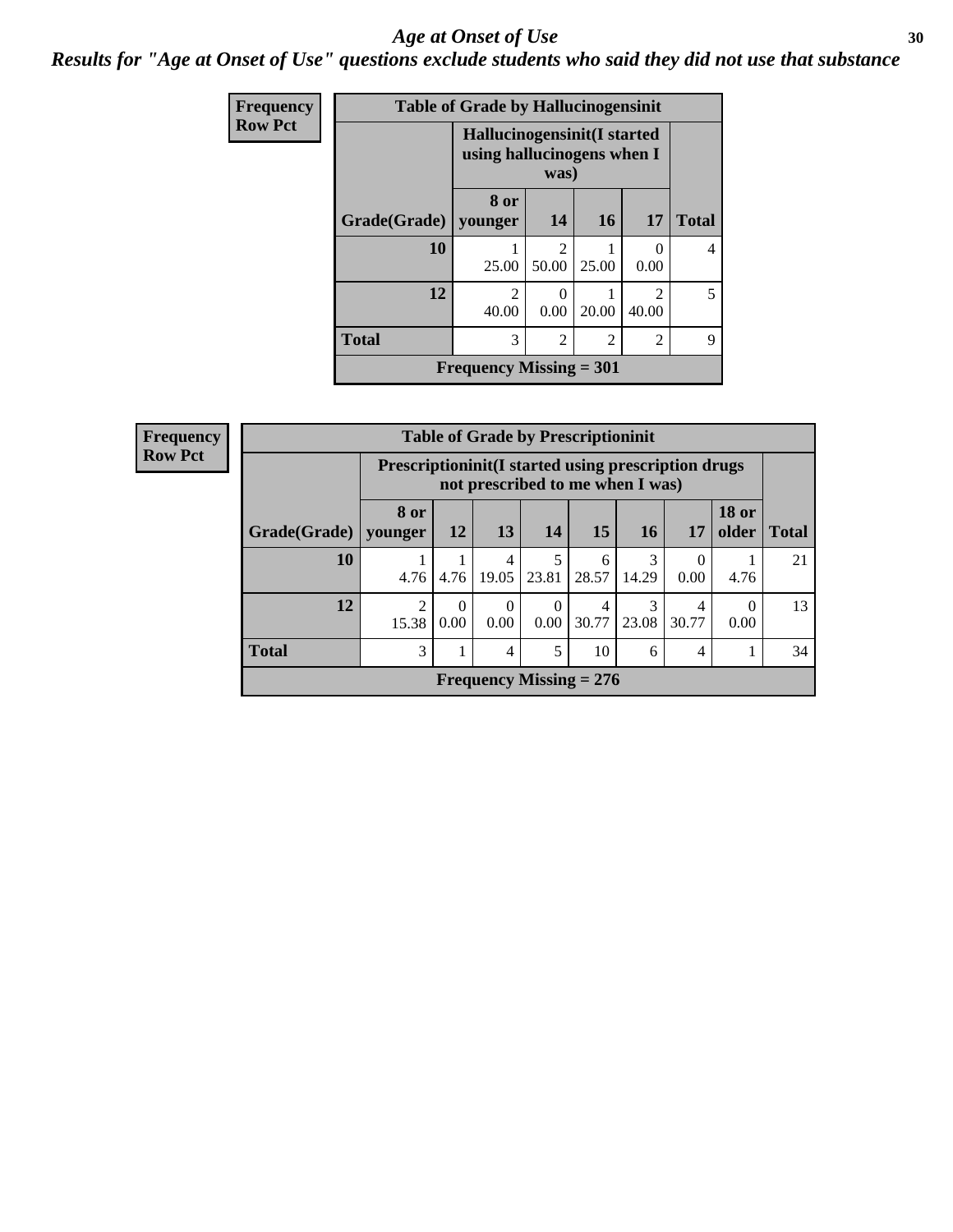# *Age at Onset of Use*

***Results for "Age at Onset of Use" questions exclude students who said they did not use that substance***

**Frequency**
**Row Pct**

**Table of Grade by Hallucinogensinit**

| Grade(Grade) | Hallucinogensinit(I started using hallucinogens when I was) | | | | Total |
|---|---|---|---|---|---|
| | 8 or younger | 14 | 16 | 17 | |
| **10** | 1<br>25.00 | 2<br>50.00 | 1<br>25.00 | 0<br>0.00 | 4 |
| **12** | 2<br>40.00 | 0<br>0.00 | 1<br>20.00 | 2<br>40.00 | 5 |
| **Total** | 3 | 2 | 2 | 2 | 9 |

**Frequency Missing = 301**

**Frequency**
**Row Pct**

**Table of Grade by Prescriptioninit**

| Grade(Grade) | Prescriptioninit(I started using prescription drugs not prescribed to me when I was) | | | | | | | | Total |
|---|---|---|---|---|---|---|---|---|---|
| | 8 or younger | 12 | 13 | 14 | 15 | 16 | 17 | 18 or older | |
| **10** | 1<br>4.76 | 1<br>4.76 | 4<br>19.05 | 5<br>23.81 | 6<br>28.57 | 3<br>14.29 | 0<br>0.00 | 1<br>4.76 | 21 |
| **12** | 2<br>15.38 | 0<br>0.00 | 0<br>0.00 | 0<br>0.00 | 4<br>30.77 | 3<br>23.08 | 4<br>30.77 | 0<br>0.00 | 13 |
| **Total** | 3 | 1 | 4 | 5 | 10 | 6 | 4 | 1 | 34 |

**Frequency Missing = 276**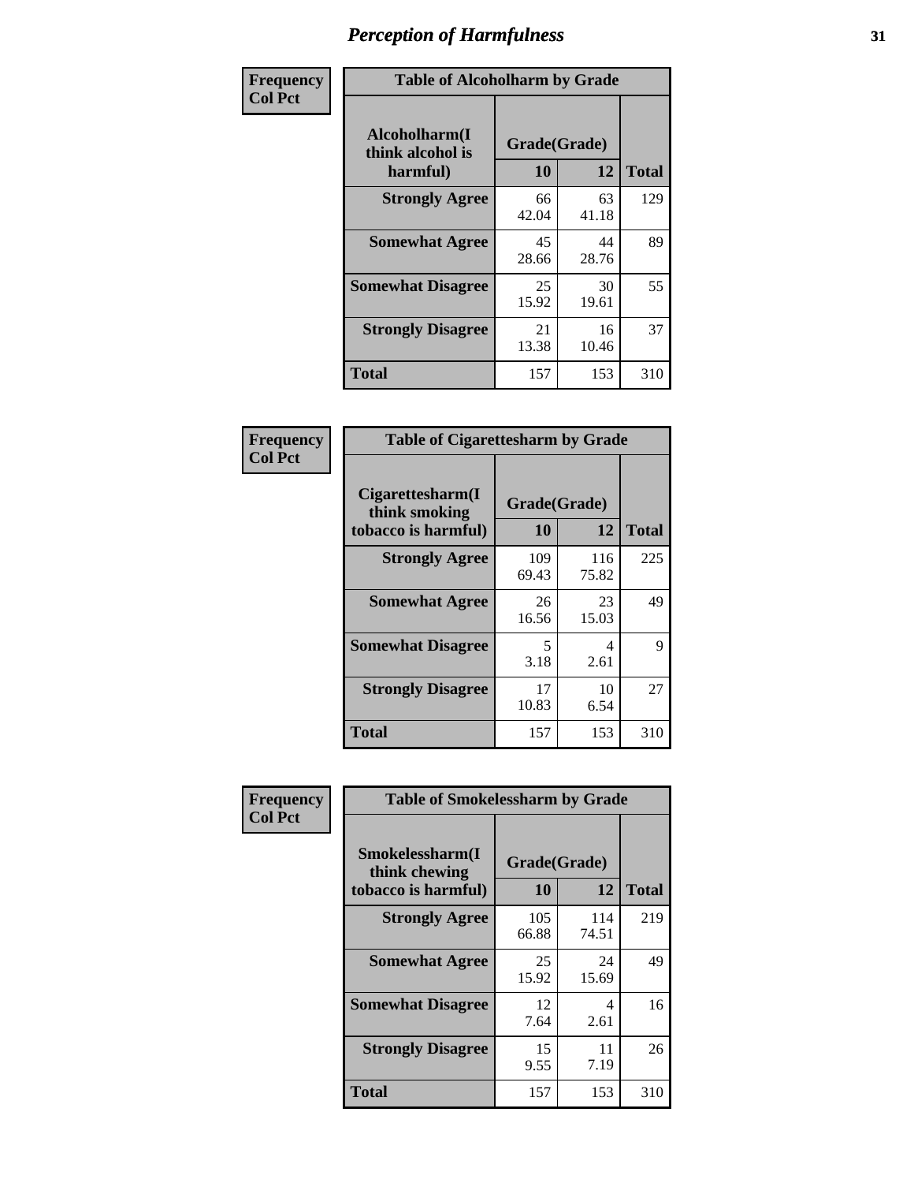# Perception of Harmfulness

**Frequency**
**Col Pct**

| Table of Alcoholharm by Grade | | | |
|---|---|---|---|
| Alcoholharm(I think alcohol is harmful) | Grade(Grade) | | Total |
| | 10 | 12 | |
| **Strongly Agree** | 66<br>42.04 | 63<br>41.18 | 129 |
| **Somewhat Agree** | 45<br>28.66 | 44<br>28.76 | 89 |
| **Somewhat Disagree** | 25<br>15.92 | 30<br>19.61 | 55 |
| **Strongly Disagree** | 21<br>13.38 | 16<br>10.46 | 37 |
| **Total** | 157 | 153 | 310 |

**Frequency**
**Col Pct**

| Table of Cigarettesharm by Grade | | | |
|---|---|---|---|
| Cigarettesharm(I think smoking tobacco is harmful) | Grade(Grade) | | Total |
| | 10 | 12 | |
| **Strongly Agree** | 109<br>69.43 | 116<br>75.82 | 225 |
| **Somewhat Agree** | 26<br>16.56 | 23<br>15.03 | 49 |
| **Somewhat Disagree** | 5<br>3.18 | 4<br>2.61 | 9 |
| **Strongly Disagree** | 17<br>10.83 | 10<br>6.54 | 27 |
| **Total** | 157 | 153 | 310 |

**Frequency**
**Col Pct**

| Table of Smokelessharm by Grade | | | |
|---|---|---|---|
| Smokelessharm(I think chewing tobacco is harmful) | Grade(Grade) | | Total |
| | 10 | 12 | |
| **Strongly Agree** | 105<br>66.88 | 114<br>74.51 | 219 |
| **Somewhat Agree** | 25<br>15.92 | 24<br>15.69 | 49 |
| **Somewhat Disagree** | 12<br>7.64 | 4<br>2.61 | 16 |
| **Strongly Disagree** | 15<br>9.55 | 11<br>7.19 | 26 |
| **Total** | 157 | 153 | 310 |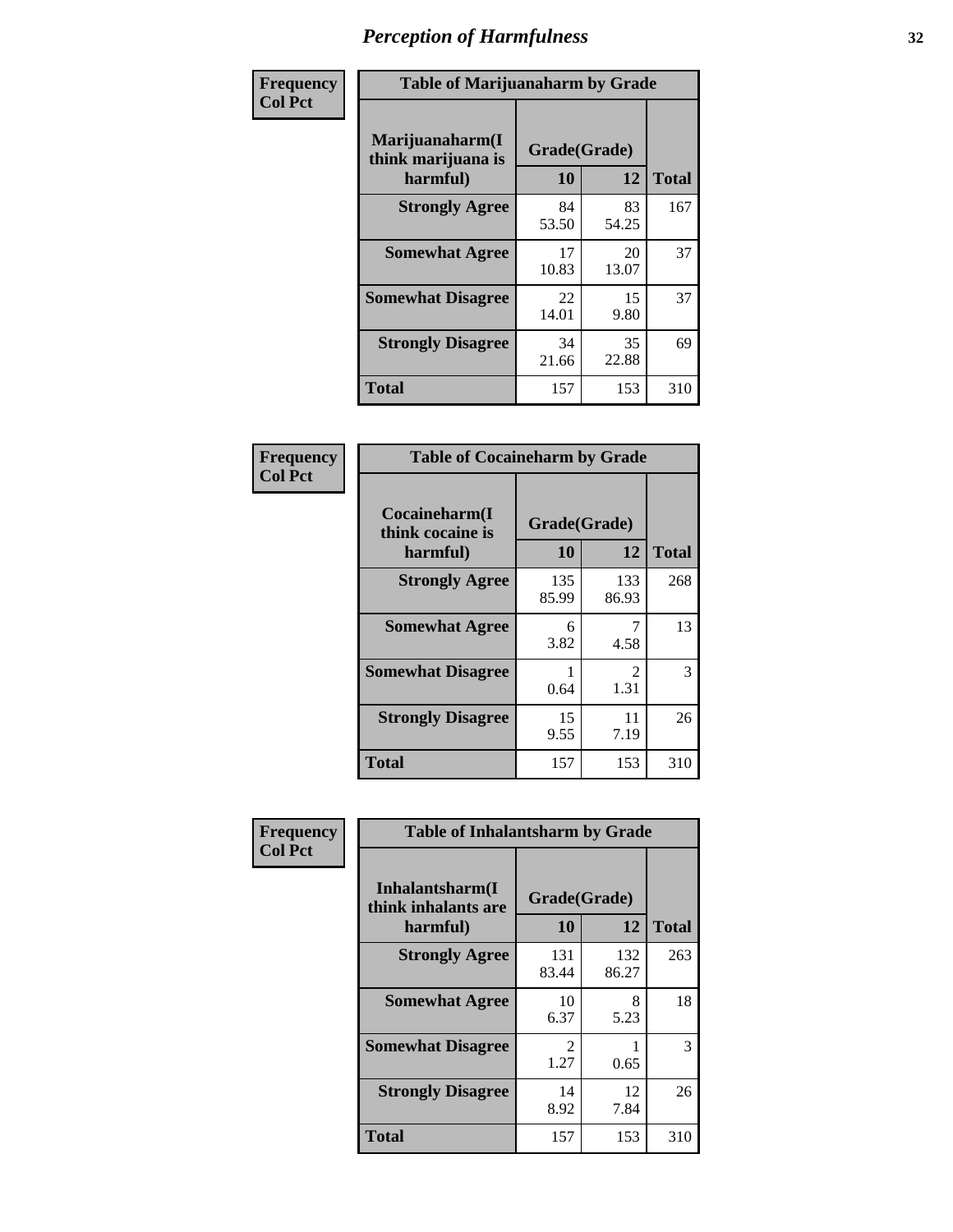# Perception of Harmfulness

**Frequency**
**Col Pct**

**Table of Marijuanaharm by Grade**

| Marijuanaharm(I think marijuana is harmful) | Grade(Grade) | | Total |
|---|---|---|---|
| | 10 | 12 | |
| **Strongly Agree** | 84<br>53.50 | 83<br>54.25 | 167 |
| **Somewhat Agree** | 17<br>10.83 | 20<br>13.07 | 37 |
| **Somewhat Disagree** | 22<br>14.01 | 15<br>9.80 | 37 |
| **Strongly Disagree** | 34<br>21.66 | 35<br>22.88 | 69 |
| **Total** | 157 | 153 | 310 |

**Frequency**
**Col Pct**

**Table of Cocaineharm by Grade**

| Cocaineharm(I think cocaine is harmful) | Grade(Grade) | | Total |
|---|---|---|---|
| | 10 | 12 | |
| **Strongly Agree** | 135<br>85.99 | 133<br>86.93 | 268 |
| **Somewhat Agree** | 6<br>3.82 | 7<br>4.58 | 13 |
| **Somewhat Disagree** | 1<br>0.64 | 2<br>1.31 | 3 |
| **Strongly Disagree** | 15<br>9.55 | 11<br>7.19 | 26 |
| **Total** | 157 | 153 | 310 |

**Frequency**
**Col Pct**

**Table of Inhalantsharm by Grade**

| Inhalantsharm(I think inhalants are harmful) | Grade(Grade) | | Total |
|---|---|---|---|
| | 10 | 12 | |
| **Strongly Agree** | 131<br>83.44 | 132<br>86.27 | 263 |
| **Somewhat Agree** | 10<br>6.37 | 8<br>5.23 | 18 |
| **Somewhat Disagree** | 2<br>1.27 | 1<br>0.65 | 3 |
| **Strongly Disagree** | 14<br>8.92 | 12<br>7.84 | 26 |
| **Total** | 157 | 153 | 310 |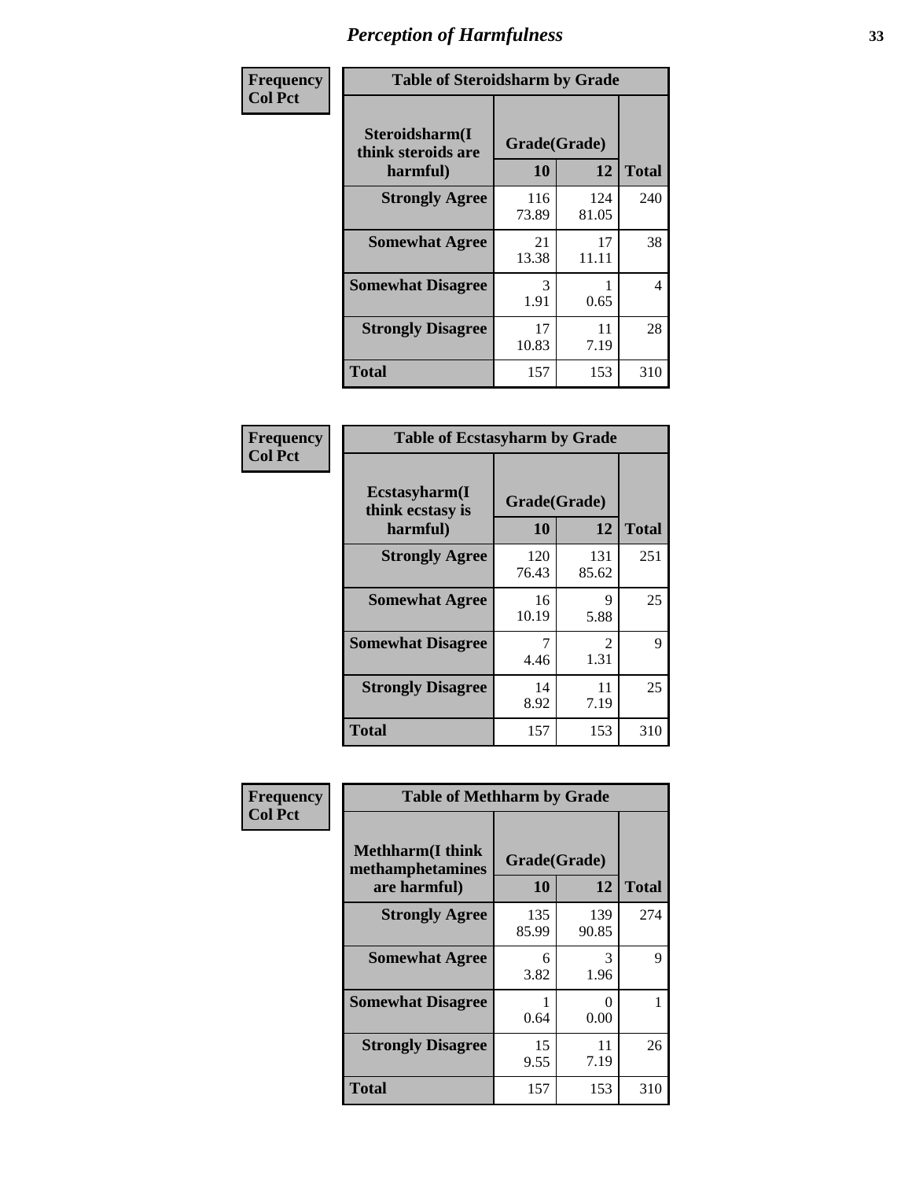# Perception of Harmfulness

| Frequency<br>Col Pct | Table of Steroidsharm by Grade | | |
|---|---|---|---|
| Steroidsharm(I think steroids are harmful) | Grade(Grade) | | |
| | 10 | 12 | Total |
| Strongly Agree | 116<br>73.89 | 124<br>81.05 | 240 |
| Somewhat Agree | 21<br>13.38 | 17<br>11.11 | 38 |
| Somewhat Disagree | 3<br>1.91 | 1<br>0.65 | 4 |
| Strongly Disagree | 17<br>10.83 | 11<br>7.19 | 28 |
| Total | 157 | 153 | 310 |

| Frequency<br>Col Pct | Table of Ecstasyharm by Grade | | |
|---|---|---|---|
| Ecstasyharm(I think ecstasy is harmful) | Grade(Grade) | | |
| | 10 | 12 | Total |
| Strongly Agree | 120<br>76.43 | 131<br>85.62 | 251 |
| Somewhat Agree | 16<br>10.19 | 9<br>5.88 | 25 |
| Somewhat Disagree | 7<br>4.46 | 2<br>1.31 | 9 |
| Strongly Disagree | 14<br>8.92 | 11<br>7.19 | 25 |
| Total | 157 | 153 | 310 |

| Frequency<br>Col Pct | Table of Methharm by Grade | | |
|---|---|---|---|
| Methharm(I think methamphetamines are harmful) | Grade(Grade) | | |
| | 10 | 12 | Total |
| Strongly Agree | 135<br>85.99 | 139<br>90.85 | 274 |
| Somewhat Agree | 6<br>3.82 | 3<br>1.96 | 9 |
| Somewhat Disagree | 1<br>0.64 | 0<br>0.00 | 1 |
| Strongly Disagree | 15<br>9.55 | 11<br>7.19 | 26 |
| Total | 157 | 153 | 310 |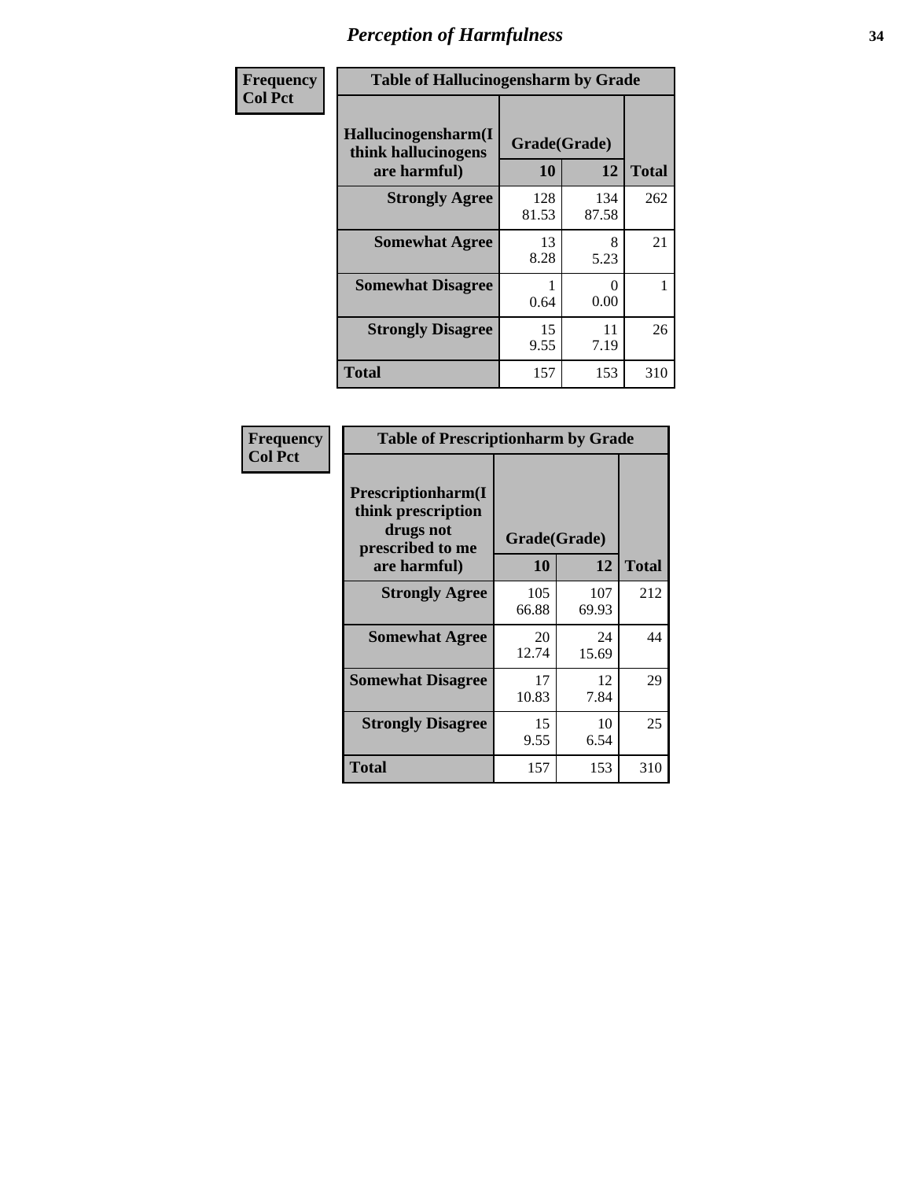# Perception of Harmfulness

| Frequency Col Pct | Table of Hallucinogensharm by Grade | | |
|---|---|---|---|
| Hallucinogensharm(I think hallucinogens are harmful) | Grade(Grade) | | |
| | 10 | 12 | Total |
| Strongly Agree | 128<br>81.53 | 134<br>87.58 | 262 |
| Somewhat Agree | 13<br>8.28 | 8<br>5.23 | 21 |
| Somewhat Disagree | 1<br>0.64 | 0<br>0.00 | 1 |
| Strongly Disagree | 15<br>9.55 | 11<br>7.19 | 26 |
| Total | 157 | 153 | 310 |

| Frequency Col Pct | Table of Prescriptionharm by Grade | | |
|---|---|---|---|
| Prescriptionharm(I think prescription drugs not prescribed to me are harmful) | Grade(Grade) | | |
| | 10 | 12 | Total |
| Strongly Agree | 105<br>66.88 | 107<br>69.93 | 212 |
| Somewhat Agree | 20<br>12.74 | 24<br>15.69 | 44 |
| Somewhat Disagree | 17<br>10.83 | 12<br>7.84 | 29 |
| Strongly Disagree | 15<br>9.55 | 10<br>6.54 | 25 |
| Total | 157 | 153 | 310 |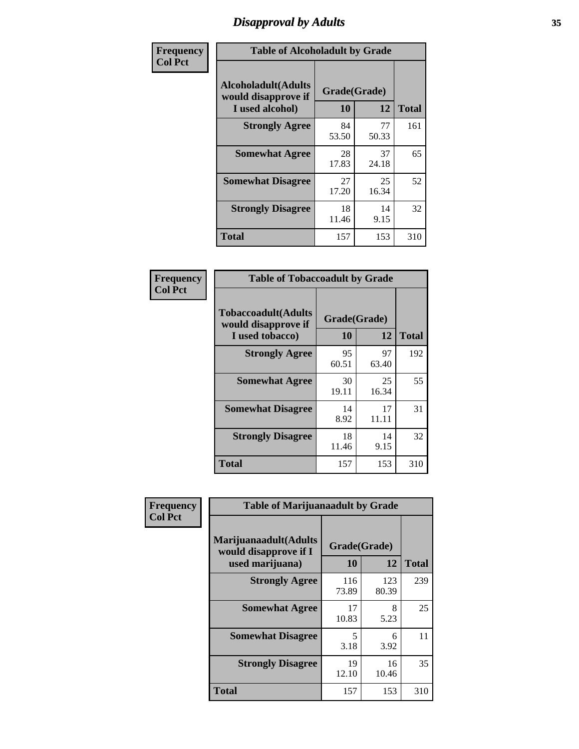# Disapproval by Adults

**Frequency**
**Col Pct**

| Table of Alcoholadult by Grade | | | |
|---|---|---|---|
| Alcoholadult(Adults would disapprove if I used alcohol) | Grade(Grade) | | Total |
| | 10 | 12 | |
| Strongly Agree | 84<br>53.50 | 77<br>50.33 | 161 |
| Somewhat Agree | 28<br>17.83 | 37<br>24.18 | 65 |
| Somewhat Disagree | 27<br>17.20 | 25<br>16.34 | 52 |
| Strongly Disagree | 18<br>11.46 | 14<br>9.15 | 32 |
| Total | 157 | 153 | 310 |

**Frequency**
**Col Pct**

| Table of Tobaccoadult by Grade | | | |
|---|---|---|---|
| Tobaccoadult(Adults would disapprove if I used tobacco) | Grade(Grade) | | Total |
| | 10 | 12 | |
| Strongly Agree | 95<br>60.51 | 97<br>63.40 | 192 |
| Somewhat Agree | 30<br>19.11 | 25<br>16.34 | 55 |
| Somewhat Disagree | 14<br>8.92 | 17<br>11.11 | 31 |
| Strongly Disagree | 18<br>11.46 | 14<br>9.15 | 32 |
| Total | 157 | 153 | 310 |

**Frequency**
**Col Pct**

| Table of Marijuanaadult by Grade | | | |
|---|---|---|---|
| Marijuanaadult(Adults would disapprove if I used marijuana) | Grade(Grade) | | Total |
| | 10 | 12 | |
| Strongly Agree | 116<br>73.89 | 123<br>80.39 | 239 |
| Somewhat Agree | 17<br>10.83 | 8<br>5.23 | 25 |
| Somewhat Disagree | 5<br>3.18 | 6<br>3.92 | 11 |
| Strongly Disagree | 19<br>12.10 | 16<br>10.46 | 35 |
| Total | 157 | 153 | 310 |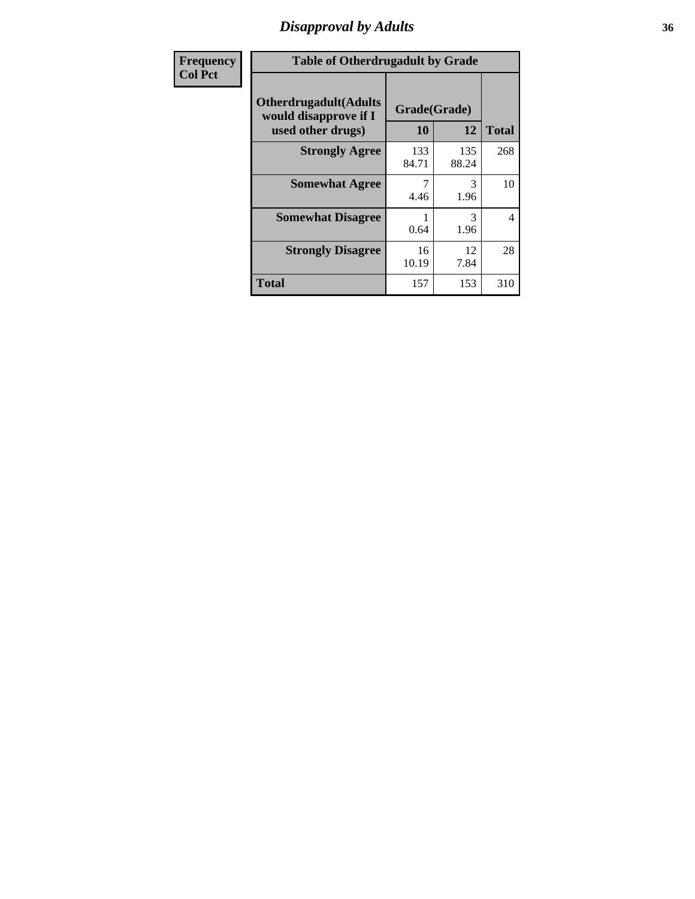# Disapproval by Adults

| Frequency<br>Col Pct |
|---|

**Table of Otherdrugadult by Grade**

| Otherdrugadult(Adults would disapprove if I used other drugs) | Grade(Grade) 10 | 12 | Total |
|---|---|---|---|
| **Strongly Agree** | 133<br>84.71 | 135<br>88.24 | 268 |
| **Somewhat Agree** | 7<br>4.46 | 3<br>1.96 | 10 |
| **Somewhat Disagree** | 1<br>0.64 | 3<br>1.96 | 4 |
| **Strongly Disagree** | 16<br>10.19 | 12<br>7.84 | 28 |
| **Total** | 157 | 153 | 310 |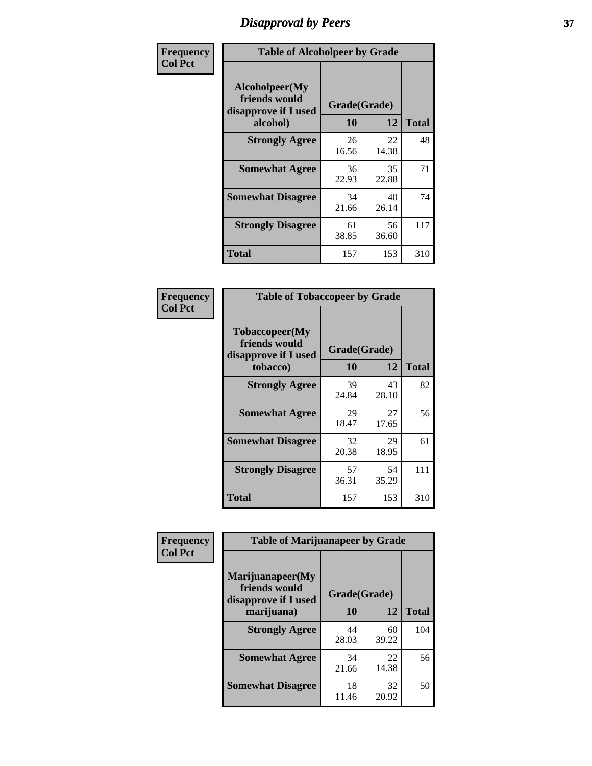# Disapproval by Peers

**Frequency**
**Col Pct**

| Table of Alcoholpeer by Grade | | | |
|---|---|---|---|
| Alcoholpeer(My friends would disapprove if I used alcohol) | Grade(Grade) | | |
| | 10 | 12 | Total |
| **Strongly Agree** | 26<br>16.56 | 22<br>14.38 | 48 |
| **Somewhat Agree** | 36<br>22.93 | 35<br>22.88 | 71 |
| **Somewhat Disagree** | 34<br>21.66 | 40<br>26.14 | 74 |
| **Strongly Disagree** | 61<br>38.85 | 56<br>36.60 | 117 |
| **Total** | 157 | 153 | 310 |

**Frequency**
**Col Pct**

| Table of Tobaccopeer by Grade | | | |
|---|---|---|---|
| Tobaccopeer(My friends would disapprove if I used tobacco) | Grade(Grade) | | |
| | 10 | 12 | Total |
| **Strongly Agree** | 39<br>24.84 | 43<br>28.10 | 82 |
| **Somewhat Agree** | 29<br>18.47 | 27<br>17.65 | 56 |
| **Somewhat Disagree** | 32<br>20.38 | 29<br>18.95 | 61 |
| **Strongly Disagree** | 57<br>36.31 | 54<br>35.29 | 111 |
| **Total** | 157 | 153 | 310 |

**Frequency**
**Col Pct**

| Table of Marijuanapeer by Grade | | | |
|---|---|---|---|
| Marijuanapeer(My friends would disapprove if I used marijuana) | Grade(Grade) | | |
| | 10 | 12 | Total |
| **Strongly Agree** | 44<br>28.03 | 60<br>39.22 | 104 |
| **Somewhat Agree** | 34<br>21.66 | 22<br>14.38 | 56 |
| **Somewhat Disagree** | 18<br>11.46 | 32<br>20.92 | 50 |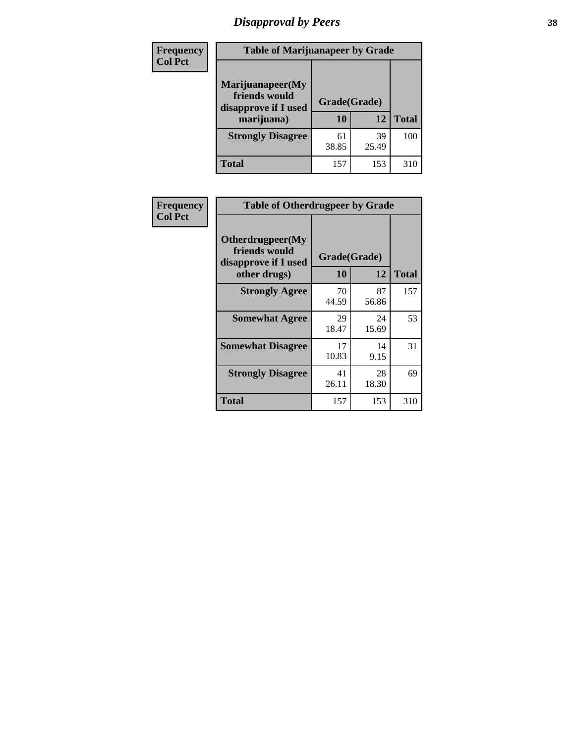# Disapproval by Peers

| Frequency Col Pct | Table of Marijuanapeer by Grade | | |
|---|---|---|---|
| Marijuanapeer(My friends would disapprove if I used marijuana) | Grade(Grade) | | |
| | 10 | 12 | Total |
| Strongly Disagree | 61 38.85 | 39 25.49 | 100 |
| Total | 157 | 153 | 310 |

| Frequency Col Pct | Table of Otherdrugpeer by Grade | | |
|---|---|---|---|
| Otherdrugpeer(My friends would disapprove if I used other drugs) | Grade(Grade) | | |
| | 10 | 12 | Total |
| Strongly Agree | 70 44.59 | 87 56.86 | 157 |
| Somewhat Agree | 29 18.47 | 24 15.69 | 53 |
| Somewhat Disagree | 17 10.83 | 14 9.15 | 31 |
| Strongly Disagree | 41 26.11 | 28 18.30 | 69 |
| Total | 157 | 153 | 310 |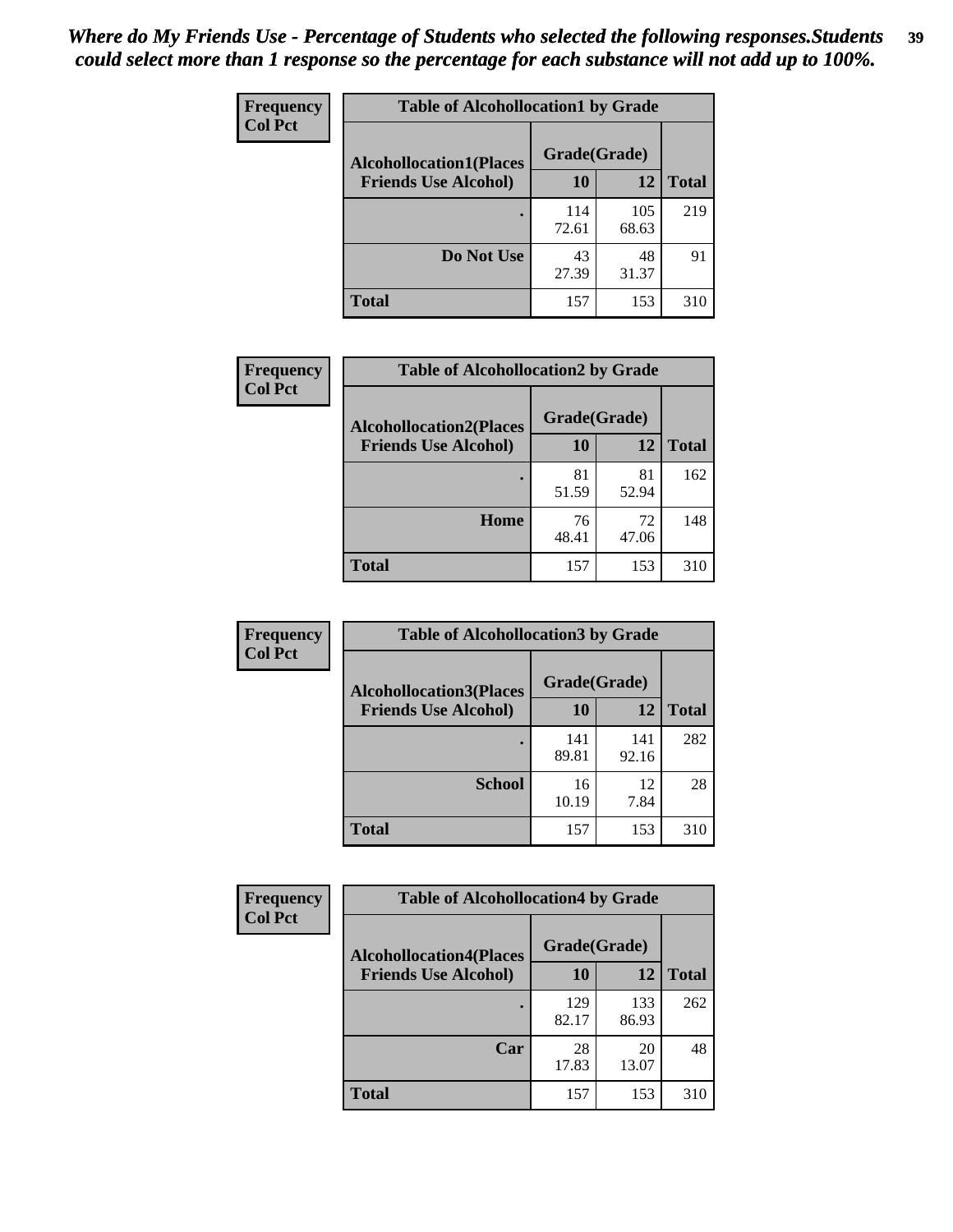*Where do My Friends Use - Percentage of Students who selected the following responses.Students could select more than 1 response so the percentage for each substance will not add up to 100%.*

**Frequency**
**Col Pct**

| Table of Alcohollocation1 by Grade | | | |
|---|---|---|---|
| **Alcohollocation1(Places Friends Use Alcohol)** | **Grade(Grade)** | | **Total** |
| | **10** | **12** | |
| **.** | 114<br>72.61 | 105<br>68.63 | 219 |
| **Do Not Use** | 43<br>27.39 | 48<br>31.37 | 91 |
| **Total** | 157 | 153 | 310 |

**Frequency**
**Col Pct**

| Table of Alcohollocation2 by Grade | | | |
|---|---|---|---|
| **Alcohollocation2(Places Friends Use Alcohol)** | **Grade(Grade)** | | **Total** |
| | **10** | **12** | |
| **.** | 81<br>51.59 | 81<br>52.94 | 162 |
| **Home** | 76<br>48.41 | 72<br>47.06 | 148 |
| **Total** | 157 | 153 | 310 |

**Frequency**
**Col Pct**

| Table of Alcohollocation3 by Grade | | | |
|---|---|---|---|
| **Alcohollocation3(Places Friends Use Alcohol)** | **Grade(Grade)** | | **Total** |
| | **10** | **12** | |
| **.** | 141<br>89.81 | 141<br>92.16 | 282 |
| **School** | 16<br>10.19 | 12<br>7.84 | 28 |
| **Total** | 157 | 153 | 310 |

**Frequency**
**Col Pct**

| Table of Alcohollocation4 by Grade | | | |
|---|---|---|---|
| **Alcohollocation4(Places Friends Use Alcohol)** | **Grade(Grade)** | | **Total** |
| | **10** | **12** | |
| **.** | 129<br>82.17 | 133<br>86.93 | 262 |
| **Car** | 28<br>17.83 | 20<br>13.07 | 48 |
| **Total** | 157 | 153 | 310 |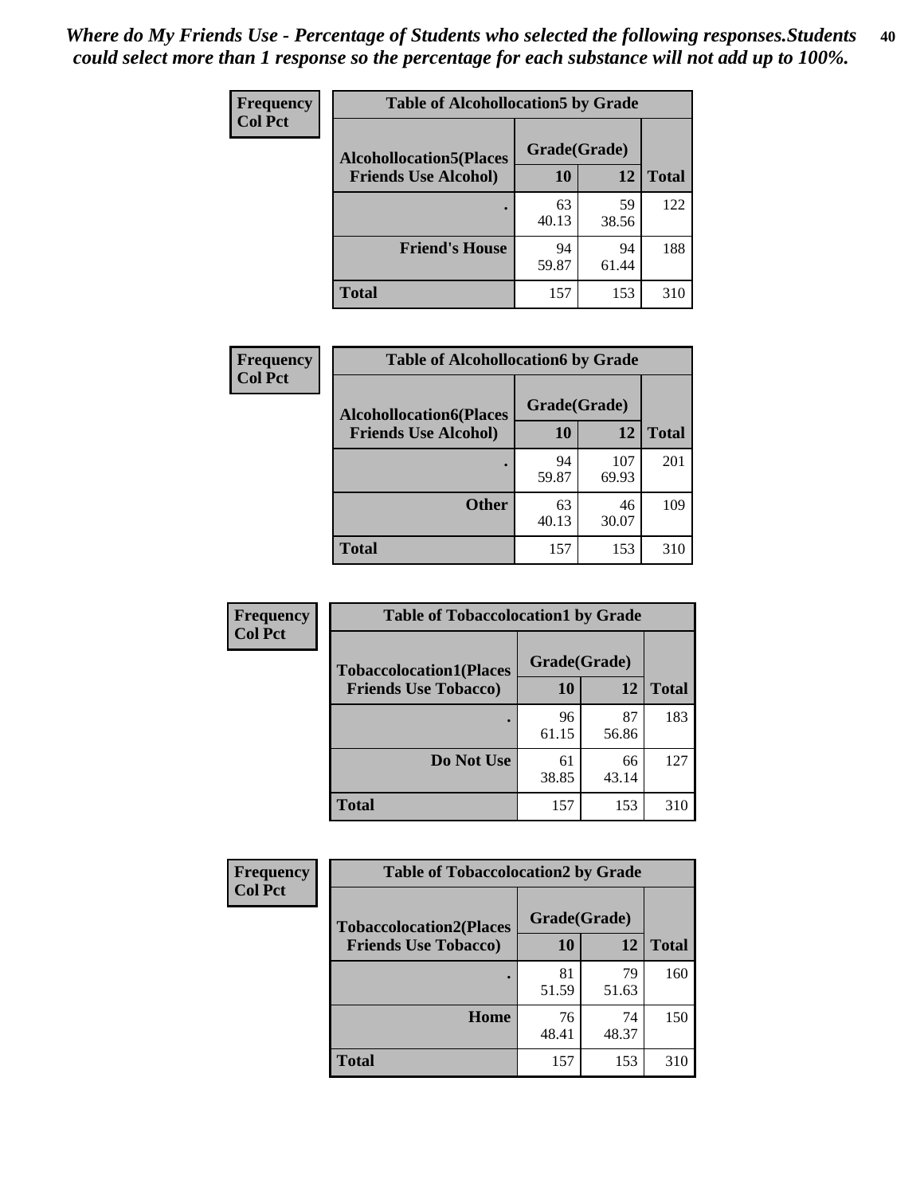*Where do My Friends Use - Percentage of Students who selected the following responses.Students could select more than 1 response so the percentage for each substance will not add up to 100%.*

**Frequency**
**Col Pct**

| Table of Alcohollocation5 by Grade | | | |
|---|---|---|---|
| **Alcohollocation5(Places Friends Use Alcohol)** | **Grade(Grade)** | | **Total** |
| | **10** | **12** | |
| **.** | 63<br>40.13 | 59<br>38.56 | 122 |
| **Friend's House** | 94<br>59.87 | 94<br>61.44 | 188 |
| **Total** | 157 | 153 | 310 |

**Frequency**
**Col Pct**

| Table of Alcohollocation6 by Grade | | | |
|---|---|---|---|
| **Alcohollocation6(Places Friends Use Alcohol)** | **Grade(Grade)** | | **Total** |
| | **10** | **12** | |
| **.** | 94<br>59.87 | 107<br>69.93 | 201 |
| **Other** | 63<br>40.13 | 46<br>30.07 | 109 |
| **Total** | 157 | 153 | 310 |

**Frequency**
**Col Pct**

| Table of Tobaccolocation1 by Grade | | | |
|---|---|---|---|
| **Tobaccolocation1(Places Friends Use Tobacco)** | **Grade(Grade)** | | **Total** |
| | **10** | **12** | |
| **.** | 96<br>61.15 | 87<br>56.86 | 183 |
| **Do Not Use** | 61<br>38.85 | 66<br>43.14 | 127 |
| **Total** | 157 | 153 | 310 |

**Frequency**
**Col Pct**

| Table of Tobaccolocation2 by Grade | | | |
|---|---|---|---|
| **Tobaccolocation2(Places Friends Use Tobacco)** | **Grade(Grade)** | | **Total** |
| | **10** | **12** | |
| **.** | 81<br>51.59 | 79<br>51.63 | 160 |
| **Home** | 76<br>48.41 | 74<br>48.37 | 150 |
| **Total** | 157 | 153 | 310 |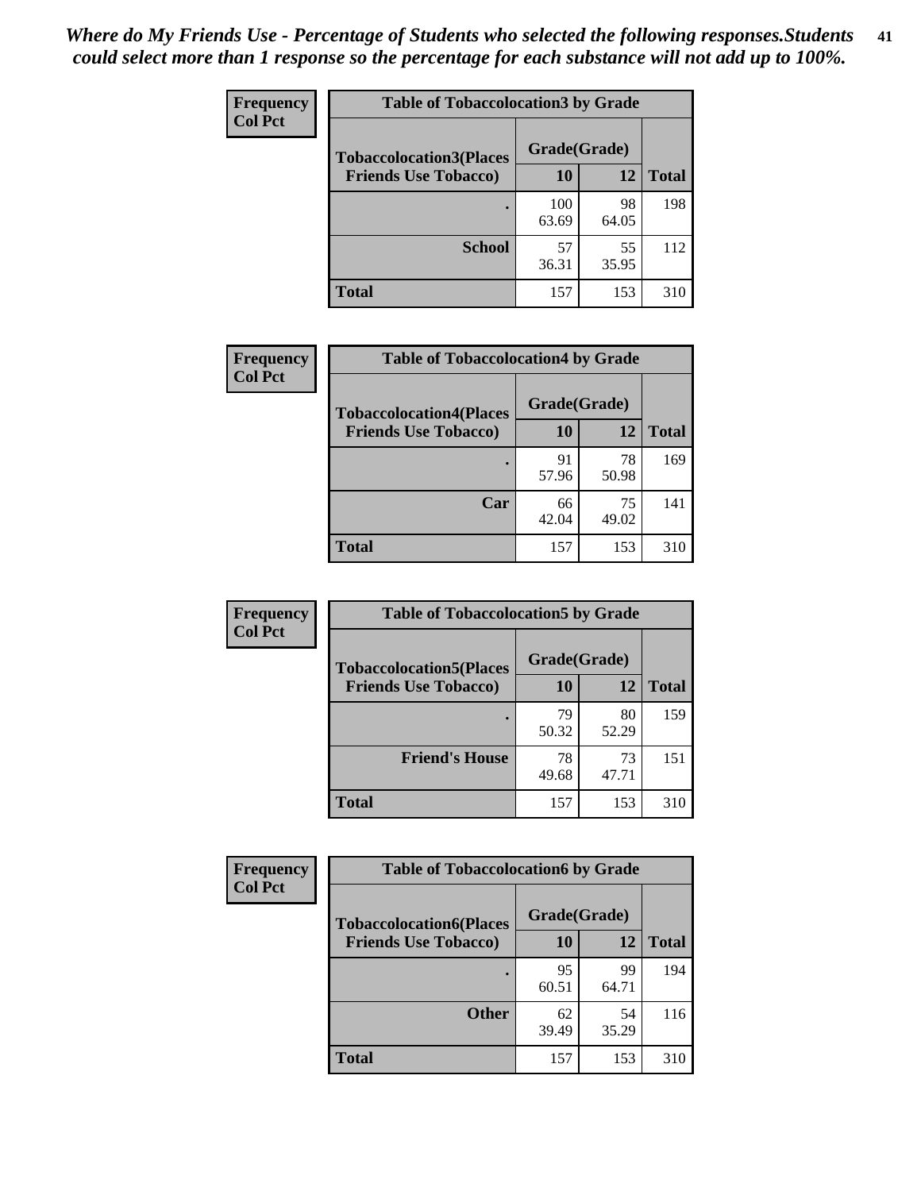*Where do My Friends Use - Percentage of Students who selected the following responses.Students could select more than 1 response so the percentage for each substance will not add up to 100%.*

**Frequency**
**Col Pct**

| Table of Tobaccolocation3 by Grade | | | |
|---|---|---|---|
| **Tobaccolocation3(Places Friends Use Tobacco)** | **Grade(Grade)** | | |
| | **10** | **12** | **Total** |
| **.** | 100<br>63.69 | 98<br>64.05 | 198 |
| **School** | 57<br>36.31 | 55<br>35.95 | 112 |
| **Total** | 157 | 153 | 310 |

**Frequency**
**Col Pct**

| Table of Tobaccolocation4 by Grade | | | |
|---|---|---|---|
| **Tobaccolocation4(Places Friends Use Tobacco)** | **Grade(Grade)** | | |
| | **10** | **12** | **Total** |
| **.** | 91<br>57.96 | 78<br>50.98 | 169 |
| **Car** | 66<br>42.04 | 75<br>49.02 | 141 |
| **Total** | 157 | 153 | 310 |

**Frequency**
**Col Pct**

| Table of Tobaccolocation5 by Grade | | | |
|---|---|---|---|
| **Tobaccolocation5(Places Friends Use Tobacco)** | **Grade(Grade)** | | |
| | **10** | **12** | **Total** |
| **.** | 79<br>50.32 | 80<br>52.29 | 159 |
| **Friend's House** | 78<br>49.68 | 73<br>47.71 | 151 |
| **Total** | 157 | 153 | 310 |

**Frequency**
**Col Pct**

| Table of Tobaccolocation6 by Grade | | | |
|---|---|---|---|
| **Tobaccolocation6(Places Friends Use Tobacco)** | **Grade(Grade)** | | |
| | **10** | **12** | **Total** |
| **.** | 95<br>60.51 | 99<br>64.71 | 194 |
| **Other** | 62<br>39.49 | 54<br>35.29 | 116 |
| **Total** | 157 | 153 | 310 |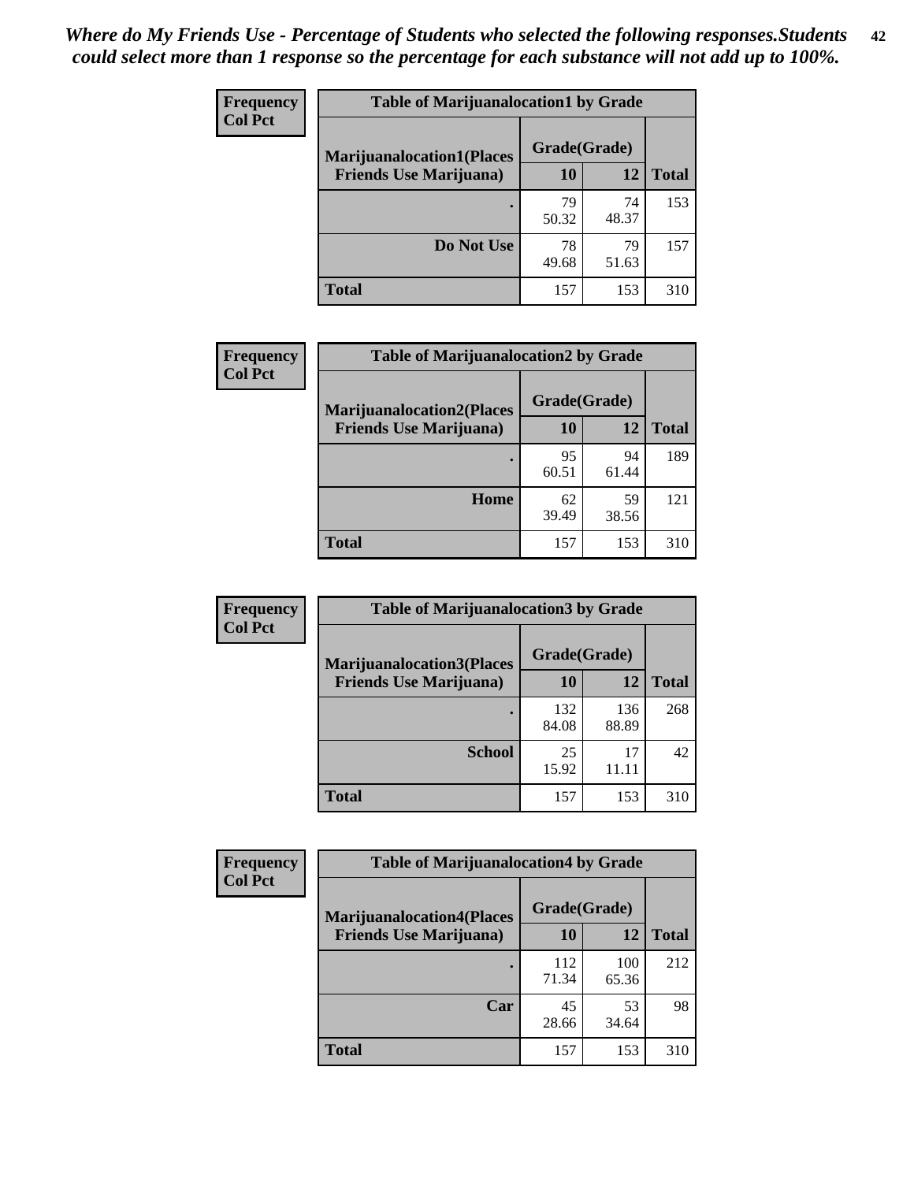*Where do My Friends Use - Percentage of Students who selected the following responses.Students could select more than 1 response so the percentage for each substance will not add up to 100%.*

**Frequency**
**Col Pct**

| Table of Marijuanalocation1 by Grade | | | |
|---|---|---|---|
| **Marijuanalocation1(Places Friends Use Marijuana)** | **Grade(Grade)** | | **Total** |
| | **10** | **12** | |
| **.** | 79<br>50.32 | 74<br>48.37 | 153 |
| **Do Not Use** | 78<br>49.68 | 79<br>51.63 | 157 |
| **Total** | 157 | 153 | 310 |

**Frequency**
**Col Pct**

| Table of Marijuanalocation2 by Grade | | | |
|---|---|---|---|
| **Marijuanalocation2(Places Friends Use Marijuana)** | **Grade(Grade)** | | **Total** |
| | **10** | **12** | |
| **.** | 95<br>60.51 | 94<br>61.44 | 189 |
| **Home** | 62<br>39.49 | 59<br>38.56 | 121 |
| **Total** | 157 | 153 | 310 |

**Frequency**
**Col Pct**

| Table of Marijuanalocation3 by Grade | | | |
|---|---|---|---|
| **Marijuanalocation3(Places Friends Use Marijuana)** | **Grade(Grade)** | | **Total** |
| | **10** | **12** | |
| **.** | 132<br>84.08 | 136<br>88.89 | 268 |
| **School** | 25<br>15.92 | 17<br>11.11 | 42 |
| **Total** | 157 | 153 | 310 |

**Frequency**
**Col Pct**

| Table of Marijuanalocation4 by Grade | | | |
|---|---|---|---|
| **Marijuanalocation4(Places Friends Use Marijuana)** | **Grade(Grade)** | | **Total** |
| | **10** | **12** | |
| **.** | 112<br>71.34 | 100<br>65.36 | 212 |
| **Car** | 45<br>28.66 | 53<br>34.64 | 98 |
| **Total** | 157 | 153 | 310 |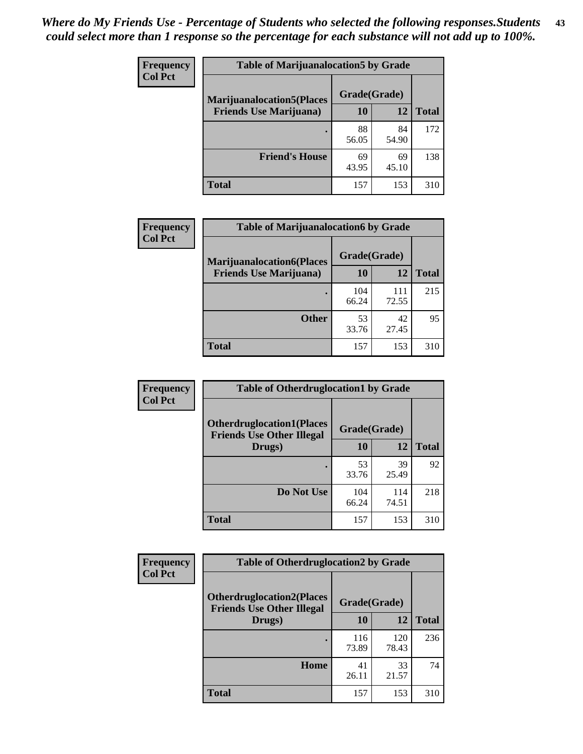*Where do My Friends Use - Percentage of Students who selected the following responses.Students could select more than 1 response so the percentage for each substance will not add up to 100%.*

**Frequency**
**Col Pct**

| Table of Marijuanalocation5 by Grade | | | |
|---|---|---|---|
| **Marijuanalocation5(Places Friends Use Marijuana)** | **Grade(Grade)** | | **Total** |
| | **10** | **12** | |
| **.** | 88<br>56.05 | 84<br>54.90 | 172 |
| **Friend's House** | 69<br>43.95 | 69<br>45.10 | 138 |
| **Total** | 157 | 153 | 310 |

**Frequency**
**Col Pct**

| Table of Marijuanalocation6 by Grade | | | |
|---|---|---|---|
| **Marijuanalocation6(Places Friends Use Marijuana)** | **Grade(Grade)** | | **Total** |
| | **10** | **12** | |
| **.** | 104<br>66.24 | 111<br>72.55 | 215 |
| **Other** | 53<br>33.76 | 42<br>27.45 | 95 |
| **Total** | 157 | 153 | 310 |

**Frequency**
**Col Pct**

| Table of Otherdruglocation1 by Grade | | | |
|---|---|---|---|
| **Otherdruglocation1(Places Friends Use Other Illegal Drugs)** | **Grade(Grade)** | | **Total** |
| | **10** | **12** | |
| **.** | 53<br>33.76 | 39<br>25.49 | 92 |
| **Do Not Use** | 104<br>66.24 | 114<br>74.51 | 218 |
| **Total** | 157 | 153 | 310 |

**Frequency**
**Col Pct**

| Table of Otherdruglocation2 by Grade | | | |
|---|---|---|---|
| **Otherdruglocation2(Places Friends Use Other Illegal Drugs)** | **Grade(Grade)** | | **Total** |
| | **10** | **12** | |
| **.** | 116<br>73.89 | 120<br>78.43 | 236 |
| **Home** | 41<br>26.11 | 33<br>21.57 | 74 |
| **Total** | 157 | 153 | 310 |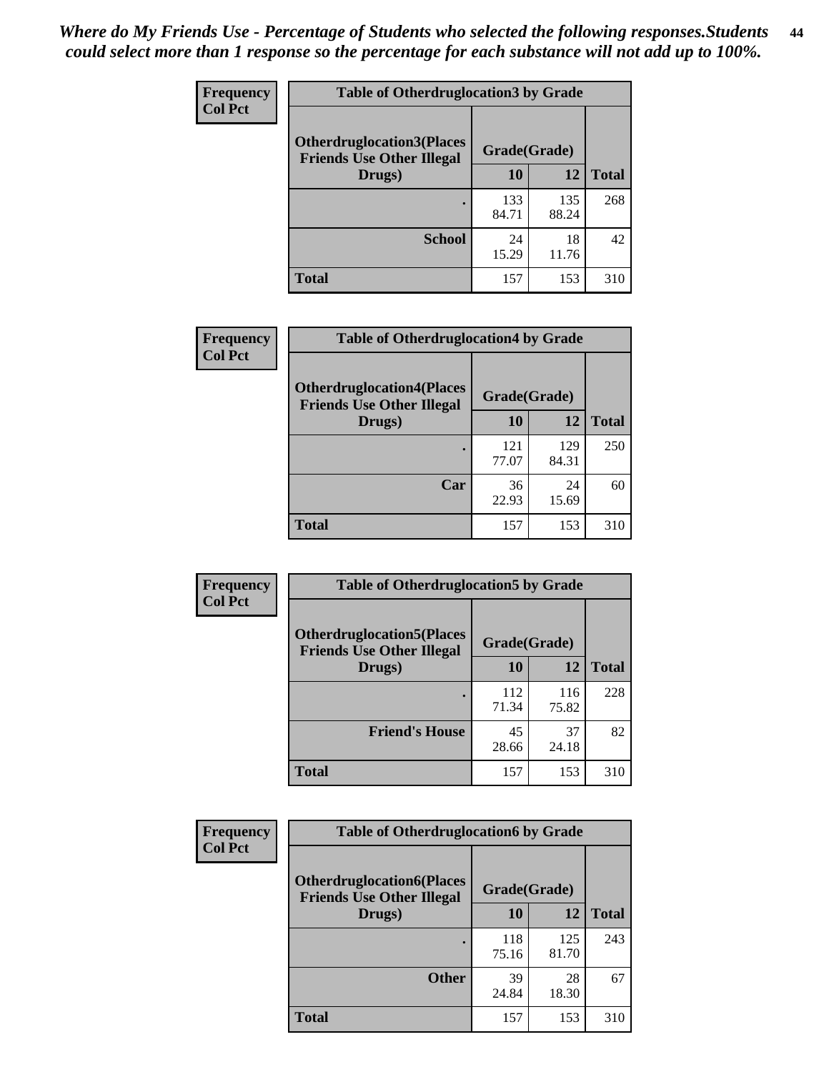*Where do My Friends Use - Percentage of Students who selected the following responses.Students could select more than 1 response so the percentage for each substance will not add up to 100%.*

**Frequency**
**Col Pct**

**Table of Otherdruglocation3 by Grade**

| Otherdruglocation3(Places Friends Use Other Illegal Drugs) | Grade(Grade) | | Total |
|---|---|---|---|
| | 10 | 12 | |
| . | 133<br>84.71 | 135<br>88.24 | 268 |
| School | 24<br>15.29 | 18<br>11.76 | 42 |
| Total | 157 | 153 | 310 |

**Frequency**
**Col Pct**

**Table of Otherdruglocation4 by Grade**

| Otherdruglocation4(Places Friends Use Other Illegal Drugs) | Grade(Grade) | | Total |
|---|---|---|---|
| | 10 | 12 | |
| . | 121<br>77.07 | 129<br>84.31 | 250 |
| Car | 36<br>22.93 | 24<br>15.69 | 60 |
| Total | 157 | 153 | 310 |

**Frequency**
**Col Pct**

**Table of Otherdruglocation5 by Grade**

| Otherdruglocation5(Places Friends Use Other Illegal Drugs) | Grade(Grade) | | Total |
|---|---|---|---|
| | 10 | 12 | |
| . | 112<br>71.34 | 116<br>75.82 | 228 |
| Friend's House | 45<br>28.66 | 37<br>24.18 | 82 |
| Total | 157 | 153 | 310 |

**Frequency**
**Col Pct**

**Table of Otherdruglocation6 by Grade**

| Otherdruglocation6(Places Friends Use Other Illegal Drugs) | Grade(Grade) | | Total |
|---|---|---|---|
| | 10 | 12 | |
| . | 118<br>75.16 | 125<br>81.70 | 243 |
| Other | 39<br>24.84 | 28<br>18.30 | 67 |
| Total | 157 | 153 | 310 |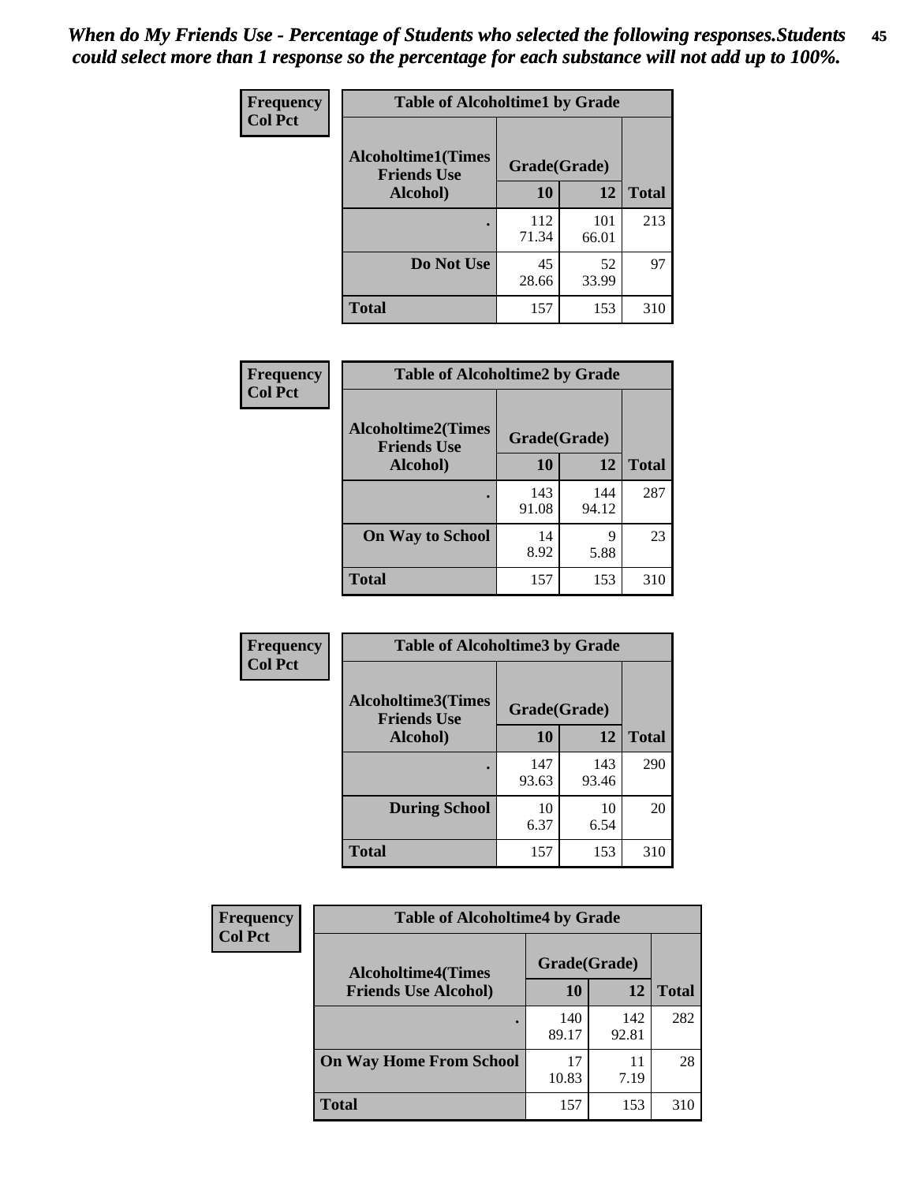*When do My Friends Use - Percentage of Students who selected the following responses.Students could select more than 1 response so the percentage for each substance will not add up to 100%.*

**Frequency**
**Col Pct**

| Table of Alcoholtime1 by Grade | | | |
|---|---|---|---|
| **Alcoholtime1(Times Friends Use Alcohol)** | **Grade(Grade)** | | |
| | **10** | **12** | **Total** |
| **.** | 112<br>71.34 | 101<br>66.01 | 213 |
| **Do Not Use** | 45<br>28.66 | 52<br>33.99 | 97 |
| **Total** | 157 | 153 | 310 |

**Frequency**
**Col Pct**

| Table of Alcoholtime2 by Grade | | | |
|---|---|---|---|
| **Alcoholtime2(Times Friends Use Alcohol)** | **Grade(Grade)** | | |
| | **10** | **12** | **Total** |
| **.** | 143<br>91.08 | 144<br>94.12 | 287 |
| **On Way to School** | 14<br>8.92 | 9<br>5.88 | 23 |
| **Total** | 157 | 153 | 310 |

**Frequency**
**Col Pct**

| Table of Alcoholtime3 by Grade | | | |
|---|---|---|---|
| **Alcoholtime3(Times Friends Use Alcohol)** | **Grade(Grade)** | | |
| | **10** | **12** | **Total** |
| **.** | 147<br>93.63 | 143<br>93.46 | 290 |
| **During School** | 10<br>6.37 | 10<br>6.54 | 20 |
| **Total** | 157 | 153 | 310 |

**Frequency**
**Col Pct**

| Table of Alcoholtime4 by Grade | | | |
|---|---|---|---|
| **Alcoholtime4(Times Friends Use Alcohol)** | **Grade(Grade)** | | |
| | **10** | **12** | **Total** |
| **.** | 140<br>89.17 | 142<br>92.81 | 282 |
| **On Way Home From School** | 17<br>10.83 | 11<br>7.19 | 28 |
| **Total** | 157 | 153 | 310 |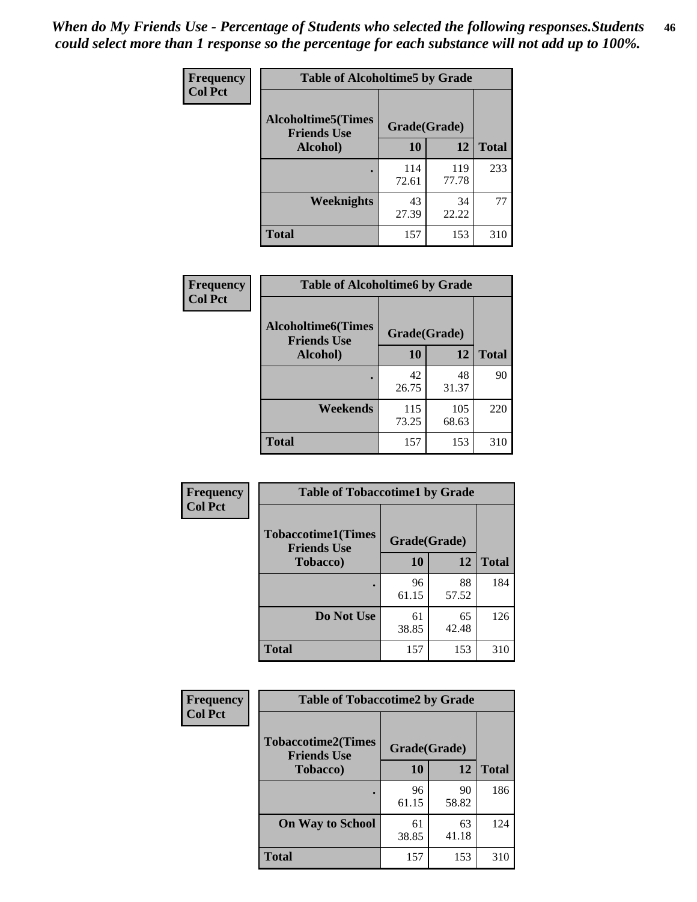*When do My Friends Use - Percentage of Students who selected the following responses.Students could select more than 1 response so the percentage for each substance will not add up to 100%.*

**Frequency**
**Col Pct**

| Table of Alcoholtime5 by Grade | | | |
|---|---|---|---|
| **Alcoholtime5(Times Friends Use Alcohol)** | **Grade(Grade)** | | **Total** |
| | **10** | **12** | |
| **.** | 114<br>72.61 | 119<br>77.78 | 233 |
| **Weeknights** | 43<br>27.39 | 34<br>22.22 | 77 |
| **Total** | 157 | 153 | 310 |

**Frequency**
**Col Pct**

| Table of Alcoholtime6 by Grade | | | |
|---|---|---|---|
| **Alcoholtime6(Times Friends Use Alcohol)** | **Grade(Grade)** | | **Total** |
| | **10** | **12** | |
| **.** | 42<br>26.75 | 48<br>31.37 | 90 |
| **Weekends** | 115<br>73.25 | 105<br>68.63 | 220 |
| **Total** | 157 | 153 | 310 |

**Frequency**
**Col Pct**

| Table of Tobaccotime1 by Grade | | | |
|---|---|---|---|
| **Tobaccotime1(Times Friends Use Tobacco)** | **Grade(Grade)** | | **Total** |
| | **10** | **12** | |
| **.** | 96<br>61.15 | 88<br>57.52 | 184 |
| **Do Not Use** | 61<br>38.85 | 65<br>42.48 | 126 |
| **Total** | 157 | 153 | 310 |

**Frequency**
**Col Pct**

| Table of Tobaccotime2 by Grade | | | |
|---|---|---|---|
| **Tobaccotime2(Times Friends Use Tobacco)** | **Grade(Grade)** | | **Total** |
| | **10** | **12** | |
| **.** | 96<br>61.15 | 90<br>58.82 | 186 |
| **On Way to School** | 61<br>38.85 | 63<br>41.18 | 124 |
| **Total** | 157 | 153 | 310 |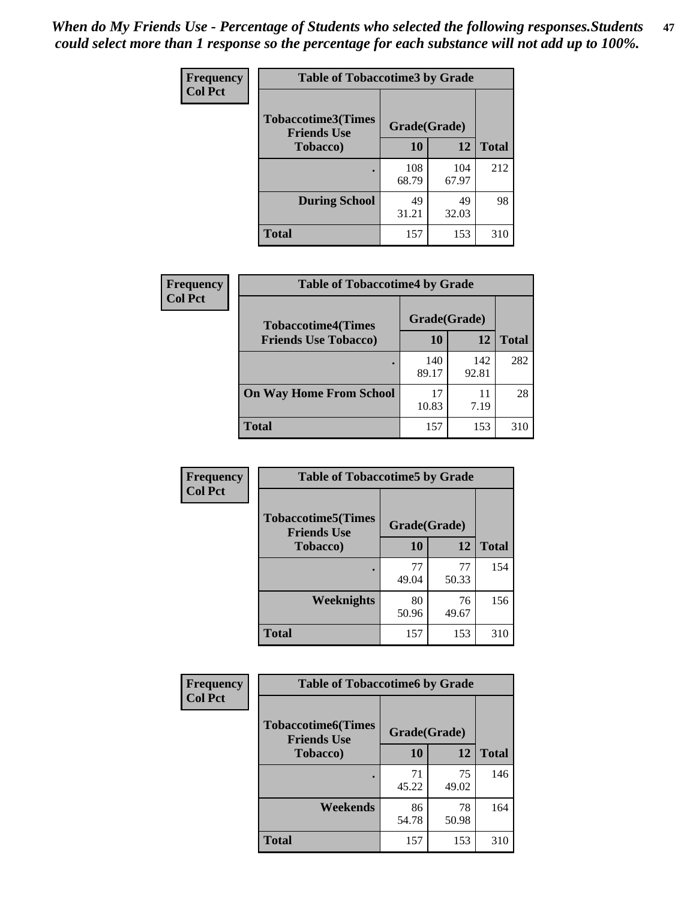*When do My Friends Use - Percentage of Students who selected the following responses.Students could select more than 1 response so the percentage for each substance will not add up to 100%.*

**Frequency**
**Col Pct**

**Table of Tobaccotime3 by Grade**

| Tobaccotime3(Times Friends Use Tobacco) | Grade(Grade) | | Total |
|---|---|---|---|
| | 10 | 12 | |
| . | 108<br>68.79 | 104<br>67.97 | 212 |
| During School | 49<br>31.21 | 49<br>32.03 | 98 |
| Total | 157 | 153 | 310 |

**Frequency**
**Col Pct**

**Table of Tobaccotime4 by Grade**

| Tobaccotime4(Times Friends Use Tobacco) | Grade(Grade) | | Total |
|---|---|---|---|
| | 10 | 12 | |
| . | 140<br>89.17 | 142<br>92.81 | 282 |
| On Way Home From School | 17<br>10.83 | 11<br>7.19 | 28 |
| Total | 157 | 153 | 310 |

**Frequency**
**Col Pct**

**Table of Tobaccotime5 by Grade**

| Tobaccotime5(Times Friends Use Tobacco) | Grade(Grade) | | Total |
|---|---|---|---|
| | 10 | 12 | |
| . | 77<br>49.04 | 77<br>50.33 | 154 |
| Weeknights | 80<br>50.96 | 76<br>49.67 | 156 |
| Total | 157 | 153 | 310 |

**Frequency**
**Col Pct**

**Table of Tobaccotime6 by Grade**

| Tobaccotime6(Times Friends Use Tobacco) | Grade(Grade) | | Total |
|---|---|---|---|
| | 10 | 12 | |
| . | 71<br>45.22 | 75<br>49.02 | 146 |
| Weekends | 86<br>54.78 | 78<br>50.98 | 164 |
| Total | 157 | 153 | 310 |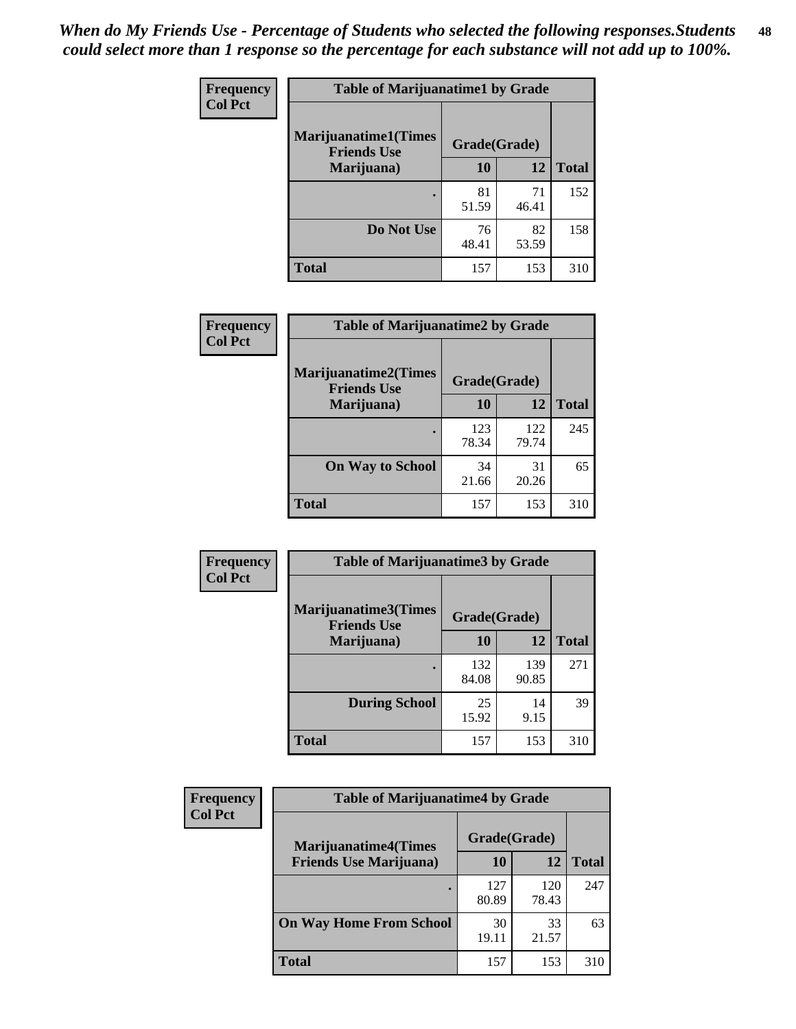*When do My Friends Use - Percentage of Students who selected the following responses.Students could select more than 1 response so the percentage for each substance will not add up to 100%.*

**Frequency**
**Col Pct**

| Table of Marijuanatime1 by Grade | | | |
|---|---|---|---|
| **Marijuanatime1(Times Friends Use Marijuana)** | **Grade(Grade)** | | |
| | **10** | **12** | **Total** |
| **.** | 81<br>51.59 | 71<br>46.41 | 152 |
| **Do Not Use** | 76<br>48.41 | 82<br>53.59 | 158 |
| **Total** | 157 | 153 | 310 |

**Frequency**
**Col Pct**

| Table of Marijuanatime2 by Grade | | | |
|---|---|---|---|
| **Marijuanatime2(Times Friends Use Marijuana)** | **Grade(Grade)** | | |
| | **10** | **12** | **Total** |
| **.** | 123<br>78.34 | 122<br>79.74 | 245 |
| **On Way to School** | 34<br>21.66 | 31<br>20.26 | 65 |
| **Total** | 157 | 153 | 310 |

**Frequency**
**Col Pct**

| Table of Marijuanatime3 by Grade | | | |
|---|---|---|---|
| **Marijuanatime3(Times Friends Use Marijuana)** | **Grade(Grade)** | | |
| | **10** | **12** | **Total** |
| **.** | 132<br>84.08 | 139<br>90.85 | 271 |
| **During School** | 25<br>15.92 | 14<br>9.15 | 39 |
| **Total** | 157 | 153 | 310 |

**Frequency**
**Col Pct**

| Table of Marijuanatime4 by Grade | | | |
|---|---|---|---|
| **Marijuanatime4(Times Friends Use Marijuana)** | **Grade(Grade)** | | |
| | **10** | **12** | **Total** |
| **.** | 127<br>80.89 | 120<br>78.43 | 247 |
| **On Way Home From School** | 30<br>19.11 | 33<br>21.57 | 63 |
| **Total** | 157 | 153 | 310 |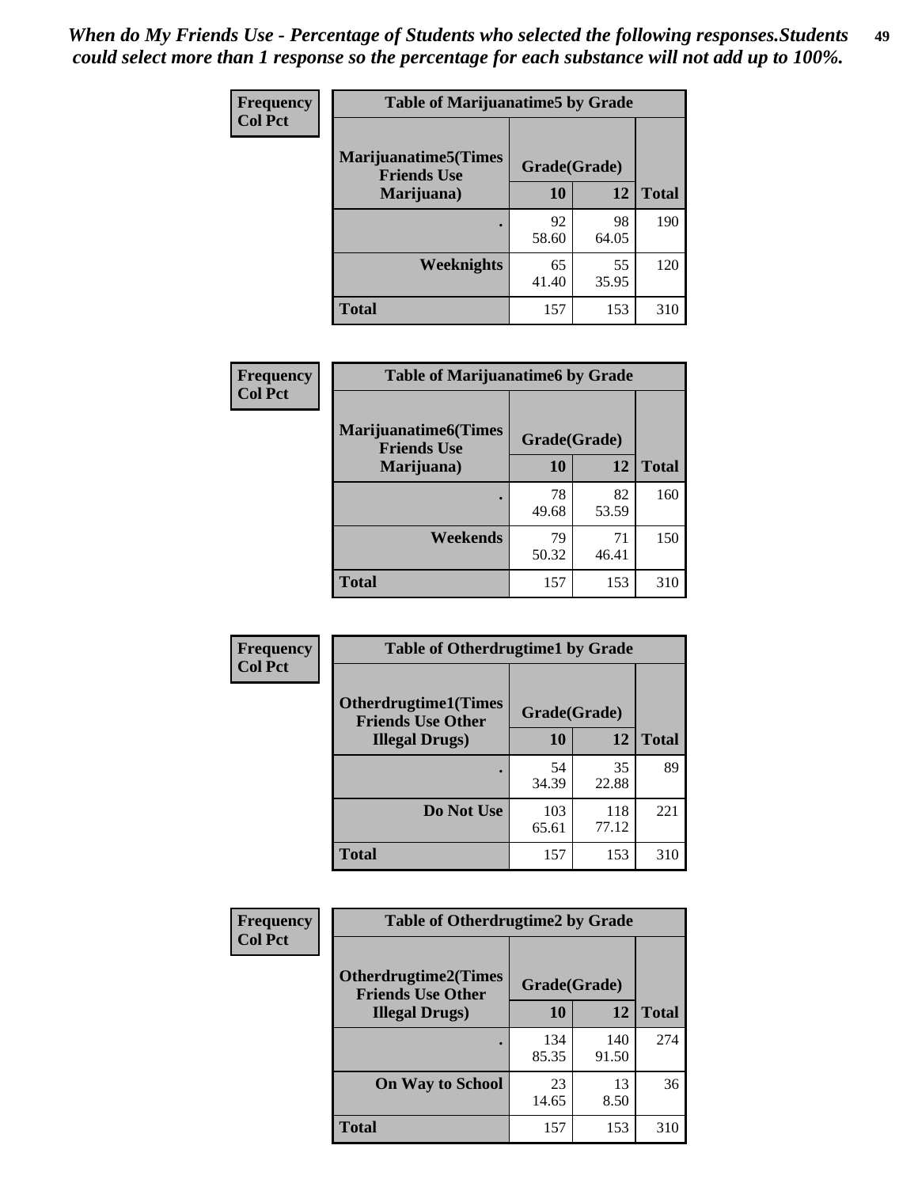*When do My Friends Use - Percentage of Students who selected the following responses.Students could select more than 1 response so the percentage for each substance will not add up to 100%.*

**Frequency**
**Col Pct**

| Table of Marijuanatime5 by Grade | | | |
|---|---|---|---|
| **Marijuanatime5(Times Friends Use Marijuana)** | **Grade(Grade)** | | **Total** |
| | **10** | **12** | |
| **.** | 92<br>58.60 | 98<br>64.05 | 190 |
| **Weeknights** | 65<br>41.40 | 55<br>35.95 | 120 |
| **Total** | 157 | 153 | 310 |

**Frequency**
**Col Pct**

| Table of Marijuanatime6 by Grade | | | |
|---|---|---|---|
| **Marijuanatime6(Times Friends Use Marijuana)** | **Grade(Grade)** | | **Total** |
| | **10** | **12** | |
| **.** | 78<br>49.68 | 82<br>53.59 | 160 |
| **Weekends** | 79<br>50.32 | 71<br>46.41 | 150 |
| **Total** | 157 | 153 | 310 |

**Frequency**
**Col Pct**

| Table of Otherdrugtime1 by Grade | | | |
|---|---|---|---|
| **Otherdrugtime1(Times Friends Use Other Illegal Drugs)** | **Grade(Grade)** | | **Total** |
| | **10** | **12** | |
| **.** | 54<br>34.39 | 35<br>22.88 | 89 |
| **Do Not Use** | 103<br>65.61 | 118<br>77.12 | 221 |
| **Total** | 157 | 153 | 310 |

**Frequency**
**Col Pct**

| Table of Otherdrugtime2 by Grade | | | |
|---|---|---|---|
| **Otherdrugtime2(Times Friends Use Other Illegal Drugs)** | **Grade(Grade)** | | **Total** |
| | **10** | **12** | |
| **.** | 134<br>85.35 | 140<br>91.50 | 274 |
| **On Way to School** | 23<br>14.65 | 13<br>8.50 | 36 |
| **Total** | 157 | 153 | 310 |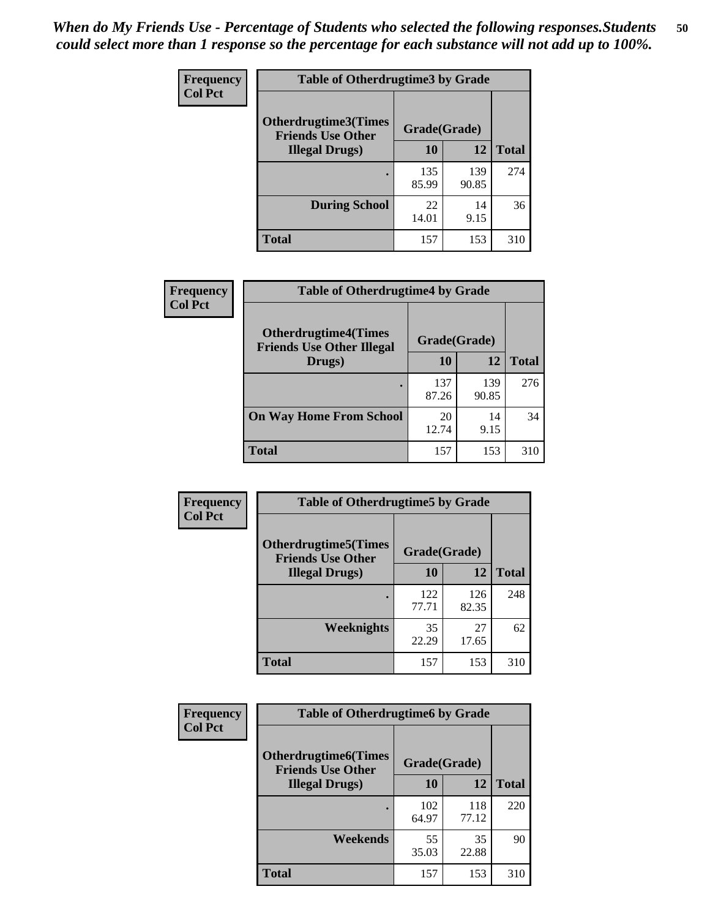*When do My Friends Use - Percentage of Students who selected the following responses.Students could select more than 1 response so the percentage for each substance will not add up to 100%.*

**Frequency**
**Col Pct**

| Table of Otherdrugtime3 by Grade | | | |
|---|---|---|---|
| **Otherdrugtime3(Times Friends Use Other Illegal Drugs)** | **Grade(Grade)** | | |
| | **10** | **12** | **Total** |
| **.** | 135<br>85.99 | 139<br>90.85 | 274 |
| **During School** | 22<br>14.01 | 14<br>9.15 | 36 |
| **Total** | 157 | 153 | 310 |

**Frequency**
**Col Pct**

| Table of Otherdrugtime4 by Grade | | | |
|---|---|---|---|
| **Otherdrugtime4(Times Friends Use Other Illegal Drugs)** | **Grade(Grade)** | | |
| | **10** | **12** | **Total** |
| **.** | 137<br>87.26 | 139<br>90.85 | 276 |
| **On Way Home From School** | 20<br>12.74 | 14<br>9.15 | 34 |
| **Total** | 157 | 153 | 310 |

**Frequency**
**Col Pct**

| Table of Otherdrugtime5 by Grade | | | |
|---|---|---|---|
| **Otherdrugtime5(Times Friends Use Other Illegal Drugs)** | **Grade(Grade)** | | |
| | **10** | **12** | **Total** |
| **.** | 122<br>77.71 | 126<br>82.35 | 248 |
| **Weeknights** | 35<br>22.29 | 27<br>17.65 | 62 |
| **Total** | 157 | 153 | 310 |

**Frequency**
**Col Pct**

| Table of Otherdrugtime6 by Grade | | | |
|---|---|---|---|
| **Otherdrugtime6(Times Friends Use Other Illegal Drugs)** | **Grade(Grade)** | | |
| | **10** | **12** | **Total** |
| **.** | 102<br>64.97 | 118<br>77.12 | 220 |
| **Weekends** | 55<br>35.03 | 35<br>22.88 | 90 |
| **Total** | 157 | 153 | 310 |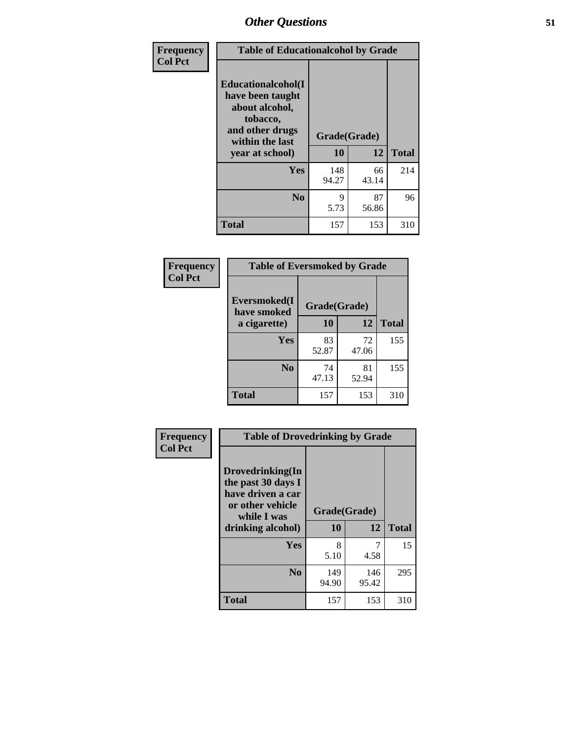## Other Questions

**Frequency**
**Col Pct**

| Table of Educationalalcohol by Grade | | | |
|---|---|---|---|
| **Educationalalcohol(I have been taught about alcohol, tobacco, and other drugs within the last year at school)** | **Grade(Grade)** | | |
| | **10** | **12** | **Total** |
| **Yes** | 148<br>94.27 | 66<br>43.14 | 214 |
| **No** | 9<br>5.73 | 87<br>56.86 | 96 |
| **Total** | 157 | 153 | 310 |

**Frequency**
**Col Pct**

| Table of Eversmoked by Grade | | | |
|---|---|---|---|
| **Eversmoked(I have smoked a cigarette)** | **Grade(Grade)** | | |
| | **10** | **12** | **Total** |
| **Yes** | 83<br>52.87 | 72<br>47.06 | 155 |
| **No** | 74<br>47.13 | 81<br>52.94 | 155 |
| **Total** | 157 | 153 | 310 |

**Frequency**
**Col Pct**

| Table of Drovedrinking by Grade | | | |
|---|---|---|---|
| **Drovedrinking(In the past 30 days I have driven a car or other vehicle while I was drinking alcohol)** | **Grade(Grade)** | | |
| | **10** | **12** | **Total** |
| **Yes** | 8<br>5.10 | 7<br>4.58 | 15 |
| **No** | 149<br>94.90 | 146<br>95.42 | 295 |
| **Total** | 157 | 153 | 310 |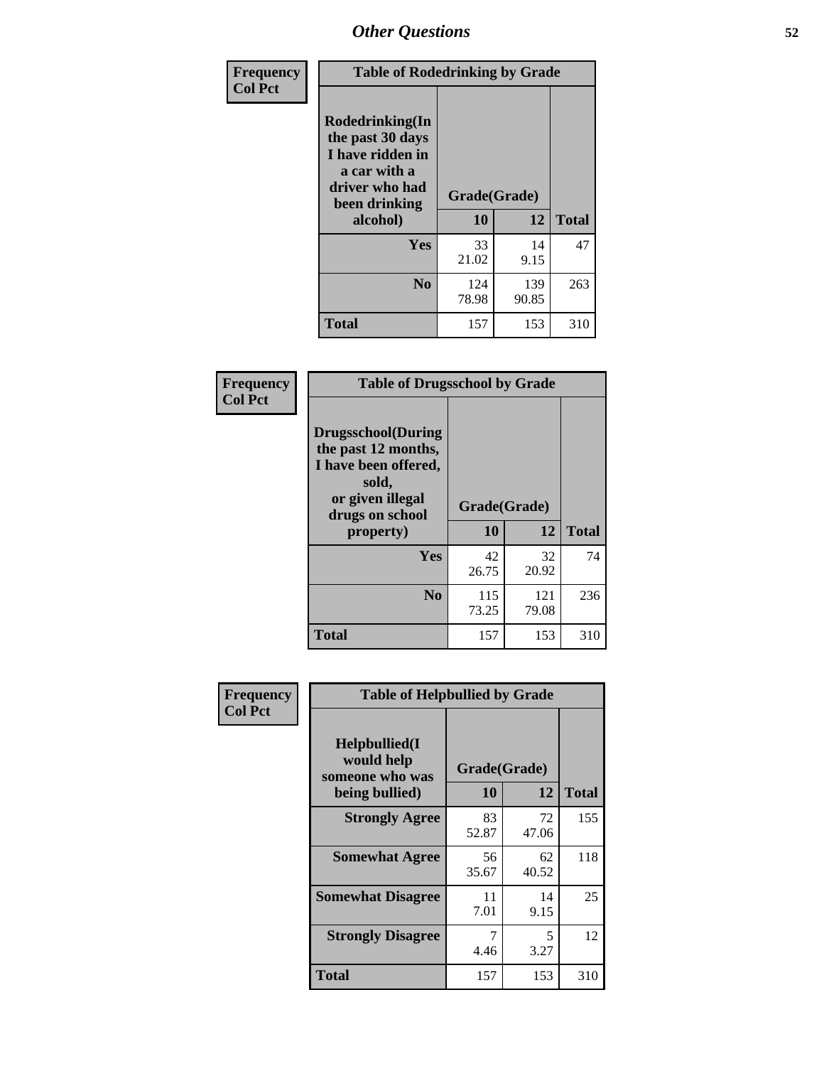# Other Questions

**Frequency**
**Col Pct**

| Table of Rodedrinking by Grade | | | |
|---|---|---|---|
| Rodedrinking(In the past 30 days I have ridden in a car with a driver who had been drinking alcohol) | Grade(Grade) | | |
| | 10 | 12 | Total |
| **Yes** | 33<br>21.02 | 14<br>9.15 | 47 |
| **No** | 124<br>78.98 | 139<br>90.85 | 263 |
| **Total** | 157 | 153 | 310 |

**Frequency**
**Col Pct**

| Table of Drugsschool by Grade | | | |
|---|---|---|---|
| Drugsschool(During the past 12 months, I have been offered, sold, or given illegal drugs on school property) | Grade(Grade) | | |
| | 10 | 12 | Total |
| **Yes** | 42<br>26.75 | 32<br>20.92 | 74 |
| **No** | 115<br>73.25 | 121<br>79.08 | 236 |
| **Total** | 157 | 153 | 310 |

**Frequency**
**Col Pct**

| Table of Helpbullied by Grade | | | |
|---|---|---|---|
| Helpbullied(I would help someone who was being bullied) | Grade(Grade) | | |
| | 10 | 12 | Total |
| **Strongly Agree** | 83<br>52.87 | 72<br>47.06 | 155 |
| **Somewhat Agree** | 56<br>35.67 | 62<br>40.52 | 118 |
| **Somewhat Disagree** | 11<br>7.01 | 14<br>9.15 | 25 |
| **Strongly Disagree** | 7<br>4.46 | 5<br>3.27 | 12 |
| **Total** | 157 | 153 | 310 |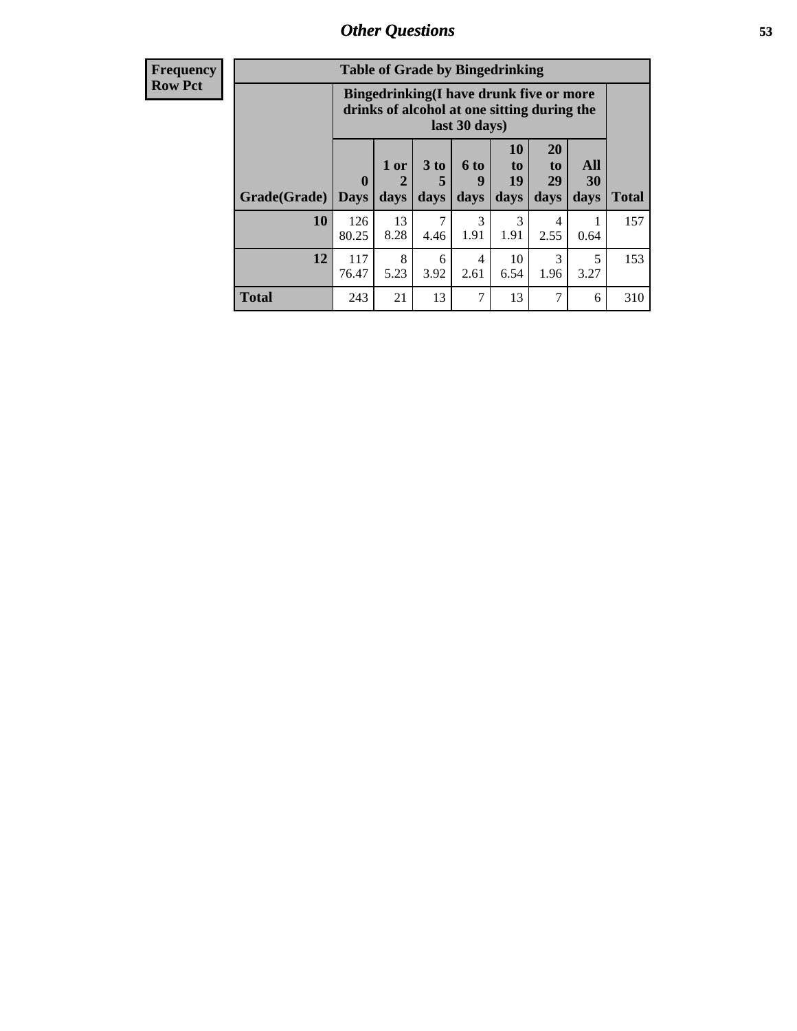| Frequency Row Pct | Table of Grade by Bingedrinking | | | | | | | |
|---|---|---|---|---|---|---|---|---|
| | Bingedrinking(I have drunk five or more drinks of alcohol at one sitting during the last 30 days) | | | | | | | |
| Grade(Grade) | 0 Days | 1 or 2 days | 3 to 5 days | 6 to 9 days | 10 to 19 days | 20 to 29 days | All 30 days | Total |
| **10** | 126<br>80.25 | 13<br>8.28 | 7<br>4.46 | 3<br>1.91 | 3<br>1.91 | 4<br>2.55 | 1<br>0.64 | 157 |
| **12** | 117<br>76.47 | 8<br>5.23 | 6<br>3.92 | 4<br>2.61 | 10<br>6.54 | 3<br>1.96 | 5<br>3.27 | 153 |
| **Total** | 243 | 21 | 13 | 7 | 13 | 7 | 6 | 310 |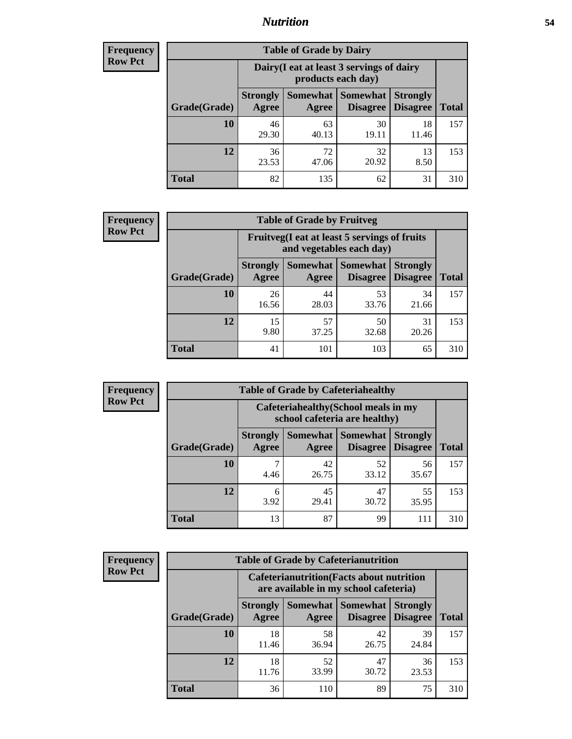## Nutrition

**Frequency**
**Row Pct**

| Table of Grade by Dairy | | | | | |
|---|---|---|---|---|---|
| | Dairy(I eat at least 3 servings of dairy products each day) | | | | |
| Grade(Grade) | Strongly Agree | Somewhat Agree | Somewhat Disagree | Strongly Disagree | Total |
| 10 | 46<br>29.30 | 63<br>40.13 | 30<br>19.11 | 18<br>11.46 | 157 |
| 12 | 36<br>23.53 | 72<br>47.06 | 32<br>20.92 | 13<br>8.50 | 153 |
| Total | 82 | 135 | 62 | 31 | 310 |

**Frequency**
**Row Pct**

| Table of Grade by Fruitveg | | | | | |
|---|---|---|---|---|---|
| | Fruitveg(I eat at least 5 servings of fruits and vegetables each day) | | | | |
| Grade(Grade) | Strongly Agree | Somewhat Agree | Somewhat Disagree | Strongly Disagree | Total |
| 10 | 26<br>16.56 | 44<br>28.03 | 53<br>33.76 | 34<br>21.66 | 157 |
| 12 | 15<br>9.80 | 57<br>37.25 | 50<br>32.68 | 31<br>20.26 | 153 |
| Total | 41 | 101 | 103 | 65 | 310 |

**Frequency**
**Row Pct**

| Table of Grade by Cafeteriahealthy | | | | | |
|---|---|---|---|---|---|
| | Cafeteriahealthy(School meals in my school cafeteria are healthy) | | | | |
| Grade(Grade) | Strongly Agree | Somewhat Agree | Somewhat Disagree | Strongly Disagree | Total |
| 10 | 7<br>4.46 | 42<br>26.75 | 52<br>33.12 | 56<br>35.67 | 157 |
| 12 | 6<br>3.92 | 45<br>29.41 | 47<br>30.72 | 55<br>35.95 | 153 |
| Total | 13 | 87 | 99 | 111 | 310 |

**Frequency**
**Row Pct**

| Table of Grade by Cafeterianutrition | | | | | |
|---|---|---|---|---|---|
| | Cafeterianutrition(Facts about nutrition are available in my school cafeteria) | | | | |
| Grade(Grade) | Strongly Agree | Somewhat Agree | Somewhat Disagree | Strongly Disagree | Total |
| 10 | 18<br>11.46 | 58<br>36.94 | 42<br>26.75 | 39<br>24.84 | 157 |
| 12 | 18<br>11.76 | 52<br>33.99 | 47<br>30.72 | 36<br>23.53 | 153 |
| Total | 36 | 110 | 89 | 75 | 310 |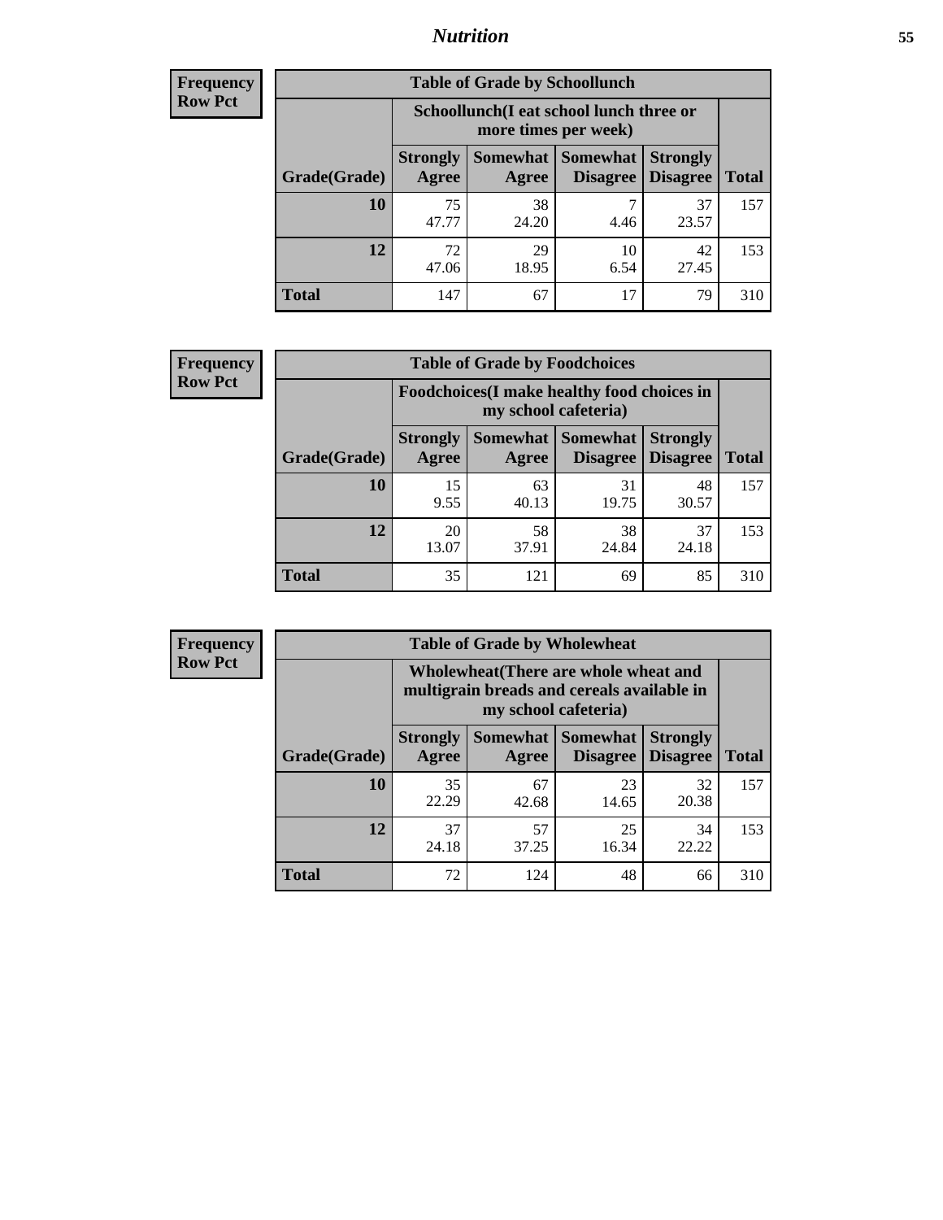## Nutrition

**Frequency**
**Row Pct**

| Table of Grade by Schoollunch | | | | | |
|---|---|---|---|---|---|
| | Schoollunch(I eat school lunch three or more times per week) | | | | |
| Grade(Grade) | Strongly Agree | Somewhat Agree | Somewhat Disagree | Strongly Disagree | Total |
| 10 | 75<br>47.77 | 38<br>24.20 | 7<br>4.46 | 37<br>23.57 | 157 |
| 12 | 72<br>47.06 | 29<br>18.95 | 10<br>6.54 | 42<br>27.45 | 153 |
| Total | 147 | 67 | 17 | 79 | 310 |

**Frequency**
**Row Pct**

| Table of Grade by Foodchoices | | | | | |
|---|---|---|---|---|---|
| | Foodchoices(I make healthy food choices in my school cafeteria) | | | | |
| Grade(Grade) | Strongly Agree | Somewhat Agree | Somewhat Disagree | Strongly Disagree | Total |
| 10 | 15<br>9.55 | 63<br>40.13 | 31<br>19.75 | 48<br>30.57 | 157 |
| 12 | 20<br>13.07 | 58<br>37.91 | 38<br>24.84 | 37<br>24.18 | 153 |
| Total | 35 | 121 | 69 | 85 | 310 |

**Frequency**
**Row Pct**

| Table of Grade by Wholewheat | | | | | |
|---|---|---|---|---|---|
| | Wholewheat(There are whole wheat and multigrain breads and cereals available in my school cafeteria) | | | | |
| Grade(Grade) | Strongly Agree | Somewhat Agree | Somewhat Disagree | Strongly Disagree | Total |
| 10 | 35<br>22.29 | 67<br>42.68 | 23<br>14.65 | 32<br>20.38 | 157 |
| 12 | 37<br>24.18 | 57<br>37.25 | 25<br>16.34 | 34<br>22.22 | 153 |
| Total | 72 | 124 | 48 | 66 | 310 |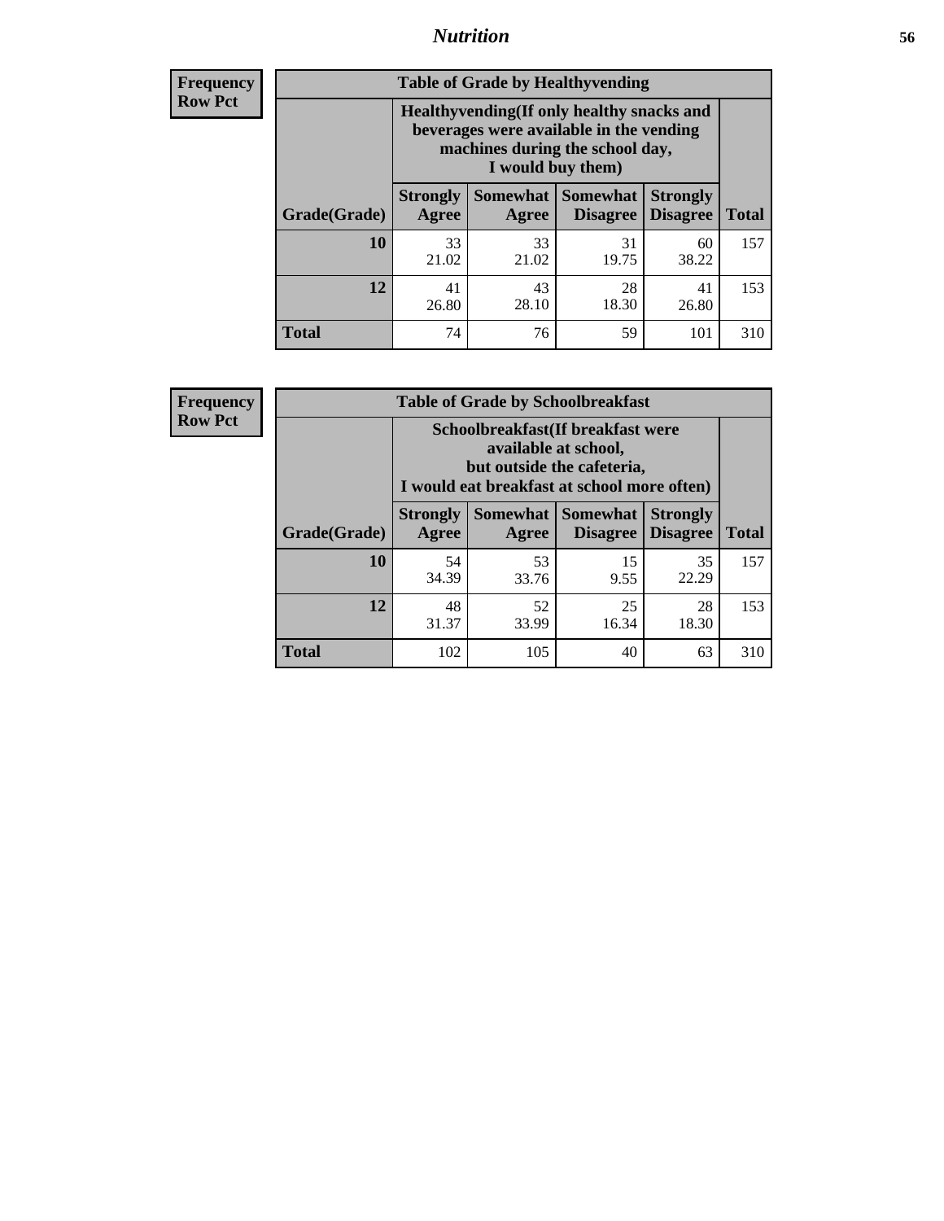| Frequency |
|---|
| Row Pct |

**Table of Grade by Healthyvending**

| Grade(Grade) | Healthyvending(If only healthy snacks and beverages were available in the vending machines during the school day, I would buy them) | | | | Total |
|---|---|---|---|---|---|
| | Strongly Agree | Somewhat Agree | Somewhat Disagree | Strongly Disagree | |
| **10** | 33<br>21.02 | 33<br>21.02 | 31<br>19.75 | 60<br>38.22 | 157 |
| **12** | 41<br>26.80 | 43<br>28.10 | 28<br>18.30 | 41<br>26.80 | 153 |
| **Total** | 74 | 76 | 59 | 101 | 310 |

| Frequency |
|---|
| Row Pct |

**Table of Grade by Schoolbreakfast**

| Grade(Grade) | Schoolbreakfast(If breakfast were available at school, but outside the cafeteria, I would eat breakfast at school more often) | | | | Total |
|---|---|---|---|---|---|
| | Strongly Agree | Somewhat Agree | Somewhat Disagree | Strongly Disagree | |
| **10** | 54<br>34.39 | 53<br>33.76 | 15<br>9.55 | 35<br>22.29 | 157 |
| **12** | 48<br>31.37 | 52<br>33.99 | 25<br>16.34 | 28<br>18.30 | 153 |
| **Total** | 102 | 105 | 40 | 63 | 310 |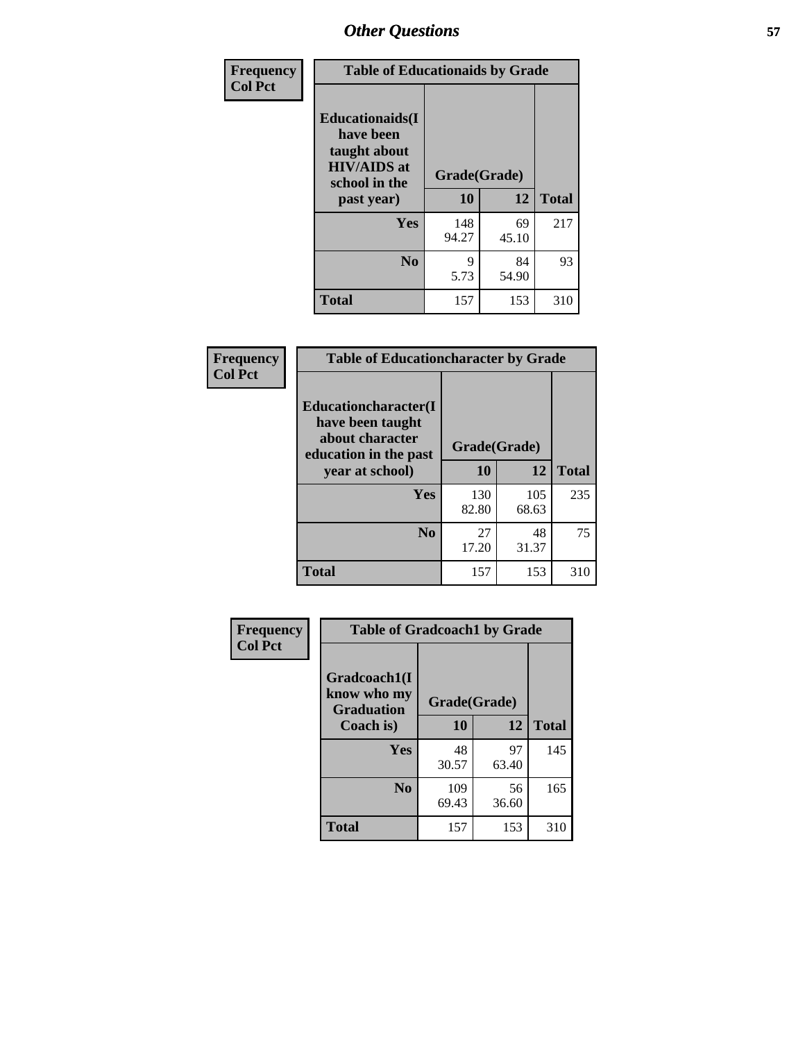## Other Questions

Frequency
Col Pct

| Table of Educationaids by Grade | | | |
|---|---|---|---|
| Educationaids(I have been taught about HIV/AIDS at school in the past year) | Grade(Grade) | | |
| | 10 | 12 | Total |
| Yes | 148<br>94.27 | 69<br>45.10 | 217 |
| No | 9<br>5.73 | 84<br>54.90 | 93 |
| Total | 157 | 153 | 310 |

Frequency
Col Pct

| Table of Educationcharacter by Grade | | | |
|---|---|---|---|
| Educationcharacter(I have been taught about character education in the past year at school) | Grade(Grade) | | |
| | 10 | 12 | Total |
| Yes | 130<br>82.80 | 105<br>68.63 | 235 |
| No | 27<br>17.20 | 48<br>31.37 | 75 |
| Total | 157 | 153 | 310 |

Frequency
Col Pct

| Table of Gradcoach1 by Grade | | | |
|---|---|---|---|
| Gradcoach1(I know who my Graduation Coach is) | Grade(Grade) | | |
| | 10 | 12 | Total |
| Yes | 48<br>30.57 | 97<br>63.40 | 145 |
| No | 109<br>69.43 | 56<br>36.60 | 165 |
| Total | 157 | 153 | 310 |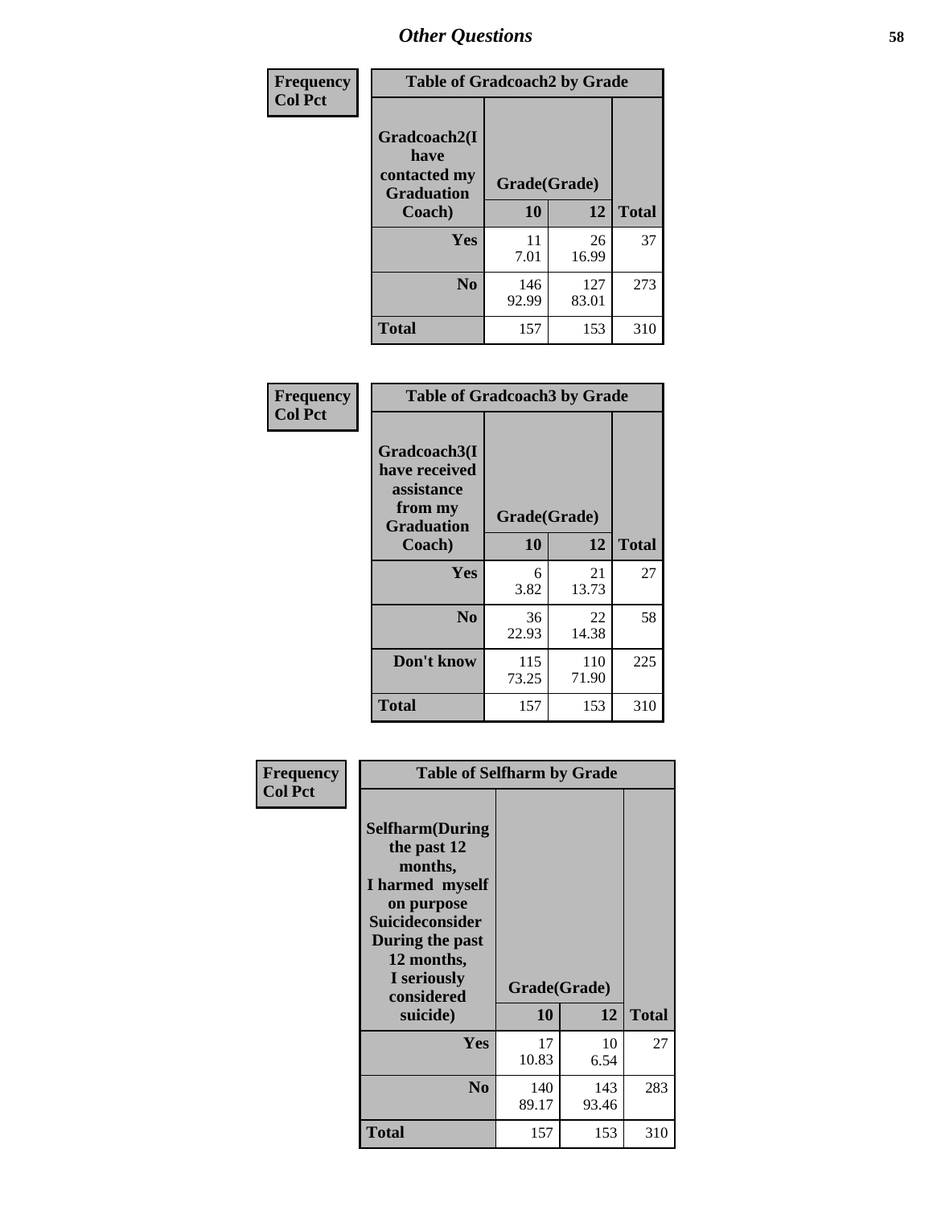## Other Questions

Frequency
Col Pct

**Table of Gradcoach2 by Grade**

| Gradcoach2(I have contacted my Graduation Coach) | Grade(Grade) 10 | 12 | Total |
|---|---|---|---|
| **Yes** | 11<br>7.01 | 26<br>16.99 | 37 |
| **No** | 146<br>92.99 | 127<br>83.01 | 273 |
| **Total** | 157 | 153 | 310 |

Frequency
Col Pct

**Table of Gradcoach3 by Grade**

| Gradcoach3(I have received assistance from my Graduation Coach) | Grade(Grade) 10 | 12 | Total |
|---|---|---|---|
| **Yes** | 6<br>3.82 | 21<br>13.73 | 27 |
| **No** | 36<br>22.93 | 22<br>14.38 | 58 |
| **Don't know** | 115<br>73.25 | 110<br>71.90 | 225 |
| **Total** | 157 | 153 | 310 |

Frequency
Col Pct

**Table of Selfharm by Grade**

| Selfharm(During the past 12 months, I harmed myself on purpose Suicideconsider During the past 12 months, I seriously considered suicide) | Grade(Grade) 10 | 12 | Total |
|---|---|---|---|
| **Yes** | 17<br>10.83 | 10<br>6.54 | 27 |
| **No** | 140<br>89.17 | 143<br>93.46 | 283 |
| **Total** | 157 | 153 | 310 |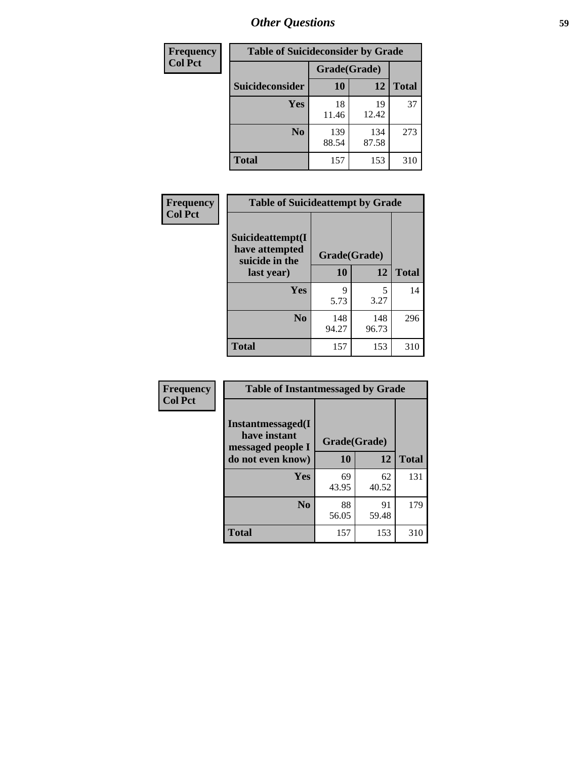## Other Questions

**Frequency / Col Pct**

| Table of Suicideconsider by Grade | | | |
|---|---|---|---|
| | Grade(Grade) | | |
| **Suicideconsider** | **10** | **12** | **Total** |
| **Yes** | 18<br>11.46 | 19<br>12.42 | 37 |
| **No** | 139<br>88.54 | 134<br>87.58 | 273 |
| **Total** | 157 | 153 | 310 |

**Frequency / Col Pct**

| Table of Suicideattempt by Grade | | | |
|---|---|---|---|
| **Suicideattempt(I have attempted suicide in the last year)** | Grade(Grade) | | |
| | **10** | **12** | **Total** |
| **Yes** | 9<br>5.73 | 5<br>3.27 | 14 |
| **No** | 148<br>94.27 | 148<br>96.73 | 296 |
| **Total** | 157 | 153 | 310 |

**Frequency / Col Pct**

| Table of Instantmessaged by Grade | | | |
|---|---|---|---|
| **Instantmessaged(I have instant messaged people I do not even know)** | Grade(Grade) | | |
| | **10** | **12** | **Total** |
| **Yes** | 69<br>43.95 | 62<br>40.52 | 131 |
| **No** | 88<br>56.05 | 91<br>59.48 | 179 |
| **Total** | 157 | 153 | 310 |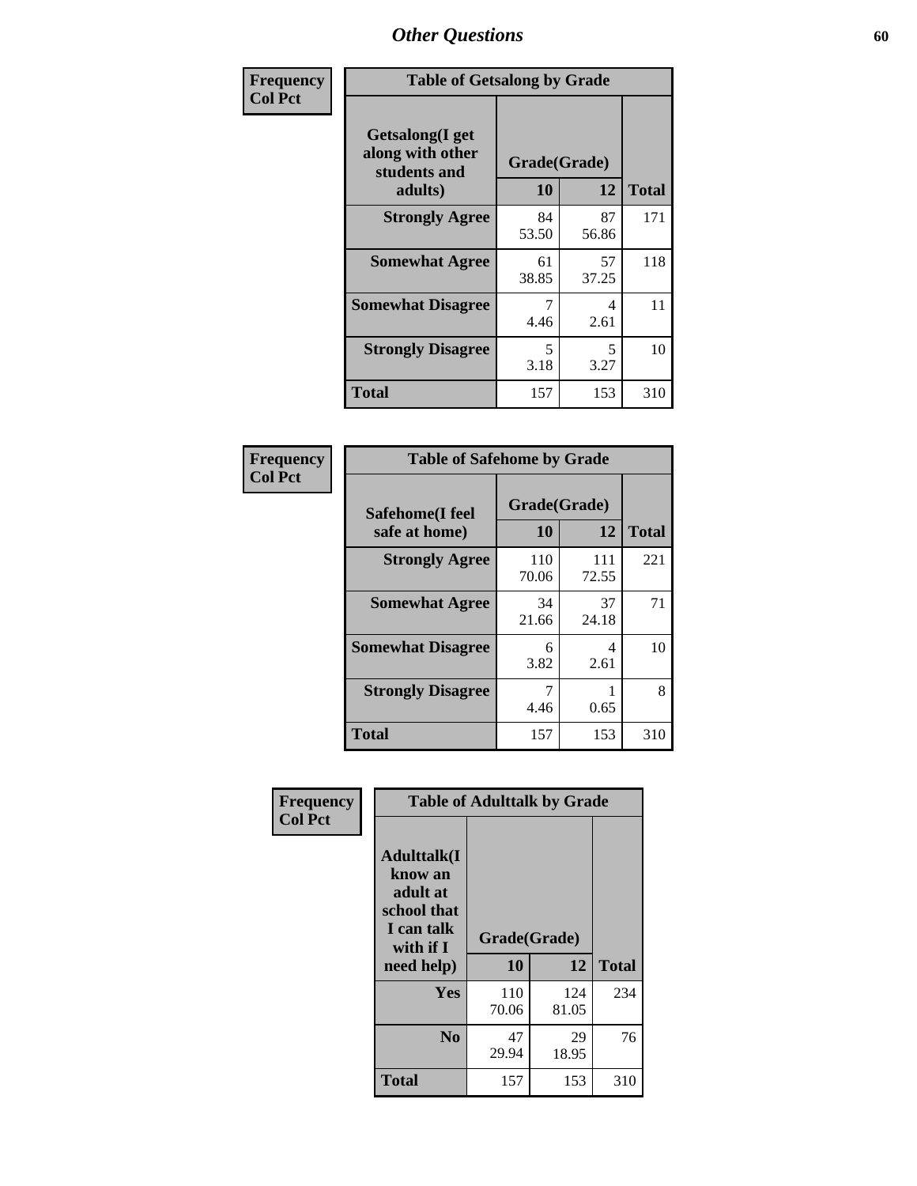# Other Questions

**Frequency**
**Col Pct**

| Table of Getsalong by Grade | | | |
|---|---|---|---|
| **Getsalong(I get along with other students and adults)** | **Grade(Grade)** | | |
| | **10** | **12** | **Total** |
| **Strongly Agree** | 84<br>53.50 | 87<br>56.86 | 171 |
| **Somewhat Agree** | 61<br>38.85 | 57<br>37.25 | 118 |
| **Somewhat Disagree** | 7<br>4.46 | 4<br>2.61 | 11 |
| **Strongly Disagree** | 5<br>3.18 | 5<br>3.27 | 10 |
| **Total** | 157 | 153 | 310 |

**Frequency**
**Col Pct**

| Table of Safehome by Grade | | | |
|---|---|---|---|
| **Safehome(I feel safe at home)** | **Grade(Grade)** | | |
| | **10** | **12** | **Total** |
| **Strongly Agree** | 110<br>70.06 | 111<br>72.55 | 221 |
| **Somewhat Agree** | 34<br>21.66 | 37<br>24.18 | 71 |
| **Somewhat Disagree** | 6<br>3.82 | 4<br>2.61 | 10 |
| **Strongly Disagree** | 7<br>4.46 | 1<br>0.65 | 8 |
| **Total** | 157 | 153 | 310 |

**Frequency**
**Col Pct**

| Table of Adulttalk by Grade | | | |
|---|---|---|---|
| **Adulttalk(I know an adult at school that I can talk with if I need help)** | **Grade(Grade)** | | |
| | **10** | **12** | **Total** |
| **Yes** | 110<br>70.06 | 124<br>81.05 | 234 |
| **No** | 47<br>29.94 | 29<br>18.95 | 76 |
| **Total** | 157 | 153 | 310 |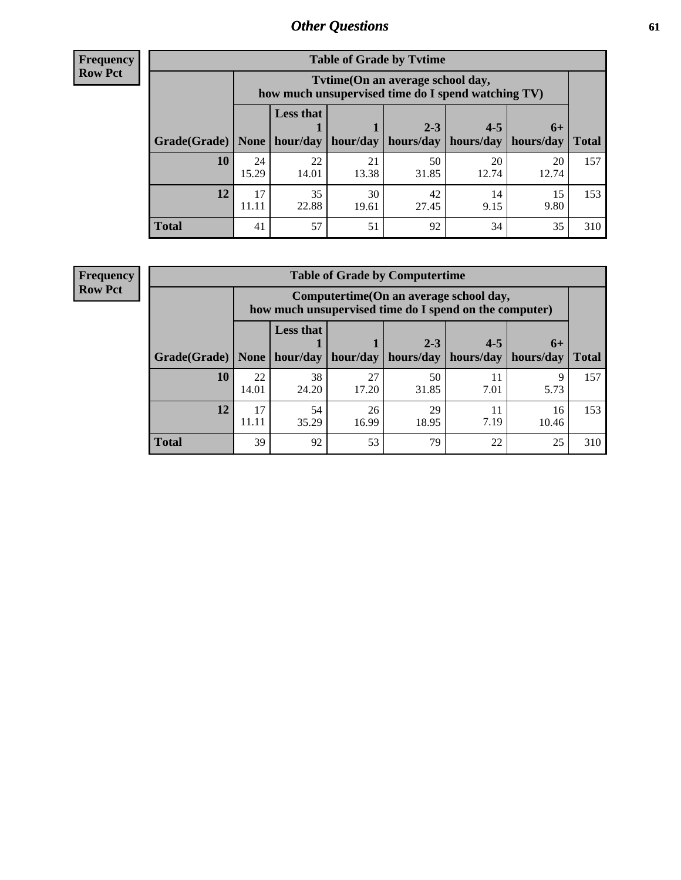**Frequency**
**Row Pct**

| Table of Grade by Tvtime | | | | | | | |
|---|---|---|---|---|---|---|---|
| | Tvtime(On an average school day, how much unsupervised time do I spend watching TV) | | | | | | |
| Grade(Grade) | None | Less that 1 hour/day | 1 hour/day | 2-3 hours/day | 4-5 hours/day | 6+ hours/day | Total |
| **10** | 24<br>15.29 | 22<br>14.01 | 21<br>13.38 | 50<br>31.85 | 20<br>12.74 | 20<br>12.74 | 157 |
| **12** | 17<br>11.11 | 35<br>22.88 | 30<br>19.61 | 42<br>27.45 | 14<br>9.15 | 15<br>9.80 | 153 |
| **Total** | 41 | 57 | 51 | 92 | 34 | 35 | 310 |

**Frequency**
**Row Pct**

| Table of Grade by Computertime | | | | | | | |
|---|---|---|---|---|---|---|---|
| | Computertime(On an average school day, how much unsupervised time do I spend on the computer) | | | | | | |
| Grade(Grade) | None | Less that 1 hour/day | 1 hour/day | 2-3 hours/day | 4-5 hours/day | 6+ hours/day | Total |
| **10** | 22<br>14.01 | 38<br>24.20 | 27<br>17.20 | 50<br>31.85 | 11<br>7.01 | 9<br>5.73 | 157 |
| **12** | 17<br>11.11 | 54<br>35.29 | 26<br>16.99 | 29<br>18.95 | 11<br>7.19 | 16<br>10.46 | 153 |
| **Total** | 39 | 92 | 53 | 79 | 22 | 25 | 310 |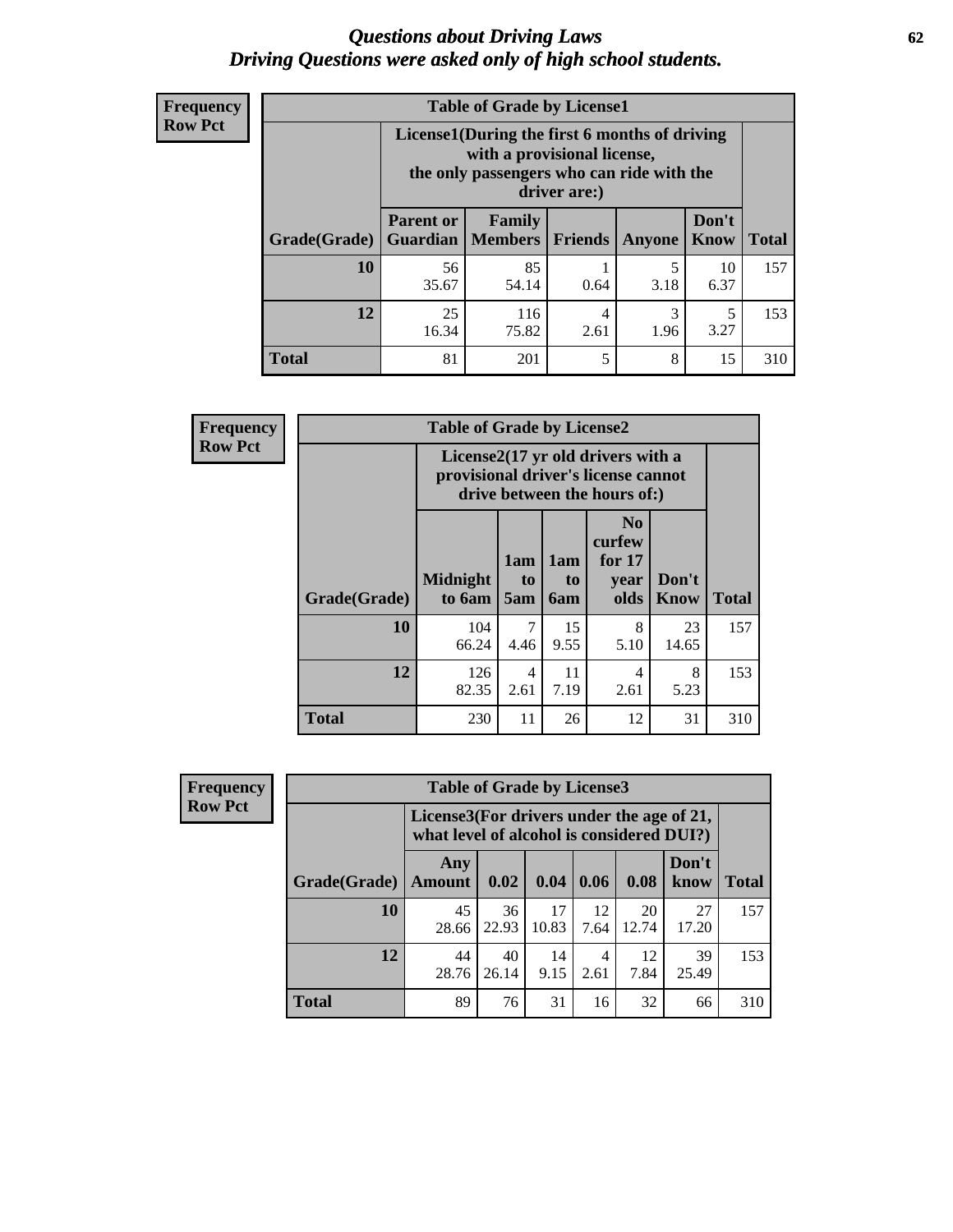# *Questions about Driving Laws*
# *Driving Questions were asked only of high school students.*

**Frequency**
**Row Pct**

**Table of Grade by License1**

| Grade(Grade) | License1(During the first 6 months of driving with a provisional license, the only passengers who can ride with the driver are:) | | | | | Total |
|---|---|---|---|---|---|---|
| | Parent or Guardian | Family Members | Friends | Anyone | Don't Know | |
| 10 | 56<br>35.67 | 85<br>54.14 | 1<br>0.64 | 5<br>3.18 | 10<br>6.37 | 157 |
| 12 | 25<br>16.34 | 116<br>75.82 | 4<br>2.61 | 3<br>1.96 | 5<br>3.27 | 153 |
| Total | 81 | 201 | 5 | 8 | 15 | 310 |

**Frequency**
**Row Pct**

**Table of Grade by License2**

| Grade(Grade) | License2(17 yr old drivers with a provisional driver's license cannot drive between the hours of:) | | | | | Total |
|---|---|---|---|---|---|---|
| | Midnight to 6am | 1am to 5am | 1am to 6am | No curfew for 17 year olds | Don't Know | |
| 10 | 104<br>66.24 | 7<br>4.46 | 15<br>9.55 | 8<br>5.10 | 23<br>14.65 | 157 |
| 12 | 126<br>82.35 | 4<br>2.61 | 11<br>7.19 | 4<br>2.61 | 8<br>5.23 | 153 |
| Total | 230 | 11 | 26 | 12 | 31 | 310 |

**Frequency**
**Row Pct**

**Table of Grade by License3**

| Grade(Grade) | License3(For drivers under the age of 21, what level of alcohol is considered DUI?) | | | | | | Total |
|---|---|---|---|---|---|---|---|
| | Any Amount | 0.02 | 0.04 | 0.06 | 0.08 | Don't know | |
| 10 | 45<br>28.66 | 36<br>22.93 | 17<br>10.83 | 12<br>7.64 | 20<br>12.74 | 27<br>17.20 | 157 |
| 12 | 44<br>28.76 | 40<br>26.14 | 14<br>9.15 | 4<br>2.61 | 12<br>7.84 | 39<br>25.49 | 153 |
| Total | 89 | 76 | 31 | 16 | 32 | 66 | 310 |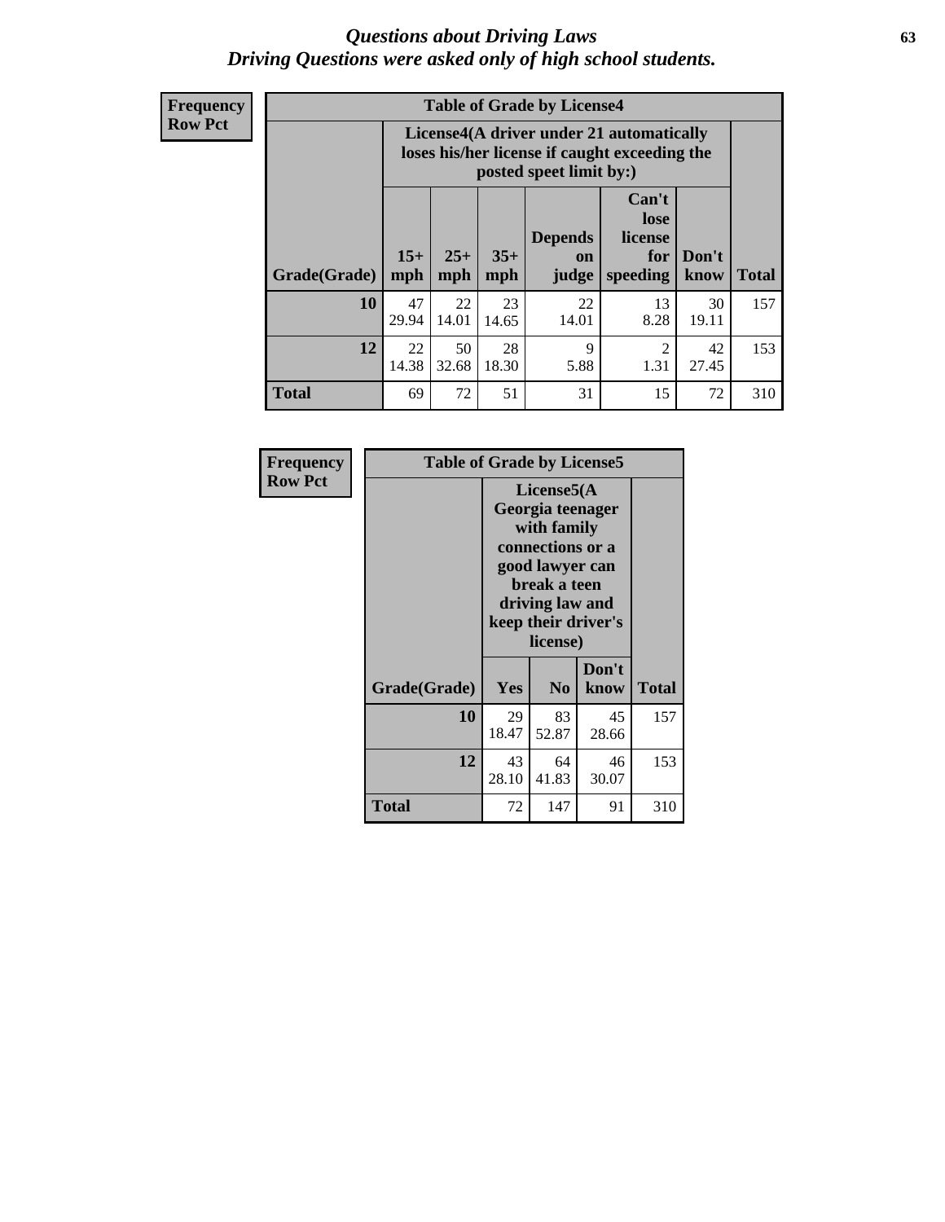# Questions about Driving Laws
## Driving Questions were asked only of high school students.

**Frequency**
**Row Pct**

| Table of Grade by License4 | | | | | | | |
|---|---|---|---|---|---|---|---|
| | License4(A driver under 21 automatically loses his/her license if caught exceeding the posted speet limit by:) | | | | | | |
| Grade(Grade) | 15+ mph | 25+ mph | 35+ mph | Depends on judge | Can't lose license for speeding | Don't know | Total |
| 10 | 47<br>29.94 | 22<br>14.01 | 23<br>14.65 | 22<br>14.01 | 13<br>8.28 | 30<br>19.11 | 157 |
| 12 | 22<br>14.38 | 50<br>32.68 | 28<br>18.30 | 9<br>5.88 | 2<br>1.31 | 42<br>27.45 | 153 |
| Total | 69 | 72 | 51 | 31 | 15 | 72 | 310 |

**Frequency**
**Row Pct**

| Table of Grade by License5 | | | | |
|---|---|---|---|---|
| | License5(A Georgia teenager with family connections or a good lawyer can break a teen driving law and keep their driver's license) | | | |
| Grade(Grade) | Yes | No | Don't know | Total |
| 10 | 29<br>18.47 | 83<br>52.87 | 45<br>28.66 | 157 |
| 12 | 43<br>28.10 | 64<br>41.83 | 46<br>30.07 | 153 |
| Total | 72 | 147 | 91 | 310 |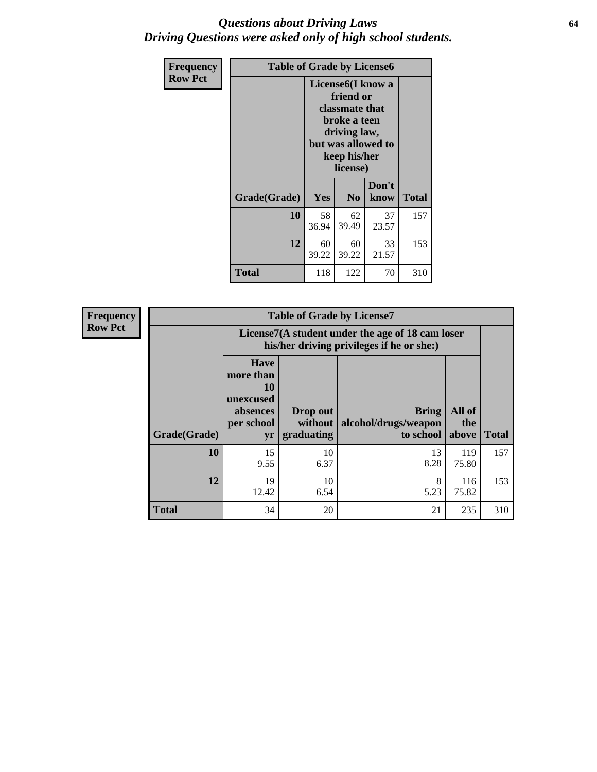# Questions about Driving Laws
## Driving Questions were asked only of high school students.

**Frequency**
**Row Pct**

| Table of Grade by License6 | | | | |
|---|---|---|---|---|
| | License6(I know a friend or classmate that broke a teen driving law, but was allowed to keep his/her license) | | | |
| Grade(Grade) | Yes | No | Don't know | Total |
| 10 | 58<br>36.94 | 62<br>39.49 | 37<br>23.57 | 157 |
| 12 | 60<br>39.22 | 60<br>39.22 | 33<br>21.57 | 153 |
| Total | 118 | 122 | 70 | 310 |

**Frequency**
**Row Pct**

| Table of Grade by License7 | | | | | |
|---|---|---|---|---|---|
| | License7(A student under the age of 18 cam loser his/her driving privileges if he or she:) | | | | |
| Grade(Grade) | Have more than 10 unexcused absences per school yr | Drop out without graduating | Bring alcohol/drugs/weapon to school | All of the above | Total |
| 10 | 15<br>9.55 | 10<br>6.37 | 13<br>8.28 | 119<br>75.80 | 157 |
| 12 | 19<br>12.42 | 10<br>6.54 | 8<br>5.23 | 116<br>75.82 | 153 |
| Total | 34 | 20 | 21 | 235 | 310 |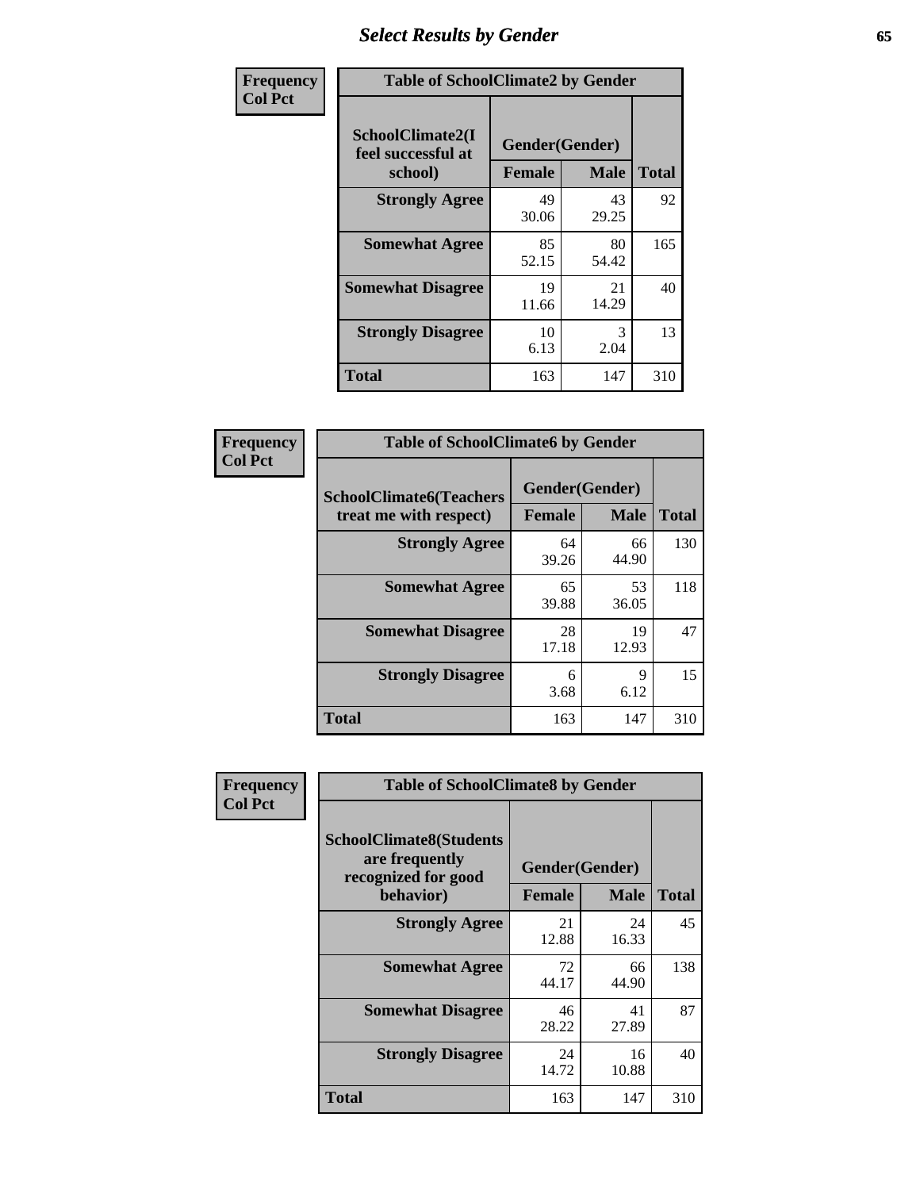# Select Results by Gender

| Frequency<br>Col Pct | Table of SchoolClimate2 by Gender | | |
|---|---|---|---|
| **SchoolClimate2(I feel successful at school)** | **Gender(Gender)** | | |
| | **Female** | **Male** | **Total** |
| **Strongly Agree** | 49<br>30.06 | 43<br>29.25 | 92 |
| **Somewhat Agree** | 85<br>52.15 | 80<br>54.42 | 165 |
| **Somewhat Disagree** | 19<br>11.66 | 21<br>14.29 | 40 |
| **Strongly Disagree** | 10<br>6.13 | 3<br>2.04 | 13 |
| **Total** | 163 | 147 | 310 |

| Frequency<br>Col Pct | Table of SchoolClimate6 by Gender | | |
|---|---|---|---|
| **SchoolClimate6(Teachers treat me with respect)** | **Gender(Gender)** | | |
| | **Female** | **Male** | **Total** |
| **Strongly Agree** | 64<br>39.26 | 66<br>44.90 | 130 |
| **Somewhat Agree** | 65<br>39.88 | 53<br>36.05 | 118 |
| **Somewhat Disagree** | 28<br>17.18 | 19<br>12.93 | 47 |
| **Strongly Disagree** | 6<br>3.68 | 9<br>6.12 | 15 |
| **Total** | 163 | 147 | 310 |

| Frequency<br>Col Pct | Table of SchoolClimate8 by Gender | | |
|---|---|---|---|
| **SchoolClimate8(Students are frequently recognized for good behavior)** | **Gender(Gender)** | | |
| | **Female** | **Male** | **Total** |
| **Strongly Agree** | 21<br>12.88 | 24<br>16.33 | 45 |
| **Somewhat Agree** | 72<br>44.17 | 66<br>44.90 | 138 |
| **Somewhat Disagree** | 46<br>28.22 | 41<br>27.89 | 87 |
| **Strongly Disagree** | 24<br>14.72 | 16<br>10.88 | 40 |
| **Total** | 163 | 147 | 310 |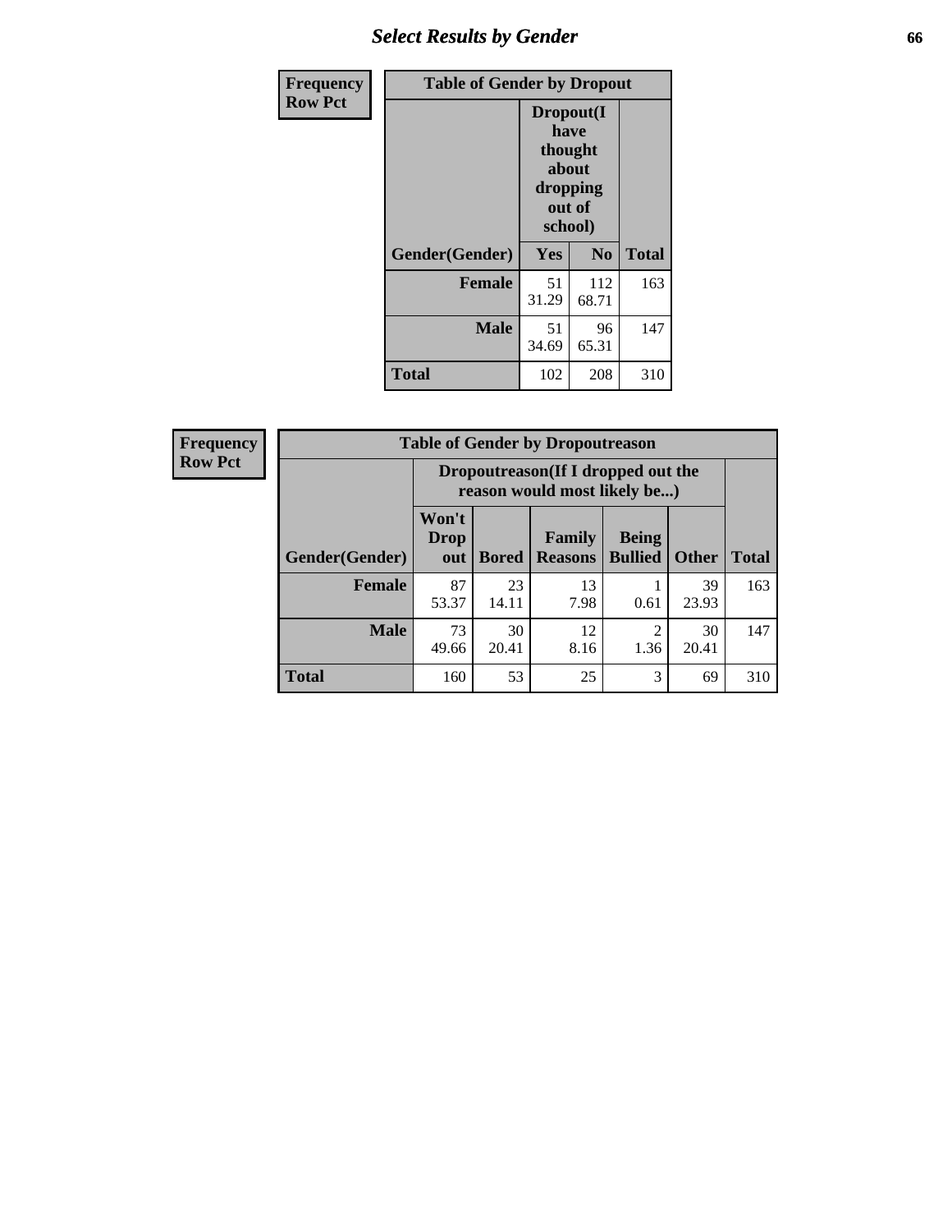## Select Results by Gender

**Frequency**
**Row Pct**

| Table of Gender by Dropout | | | |
|---|---|---|---|
| | Dropout(I have thought about dropping out of school) | | |
| Gender(Gender) | Yes | No | Total |
| **Female** | 51<br>31.29 | 112<br>68.71 | 163 |
| **Male** | 51<br>34.69 | 96<br>65.31 | 147 |
| **Total** | 102 | 208 | 310 |

**Frequency**
**Row Pct**

| Table of Gender by Dropoutreason | | | | | | |
|---|---|---|---|---|---|---|
| | Dropoutreason(If I dropped out the reason would most likely be...) | | | | | |
| Gender(Gender) | Won't Drop out | Bored | Family Reasons | Being Bullied | Other | Total |
| **Female** | 87<br>53.37 | 23<br>14.11 | 13<br>7.98 | 1<br>0.61 | 39<br>23.93 | 163 |
| **Male** | 73<br>49.66 | 30<br>20.41 | 12<br>8.16 | 2<br>1.36 | 30<br>20.41 | 147 |
| **Total** | 160 | 53 | 25 | 3 | 69 | 310 |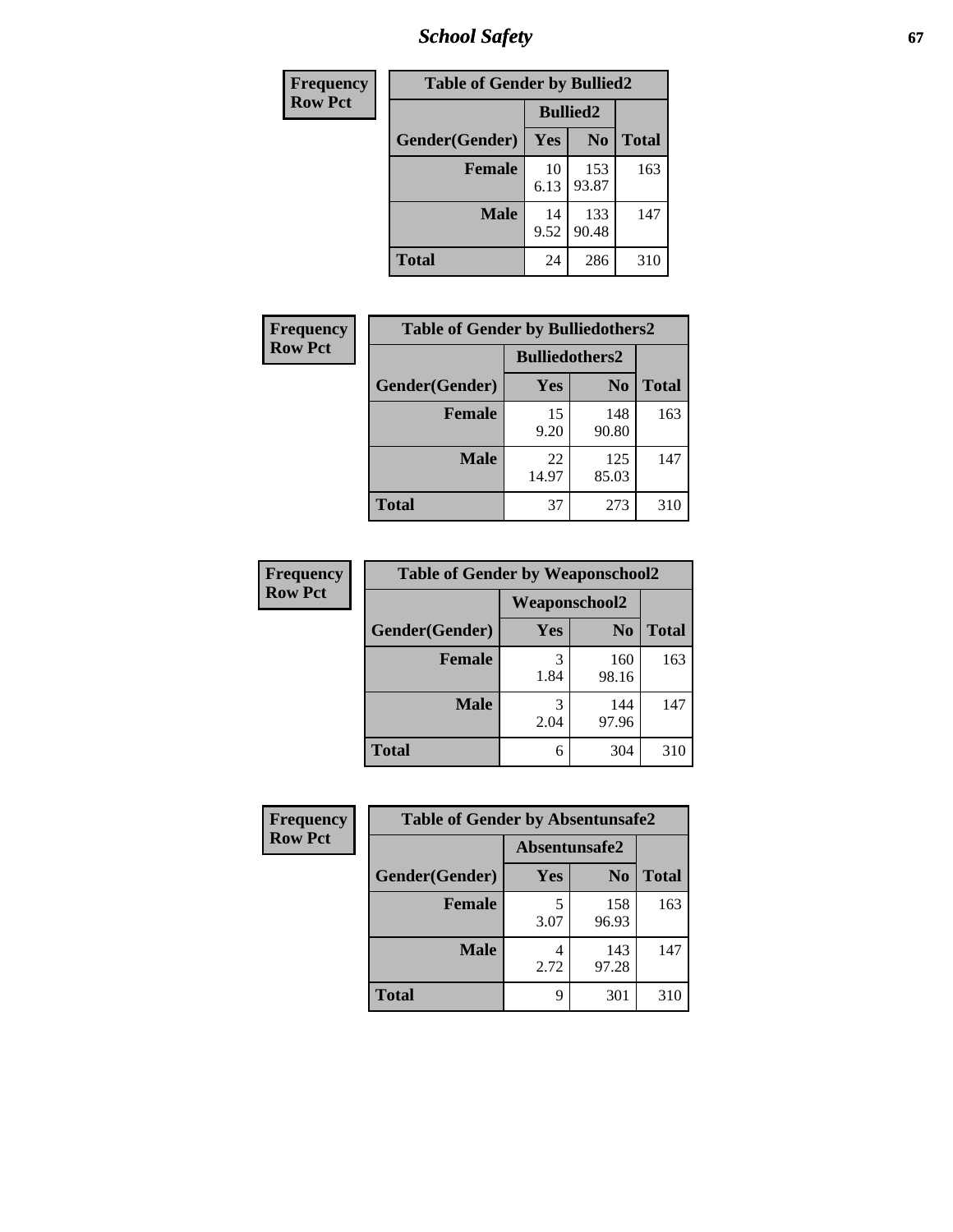| Frequency Row Pct | Table of Gender by Bullied2 | | |
|---|---|---|---|
| | Bullied2 | | |
| Gender(Gender) | Yes | No | Total |
| Female | 10<br>6.13 | 153<br>93.87 | 163 |
| Male | 14<br>9.52 | 133<br>90.48 | 147 |
| Total | 24 | 286 | 310 |

| Frequency Row Pct | Table of Gender by Bulliedothers2 | | |
|---|---|---|---|
| | Bulliedothers2 | | |
| Gender(Gender) | Yes | No | Total |
| Female | 15<br>9.20 | 148<br>90.80 | 163 |
| Male | 22<br>14.97 | 125<br>85.03 | 147 |
| Total | 37 | 273 | 310 |

| Frequency Row Pct | Table of Gender by Weaponschool2 | | |
|---|---|---|---|
| | Weaponschool2 | | |
| Gender(Gender) | Yes | No | Total |
| Female | 3<br>1.84 | 160<br>98.16 | 163 |
| Male | 3<br>2.04 | 144<br>97.96 | 147 |
| Total | 6 | 304 | 310 |

| Frequency Row Pct | Table of Gender by Absentunsafe2 | | |
|---|---|---|---|
| | Absentunsafe2 | | |
| Gender(Gender) | Yes | No | Total |
| Female | 5<br>3.07 | 158<br>96.93 | 163 |
| Male | 4<br>2.72 | 143<br>97.28 | 147 |
| Total | 9 | 301 | 310 |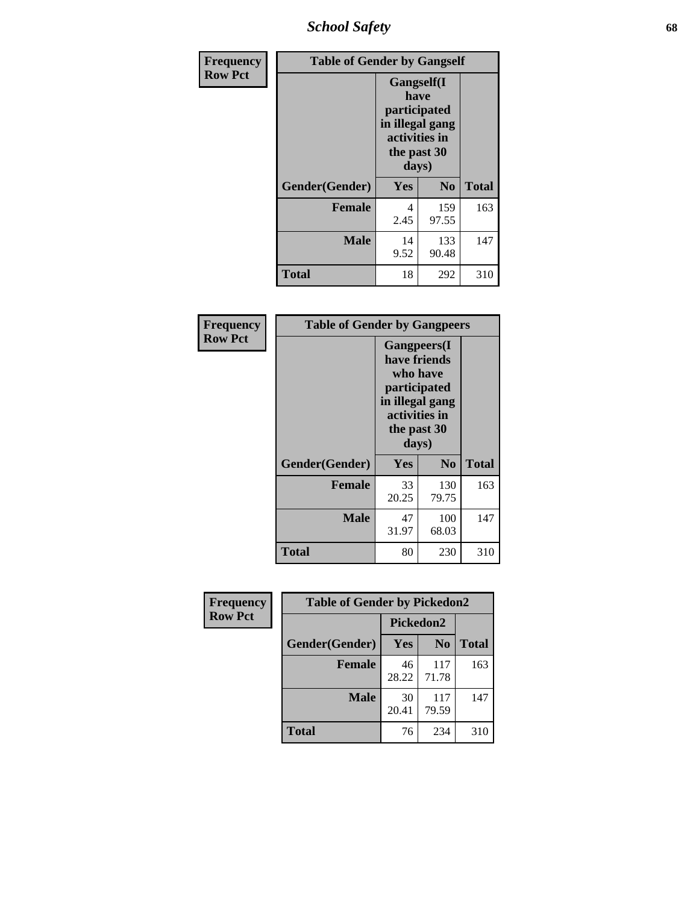**Frequency**
**Row Pct**

| Table of Gender by Gangself | | | |
|---|---|---|---|
| | Gangself(I have participated in illegal gang activities in the past 30 days) | | |
| Gender(Gender) | Yes | No | Total |
| Female | 4<br>2.45 | 159<br>97.55 | 163 |
| Male | 14<br>9.52 | 133<br>90.48 | 147 |
| Total | 18 | 292 | 310 |

**Frequency**
**Row Pct**

| Table of Gender by Gangpeers | | | |
|---|---|---|---|
| | Gangpeers(I have friends who have participated in illegal gang activities in the past 30 days) | | |
| Gender(Gender) | Yes | No | Total |
| Female | 33<br>20.25 | 130<br>79.75 | 163 |
| Male | 47<br>31.97 | 100<br>68.03 | 147 |
| Total | 80 | 230 | 310 |

**Frequency**
**Row Pct**

| Table of Gender by Pickedon2 | | | |
|---|---|---|---|
| | Pickedon2 | | |
| Gender(Gender) | Yes | No | Total |
| Female | 46<br>28.22 | 117<br>71.78 | 163 |
| Male | 30<br>20.41 | 117<br>79.59 | 147 |
| Total | 76 | 234 | 310 |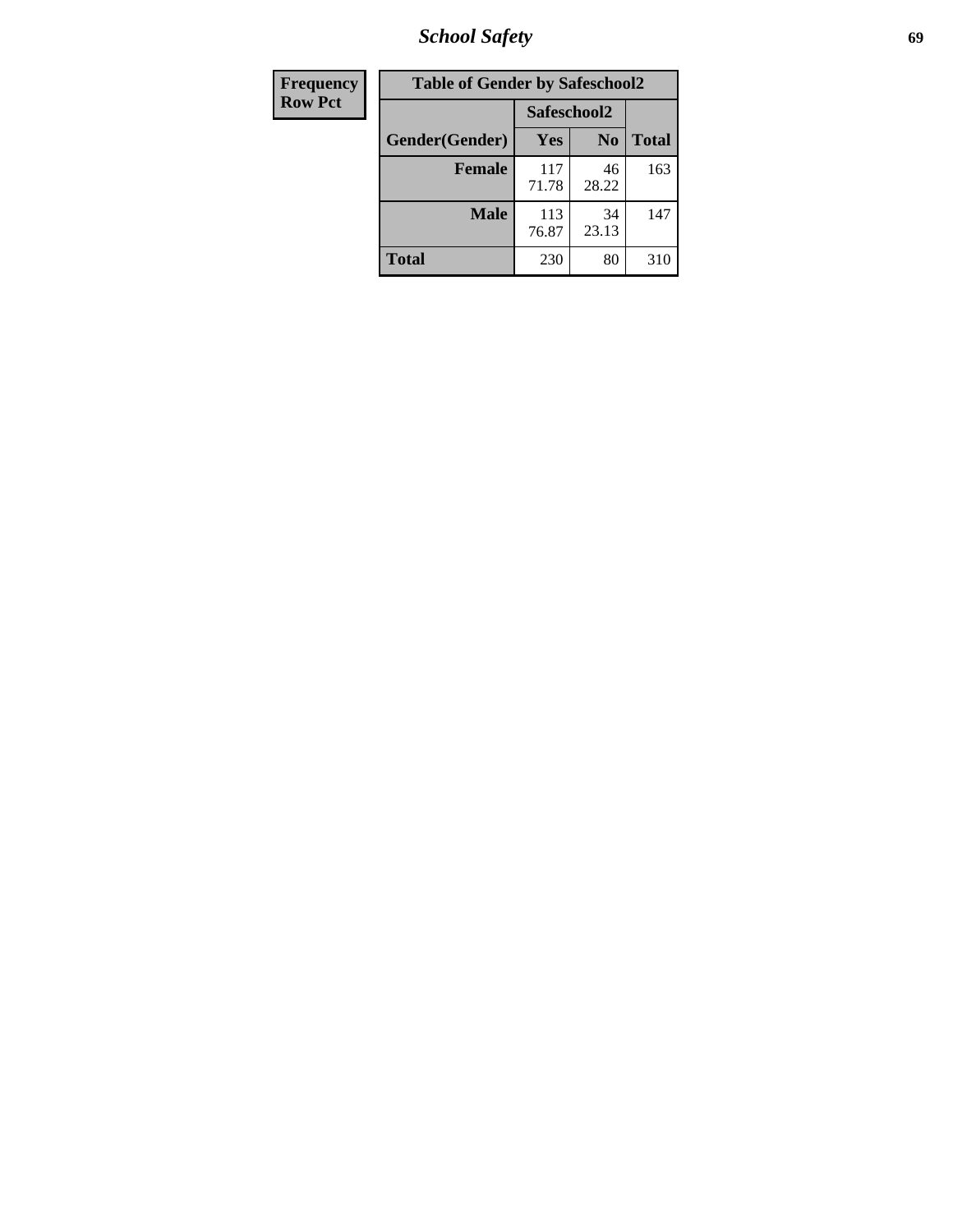| Frequency Row Pct | Table of Gender by Safeschool2 | | |
|---|---|---|---|
| | Safeschool2 | | |
| Gender(Gender) | Yes | No | Total |
| Female | 117<br>71.78 | 46<br>28.22 | 163 |
| Male | 113<br>76.87 | 34<br>23.13 | 147 |
| Total | 230 | 80 | 310 |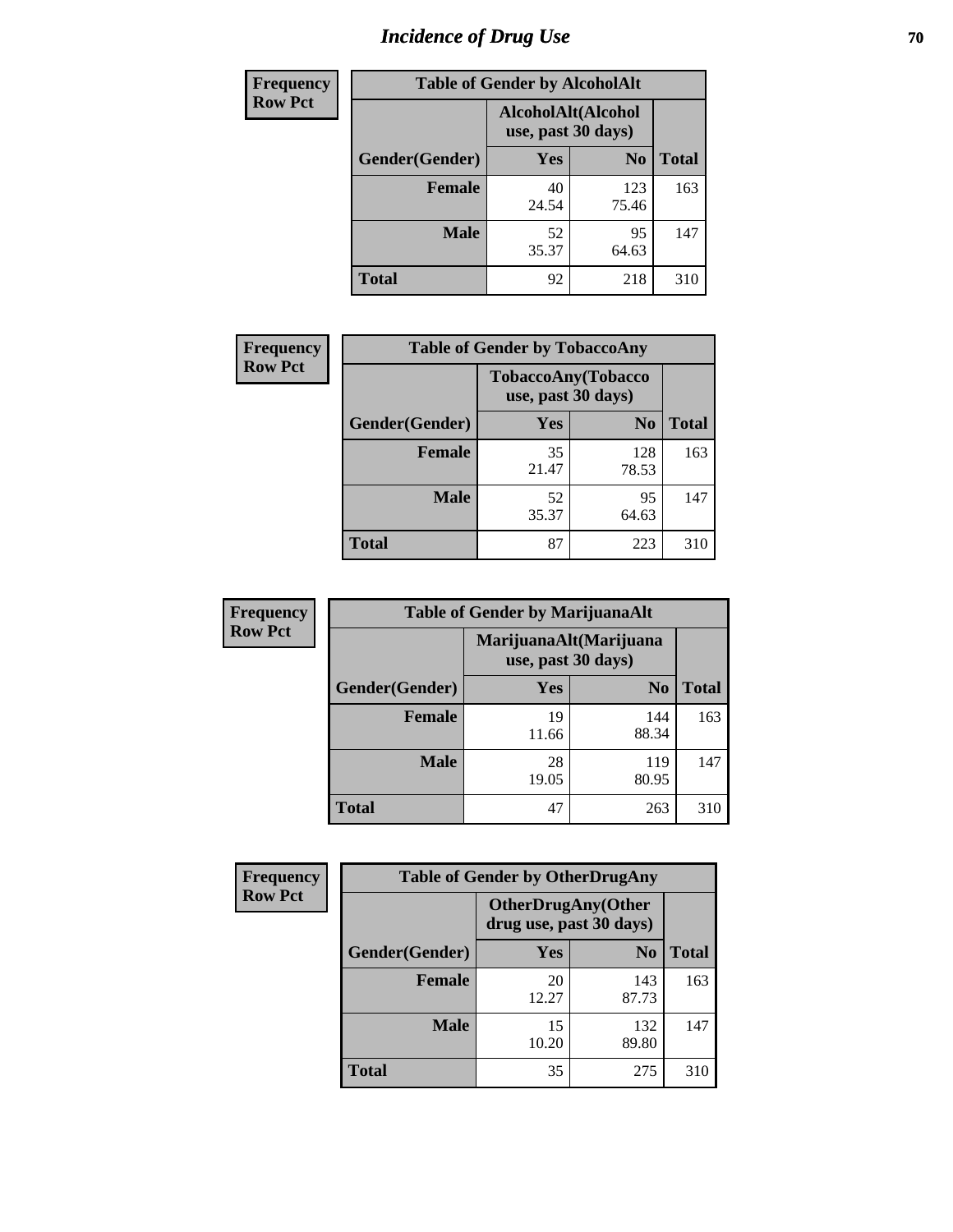# Incidence of Drug Use

**Frequency**
**Row Pct**

| Table of Gender by AlcoholAlt | | | |
|---|---|---|---|
| | AlcoholAlt(Alcohol use, past 30 days) | | |
| Gender(Gender) | Yes | No | Total |
| Female | 40<br>24.54 | 123<br>75.46 | 163 |
| Male | 52<br>35.37 | 95<br>64.63 | 147 |
| Total | 92 | 218 | 310 |

**Frequency**
**Row Pct**

| Table of Gender by TobaccoAny | | | |
|---|---|---|---|
| | TobaccoAny(Tobacco use, past 30 days) | | |
| Gender(Gender) | Yes | No | Total |
| Female | 35<br>21.47 | 128<br>78.53 | 163 |
| Male | 52<br>35.37 | 95<br>64.63 | 147 |
| Total | 87 | 223 | 310 |

**Frequency**
**Row Pct**

| Table of Gender by MarijuanaAlt | | | |
|---|---|---|---|
| | MarijuanaAlt(Marijuana use, past 30 days) | | |
| Gender(Gender) | Yes | No | Total |
| Female | 19<br>11.66 | 144<br>88.34 | 163 |
| Male | 28<br>19.05 | 119<br>80.95 | 147 |
| Total | 47 | 263 | 310 |

**Frequency**
**Row Pct**

| Table of Gender by OtherDrugAny | | | |
|---|---|---|---|
| | OtherDrugAny(Other drug use, past 30 days) | | |
| Gender(Gender) | Yes | No | Total |
| Female | 20<br>12.27 | 143<br>87.73 | 163 |
| Male | 15<br>10.20 | 132<br>89.80 | 147 |
| Total | 35 | 275 | 310 |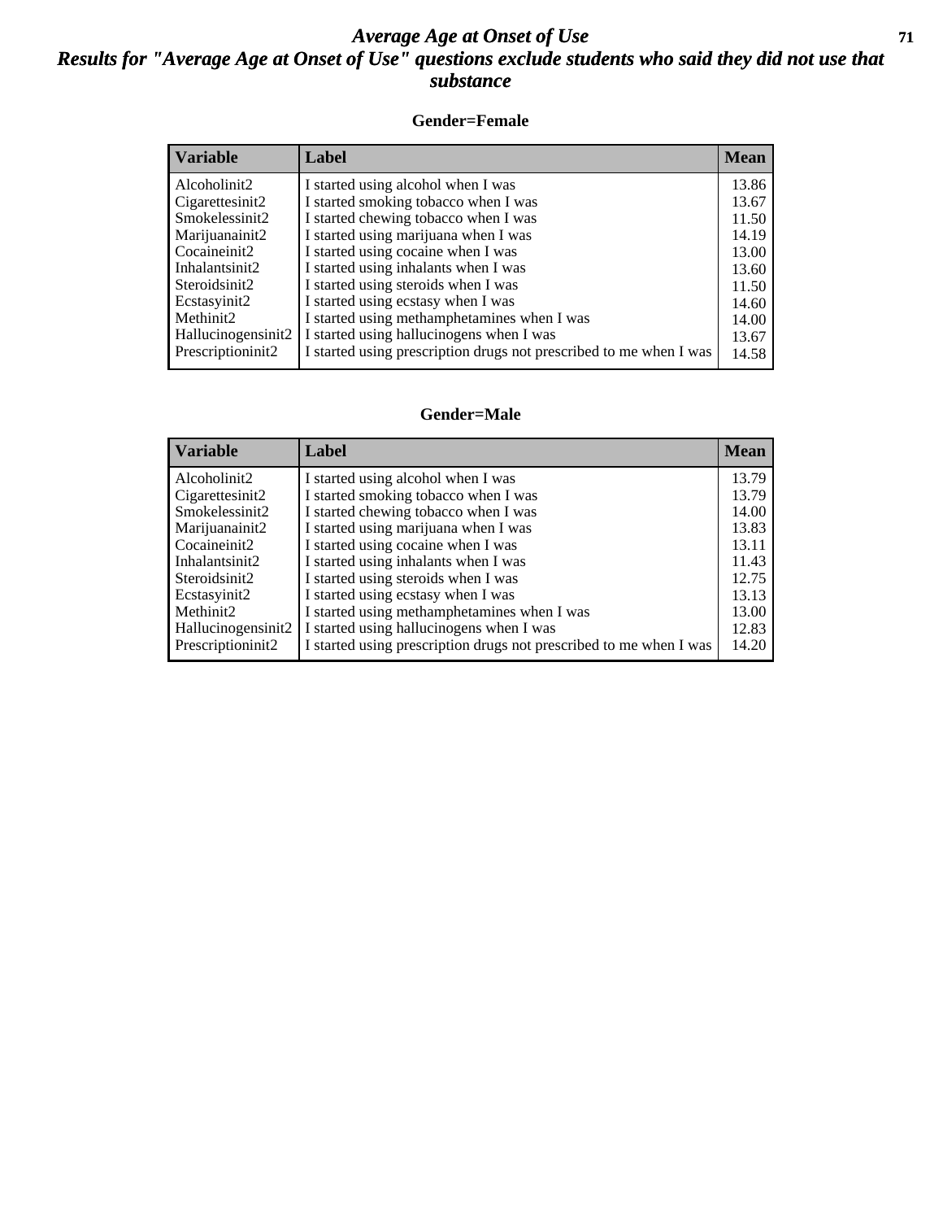# Average Age at Onset of Use

## Results for "Average Age at Onset of Use" questions exclude students who said they did not use that substance

### Gender=Female

| Variable | Label | Mean |
|---|---|---|
| Alcoholinit2 | I started using alcohol when I was | 13.86 |
| Cigarettesinit2 | I started smoking tobacco when I was | 13.67 |
| Smokelessinit2 | I started chewing tobacco when I was | 11.50 |
| Marijuanainit2 | I started using marijuana when I was | 14.19 |
| Cocaineinit2 | I started using cocaine when I was | 13.00 |
| Inhalantsinit2 | I started using inhalants when I was | 13.60 |
| Steroidsinit2 | I started using steroids when I was | 11.50 |
| Ecstasyinit2 | I started using ecstasy when I was | 14.60 |
| Methinit2 | I started using methamphetamines when I was | 14.00 |
| Hallucinogensinit2 | I started using hallucinogens when I was | 13.67 |
| Prescriptioninit2 | I started using prescription drugs not prescribed to me when I was | 14.58 |

### Gender=Male

| Variable | Label | Mean |
|---|---|---|
| Alcoholinit2 | I started using alcohol when I was | 13.79 |
| Cigarettesinit2 | I started smoking tobacco when I was | 13.79 |
| Smokelessinit2 | I started chewing tobacco when I was | 14.00 |
| Marijuanainit2 | I started using marijuana when I was | 13.83 |
| Cocaineinit2 | I started using cocaine when I was | 13.11 |
| Inhalantsinit2 | I started using inhalants when I was | 11.43 |
| Steroidsinit2 | I started using steroids when I was | 12.75 |
| Ecstasyinit2 | I started using ecstasy when I was | 13.13 |
| Methinit2 | I started using methamphetamines when I was | 13.00 |
| Hallucinogensinit2 | I started using hallucinogens when I was | 12.83 |
| Prescriptioninit2 | I started using prescription drugs not prescribed to me when I was | 14.20 |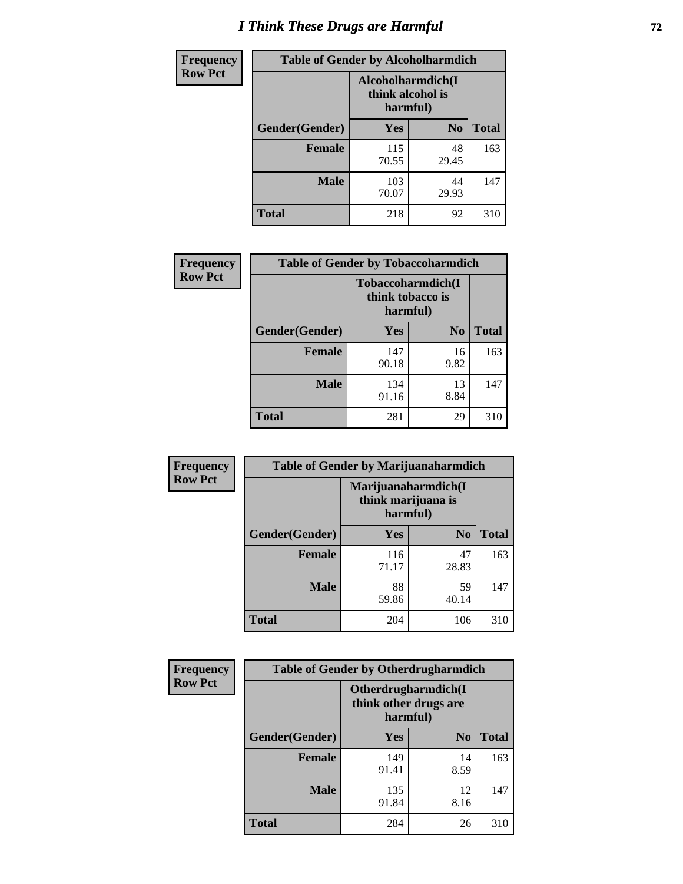# I Think These Drugs are Harmful

**Frequency**
**Row Pct**

| Table of Gender by Alcoholharmdich | | | |
|---|---|---|---|
| | Alcoholharmdich(I think alcohol is harmful) | | |
| Gender(Gender) | Yes | No | Total |
| **Female** | 115<br>70.55 | 48<br>29.45 | 163 |
| **Male** | 103<br>70.07 | 44<br>29.93 | 147 |
| **Total** | 218 | 92 | 310 |

**Frequency**
**Row Pct**

| Table of Gender by Tobaccoharmdich | | | |
|---|---|---|---|
| | Tobaccoharmdich(I think tobacco is harmful) | | |
| Gender(Gender) | Yes | No | Total |
| **Female** | 147<br>90.18 | 16<br>9.82 | 163 |
| **Male** | 134<br>91.16 | 13<br>8.84 | 147 |
| **Total** | 281 | 29 | 310 |

**Frequency**
**Row Pct**

| Table of Gender by Marijuanaharmdich | | | |
|---|---|---|---|
| | Marijuanaharmdich(I think marijuana is harmful) | | |
| Gender(Gender) | Yes | No | Total |
| **Female** | 116<br>71.17 | 47<br>28.83 | 163 |
| **Male** | 88<br>59.86 | 59<br>40.14 | 147 |
| **Total** | 204 | 106 | 310 |

**Frequency**
**Row Pct**

| Table of Gender by Otherdrugharmdich | | | |
|---|---|---|---|
| | Otherdrugharmdich(I think other drugs are harmful) | | |
| Gender(Gender) | Yes | No | Total |
| **Female** | 149<br>91.41 | 14<br>8.59 | 163 |
| **Male** | 135<br>91.84 | 12<br>8.16 | 147 |
| **Total** | 284 | 26 | 310 |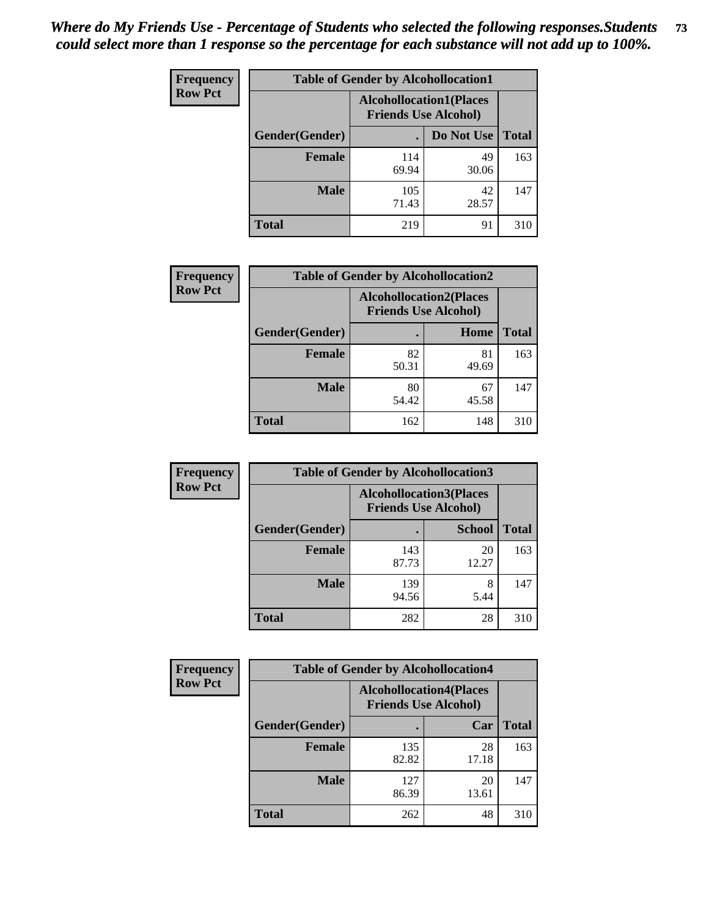*Where do My Friends Use - Percentage of Students who selected the following responses.Students could select more than 1 response so the percentage for each substance will not add up to 100%.*

**Frequency**
**Row Pct**

| Table of Gender by Alcohollocation1 | | | |
|---|---|---|---|
| | Alcohollocation1(Places Friends Use Alcohol) | | |
| Gender(Gender) | . | Do Not Use | Total |
| **Female** | 114<br>69.94 | 49<br>30.06 | 163 |
| **Male** | 105<br>71.43 | 42<br>28.57 | 147 |
| **Total** | 219 | 91 | 310 |

**Frequency**
**Row Pct**

| Table of Gender by Alcohollocation2 | | | |
|---|---|---|---|
| | Alcohollocation2(Places Friends Use Alcohol) | | |
| Gender(Gender) | . | Home | Total |
| **Female** | 82<br>50.31 | 81<br>49.69 | 163 |
| **Male** | 80<br>54.42 | 67<br>45.58 | 147 |
| **Total** | 162 | 148 | 310 |

**Frequency**
**Row Pct**

| Table of Gender by Alcohollocation3 | | | |
|---|---|---|---|
| | Alcohollocation3(Places Friends Use Alcohol) | | |
| Gender(Gender) | . | School | Total |
| **Female** | 143<br>87.73 | 20<br>12.27 | 163 |
| **Male** | 139<br>94.56 | 8<br>5.44 | 147 |
| **Total** | 282 | 28 | 310 |

**Frequency**
**Row Pct**

| Table of Gender by Alcohollocation4 | | | |
|---|---|---|---|
| | Alcohollocation4(Places Friends Use Alcohol) | | |
| Gender(Gender) | . | Car | Total |
| **Female** | 135<br>82.82 | 28<br>17.18 | 163 |
| **Male** | 127<br>86.39 | 20<br>13.61 | 147 |
| **Total** | 262 | 48 | 310 |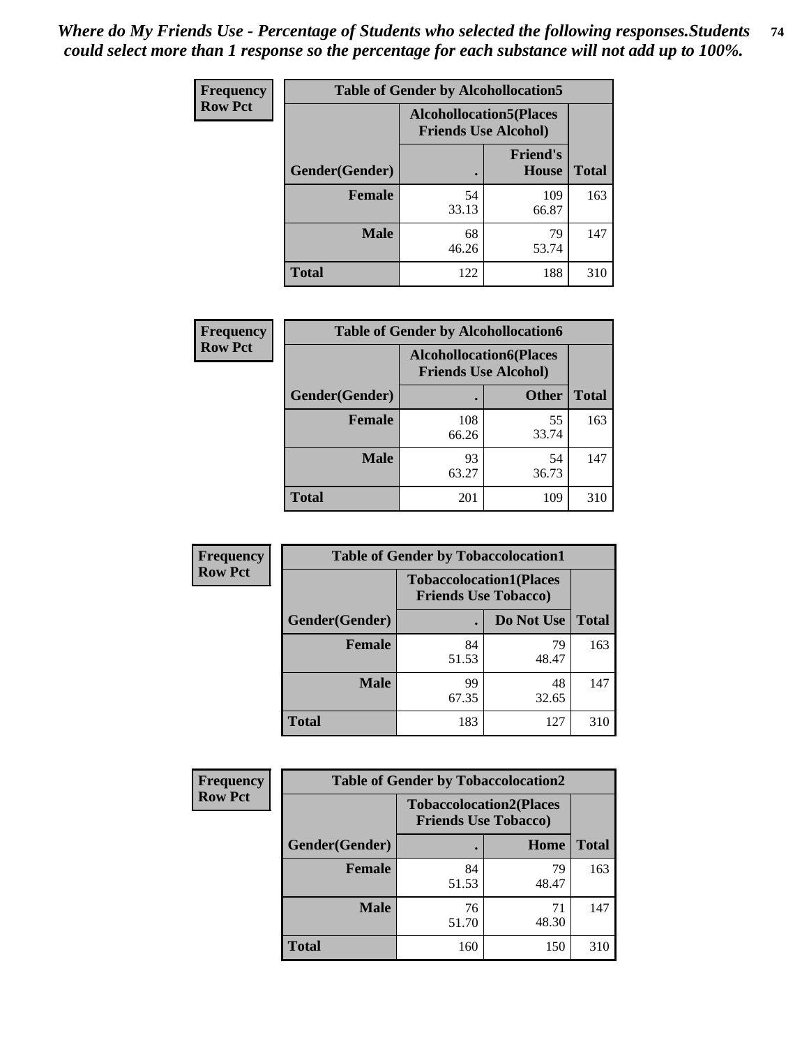*Where do My Friends Use - Percentage of Students who selected the following responses.Students could select more than 1 response so the percentage for each substance will not add up to 100%.*

**Frequency**
**Row Pct**

**Table of Gender by Alcohollocation5**

| Gender(Gender) | Alcohollocation5(Places Friends Use Alcohol): . | Alcohollocation5(Places Friends Use Alcohol): Friend's House | Total |
|---|---|---|---|
| **Female** | 54<br>33.13 | 109<br>66.87 | 163 |
| **Male** | 68<br>46.26 | 79<br>53.74 | 147 |
| **Total** | 122 | 188 | 310 |

**Frequency**
**Row Pct**

**Table of Gender by Alcohollocation6**

| Gender(Gender) | Alcohollocation6(Places Friends Use Alcohol): . | Alcohollocation6(Places Friends Use Alcohol): Other | Total |
|---|---|---|---|
| **Female** | 108<br>66.26 | 55<br>33.74 | 163 |
| **Male** | 93<br>63.27 | 54<br>36.73 | 147 |
| **Total** | 201 | 109 | 310 |

**Frequency**
**Row Pct**

**Table of Gender by Tobaccolocation1**

| Gender(Gender) | Tobaccolocation1(Places Friends Use Tobacco): . | Tobaccolocation1(Places Friends Use Tobacco): Do Not Use | Total |
|---|---|---|---|
| **Female** | 84<br>51.53 | 79<br>48.47 | 163 |
| **Male** | 99<br>67.35 | 48<br>32.65 | 147 |
| **Total** | 183 | 127 | 310 |

**Frequency**
**Row Pct**

**Table of Gender by Tobaccolocation2**

| Gender(Gender) | Tobaccolocation2(Places Friends Use Tobacco): . | Tobaccolocation2(Places Friends Use Tobacco): Home | Total |
|---|---|---|---|
| **Female** | 84<br>51.53 | 79<br>48.47 | 163 |
| **Male** | 76<br>51.70 | 71<br>48.30 | 147 |
| **Total** | 160 | 150 | 310 |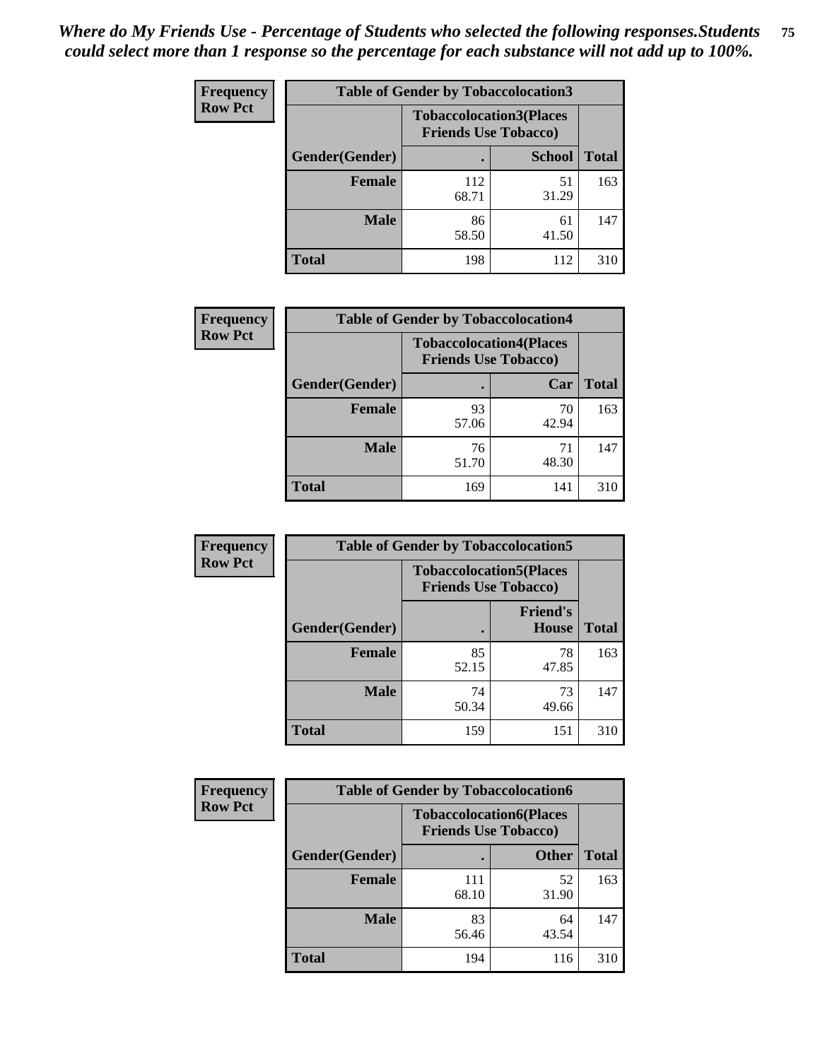*Where do My Friends Use - Percentage of Students who selected the following responses.Students could select more than 1 response so the percentage for each substance will not add up to 100%.*

**Frequency**
**Row Pct**

| Table of Gender by Tobaccolocation3 | | | |
|---|---|---|---|
| | Tobaccolocation3(Places Friends Use Tobacco) | | |
| Gender(Gender) | . | School | Total |
| Female | 112<br>68.71 | 51<br>31.29 | 163 |
| Male | 86<br>58.50 | 61<br>41.50 | 147 |
| Total | 198 | 112 | 310 |

**Frequency**
**Row Pct**

| Table of Gender by Tobaccolocation4 | | | |
|---|---|---|---|
| | Tobaccolocation4(Places Friends Use Tobacco) | | |
| Gender(Gender) | . | Car | Total |
| Female | 93<br>57.06 | 70<br>42.94 | 163 |
| Male | 76<br>51.70 | 71<br>48.30 | 147 |
| Total | 169 | 141 | 310 |

**Frequency**
**Row Pct**

| Table of Gender by Tobaccolocation5 | | | |
|---|---|---|---|
| | Tobaccolocation5(Places Friends Use Tobacco) | | |
| Gender(Gender) | . | Friend's House | Total |
| Female | 85<br>52.15 | 78<br>47.85 | 163 |
| Male | 74<br>50.34 | 73<br>49.66 | 147 |
| Total | 159 | 151 | 310 |

**Frequency**
**Row Pct**

| Table of Gender by Tobaccolocation6 | | | |
|---|---|---|---|
| | Tobaccolocation6(Places Friends Use Tobacco) | | |
| Gender(Gender) | . | Other | Total |
| Female | 111<br>68.10 | 52<br>31.90 | 163 |
| Male | 83<br>56.46 | 64<br>43.54 | 147 |
| Total | 194 | 116 | 310 |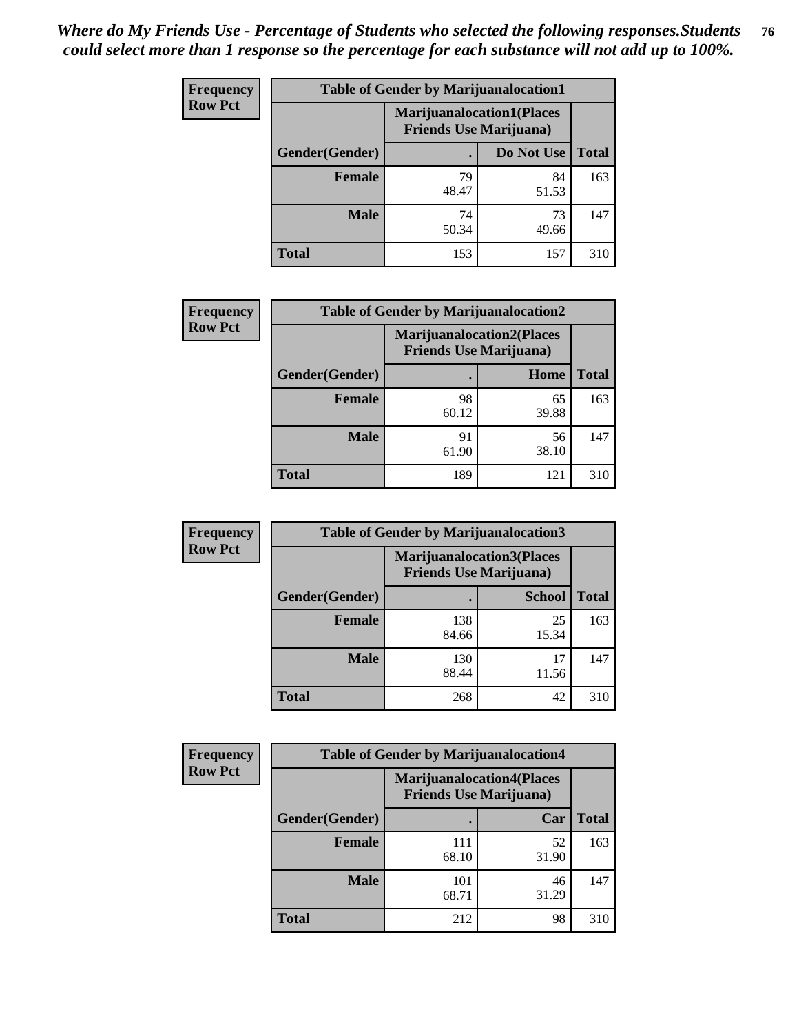*Where do My Friends Use - Percentage of Students who selected the following responses.Students could select more than 1 response so the percentage for each substance will not add up to 100%.*

**Frequency**
**Row Pct**

| Table of Gender by Marijuanalocation1 | | | |
|---|---|---|---|
| | Marijuanalocation1(Places Friends Use Marijuana) | | |
| Gender(Gender) | . | Do Not Use | Total |
| **Female** | 79<br>48.47 | 84<br>51.53 | 163 |
| **Male** | 74<br>50.34 | 73<br>49.66 | 147 |
| **Total** | 153 | 157 | 310 |

**Frequency**
**Row Pct**

| Table of Gender by Marijuanalocation2 | | | |
|---|---|---|---|
| | Marijuanalocation2(Places Friends Use Marijuana) | | |
| Gender(Gender) | . | Home | Total |
| **Female** | 98<br>60.12 | 65<br>39.88 | 163 |
| **Male** | 91<br>61.90 | 56<br>38.10 | 147 |
| **Total** | 189 | 121 | 310 |

**Frequency**
**Row Pct**

| Table of Gender by Marijuanalocation3 | | | |
|---|---|---|---|
| | Marijuanalocation3(Places Friends Use Marijuana) | | |
| Gender(Gender) | . | School | Total |
| **Female** | 138<br>84.66 | 25<br>15.34 | 163 |
| **Male** | 130<br>88.44 | 17<br>11.56 | 147 |
| **Total** | 268 | 42 | 310 |

**Frequency**
**Row Pct**

| Table of Gender by Marijuanalocation4 | | | |
|---|---|---|---|
| | Marijuanalocation4(Places Friends Use Marijuana) | | |
| Gender(Gender) | . | Car | Total |
| **Female** | 111<br>68.10 | 52<br>31.90 | 163 |
| **Male** | 101<br>68.71 | 46<br>31.29 | 147 |
| **Total** | 212 | 98 | 310 |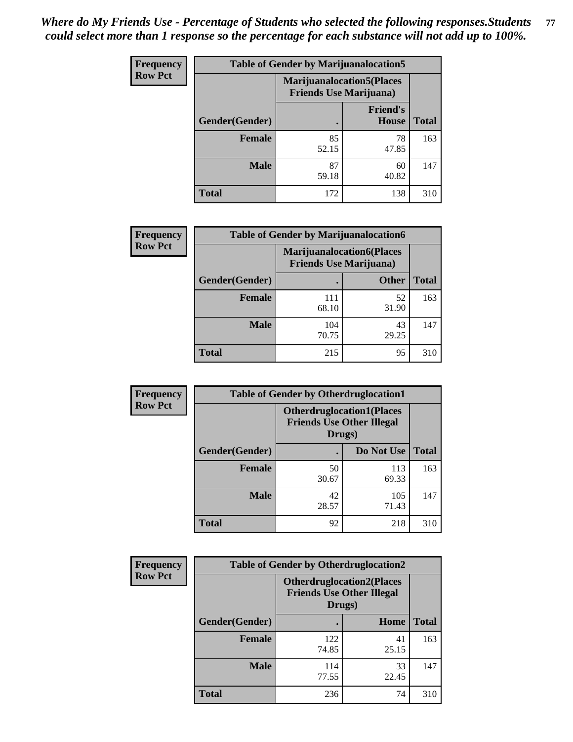*Where do My Friends Use - Percentage of Students who selected the following responses.Students could select more than 1 response so the percentage for each substance will not add up to 100%.*

**Frequency Row Pct**

| Table of Gender by Marijuanalocation5 | | | |
|---|---|---|---|
| | Marijuanalocation5(Places Friends Use Marijuana) | | |
| Gender(Gender) | . | Friend's House | Total |
| **Female** | 85<br>52.15 | 78<br>47.85 | 163 |
| **Male** | 87<br>59.18 | 60<br>40.82 | 147 |
| **Total** | 172 | 138 | 310 |

**Frequency Row Pct**

| Table of Gender by Marijuanalocation6 | | | |
|---|---|---|---|
| | Marijuanalocation6(Places Friends Use Marijuana) | | |
| Gender(Gender) | . | Other | Total |
| **Female** | 111<br>68.10 | 52<br>31.90 | 163 |
| **Male** | 104<br>70.75 | 43<br>29.25 | 147 |
| **Total** | 215 | 95 | 310 |

**Frequency Row Pct**

| Table of Gender by Otherdruglocation1 | | | |
|---|---|---|---|
| | Otherdruglocation1(Places Friends Use Other Illegal Drugs) | | |
| Gender(Gender) | . | Do Not Use | Total |
| **Female** | 50<br>30.67 | 113<br>69.33 | 163 |
| **Male** | 42<br>28.57 | 105<br>71.43 | 147 |
| **Total** | 92 | 218 | 310 |

**Frequency Row Pct**

| Table of Gender by Otherdruglocation2 | | | |
|---|---|---|---|
| | Otherdruglocation2(Places Friends Use Other Illegal Drugs) | | |
| Gender(Gender) | . | Home | Total |
| **Female** | 122<br>74.85 | 41<br>25.15 | 163 |
| **Male** | 114<br>77.55 | 33<br>22.45 | 147 |
| **Total** | 236 | 74 | 310 |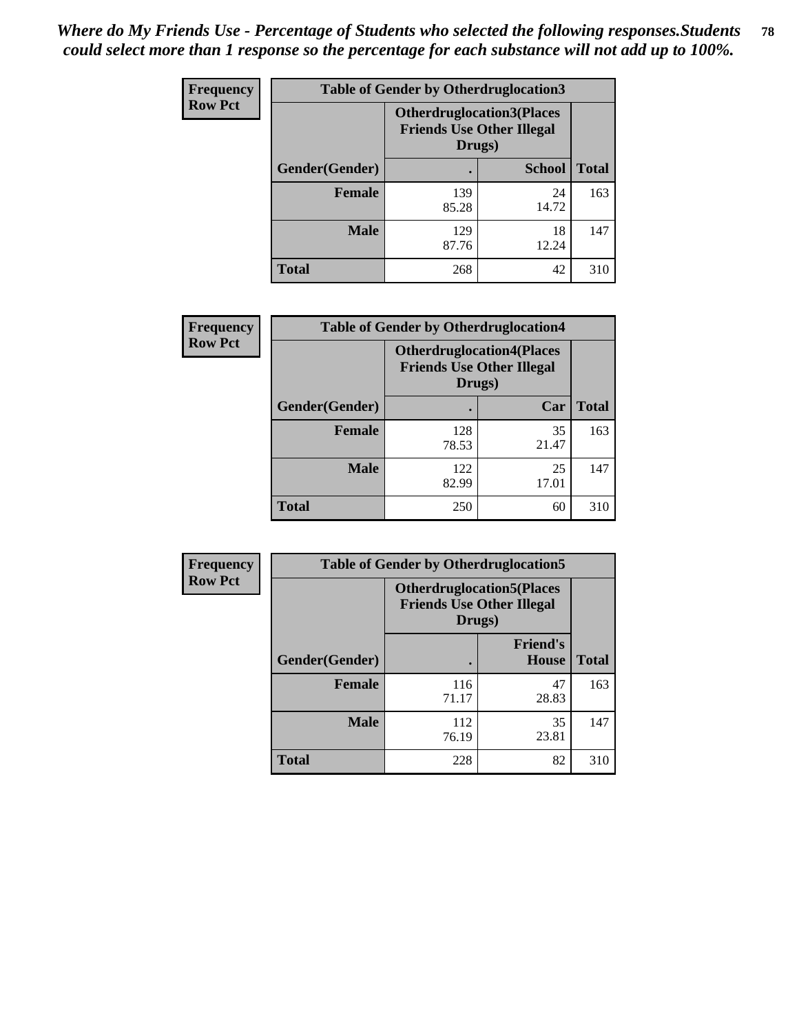*Where do My Friends Use - Percentage of Students who selected the following responses.Students could select more than 1 response so the percentage for each substance will not add up to 100%.*

**Frequency**
**Row Pct**

| Table of Gender by Otherdruglocation3 | | | |
|---|---|---|---|
| | Otherdruglocation3(Places Friends Use Other Illegal Drugs) | | |
| Gender(Gender) | . | School | Total |
| Female | 139<br>85.28 | 24<br>14.72 | 163 |
| Male | 129<br>87.76 | 18<br>12.24 | 147 |
| Total | 268 | 42 | 310 |

**Frequency**
**Row Pct**

| Table of Gender by Otherdruglocation4 | | | |
|---|---|---|---|
| | Otherdruglocation4(Places Friends Use Other Illegal Drugs) | | |
| Gender(Gender) | . | Car | Total |
| Female | 128<br>78.53 | 35<br>21.47 | 163 |
| Male | 122<br>82.99 | 25<br>17.01 | 147 |
| Total | 250 | 60 | 310 |

**Frequency**
**Row Pct**

| Table of Gender by Otherdruglocation5 | | | |
|---|---|---|---|
| | Otherdruglocation5(Places Friends Use Other Illegal Drugs) | | |
| Gender(Gender) | . | Friend's House | Total |
| Female | 116<br>71.17 | 47<br>28.83 | 163 |
| Male | 112<br>76.19 | 35<br>23.81 | 147 |
| Total | 228 | 82 | 310 |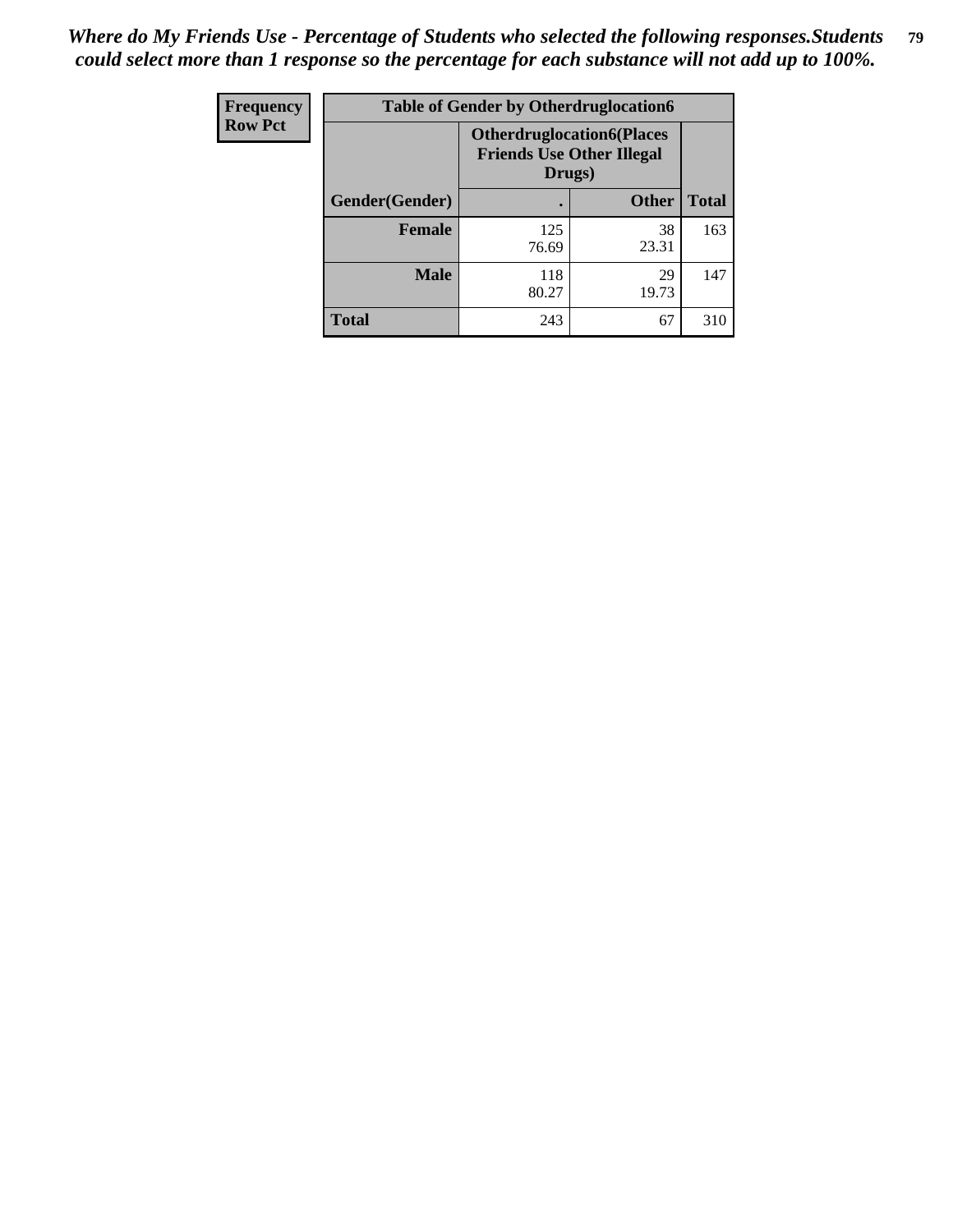*Where do My Friends Use - Percentage of Students who selected the following responses.Students could select more than 1 response so the percentage for each substance will not add up to 100%.*

| Frequency Row Pct | Table of Gender by Otherdruglocation6 | | |
|---|---|---|---|
| | Otherdruglocation6(Places Friends Use Other Illegal Drugs) | | |
| Gender(Gender) | . | Other | Total |
| Female | 125<br>76.69 | 38<br>23.31 | 163 |
| Male | 118<br>80.27 | 29<br>19.73 | 147 |
| Total | 243 | 67 | 310 |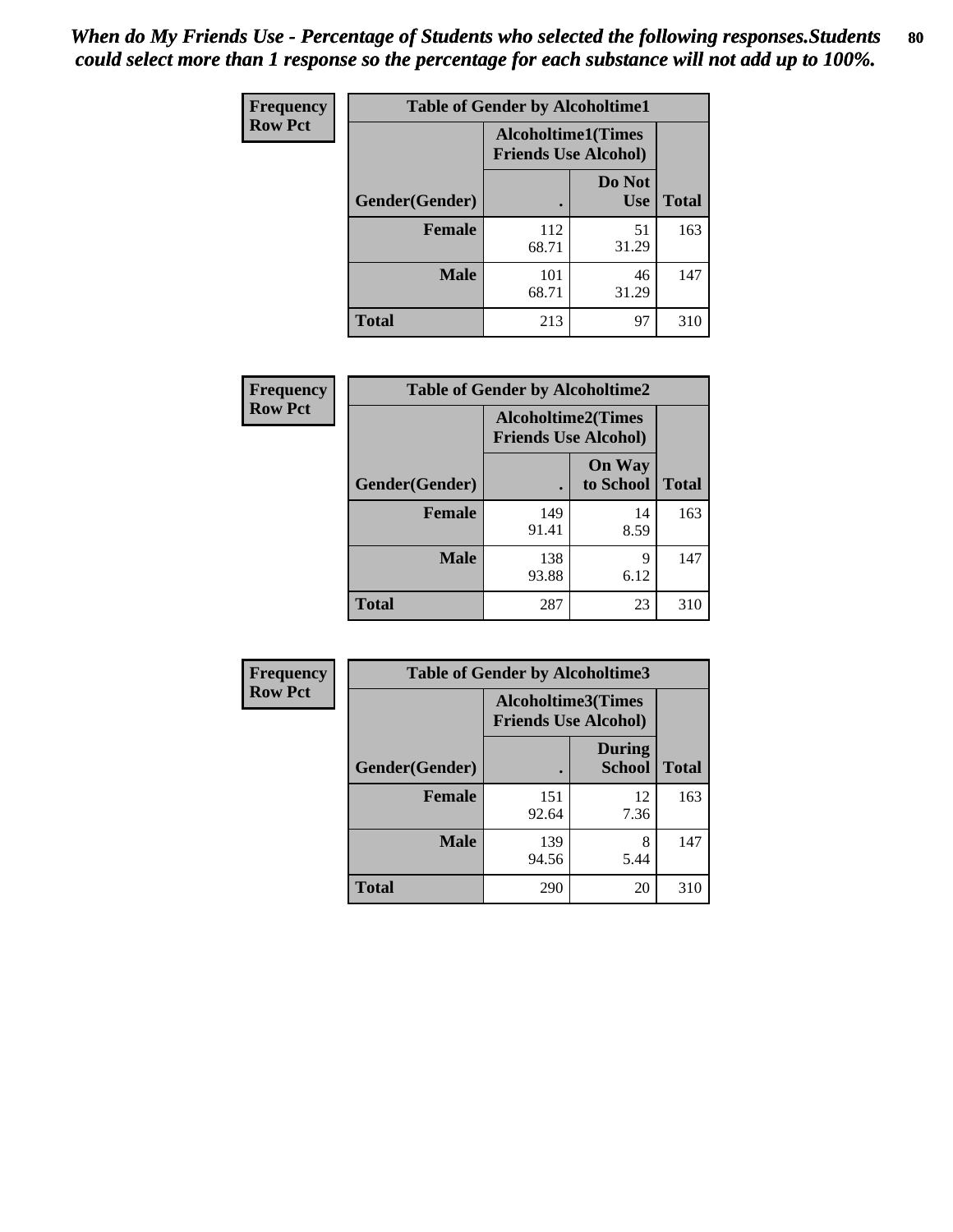*When do My Friends Use - Percentage of Students who selected the following responses.Students could select more than 1 response so the percentage for each substance will not add up to 100%.*

**Frequency**
**Row Pct**

| Table of Gender by Alcoholtime1 | | | |
|---|---|---|---|
| | Alcoholtime1(Times Friends Use Alcohol) | | |
| Gender(Gender) | . | Do Not Use | Total |
| **Female** | 112<br>68.71 | 51<br>31.29 | 163 |
| **Male** | 101<br>68.71 | 46<br>31.29 | 147 |
| **Total** | 213 | 97 | 310 |

**Frequency**
**Row Pct**

| Table of Gender by Alcoholtime2 | | | |
|---|---|---|---|
| | Alcoholtime2(Times Friends Use Alcohol) | | |
| Gender(Gender) | . | On Way to School | Total |
| **Female** | 149<br>91.41 | 14<br>8.59 | 163 |
| **Male** | 138<br>93.88 | 9<br>6.12 | 147 |
| **Total** | 287 | 23 | 310 |

**Frequency**
**Row Pct**

| Table of Gender by Alcoholtime3 | | | |
|---|---|---|---|
| | Alcoholtime3(Times Friends Use Alcohol) | | |
| Gender(Gender) | . | During School | Total |
| **Female** | 151<br>92.64 | 12<br>7.36 | 163 |
| **Male** | 139<br>94.56 | 8<br>5.44 | 147 |
| **Total** | 290 | 20 | 310 |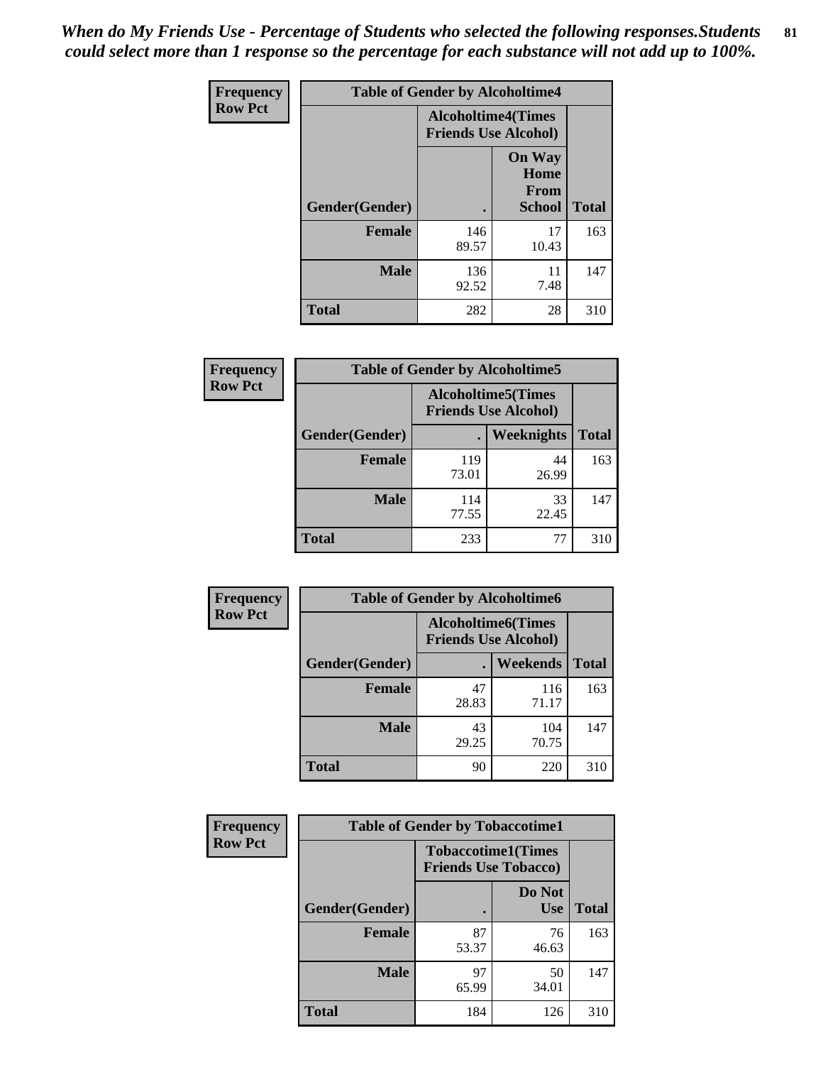*When do My Friends Use - Percentage of Students who selected the following responses.Students could select more than 1 response so the percentage for each substance will not add up to 100%.*

**Frequency Row Pct**

| Table of Gender by Alcoholtime4 | | | |
|---|---|---|---|
| | Alcoholtime4(Times Friends Use Alcohol) | | |
| Gender(Gender) | . | On Way Home From School | Total |
| **Female** | 146<br>89.57 | 17<br>10.43 | 163 |
| **Male** | 136<br>92.52 | 11<br>7.48 | 147 |
| **Total** | 282 | 28 | 310 |

**Frequency Row Pct**

| Table of Gender by Alcoholtime5 | | | |
|---|---|---|---|
| | Alcoholtime5(Times Friends Use Alcohol) | | |
| Gender(Gender) | . | Weeknights | Total |
| **Female** | 119<br>73.01 | 44<br>26.99 | 163 |
| **Male** | 114<br>77.55 | 33<br>22.45 | 147 |
| **Total** | 233 | 77 | 310 |

**Frequency Row Pct**

| Table of Gender by Alcoholtime6 | | | |
|---|---|---|---|
| | Alcoholtime6(Times Friends Use Alcohol) | | |
| Gender(Gender) | . | Weekends | Total |
| **Female** | 47<br>28.83 | 116<br>71.17 | 163 |
| **Male** | 43<br>29.25 | 104<br>70.75 | 147 |
| **Total** | 90 | 220 | 310 |

**Frequency Row Pct**

| Table of Gender by Tobaccotime1 | | | |
|---|---|---|---|
| | Tobaccotime1(Times Friends Use Tobacco) | | |
| Gender(Gender) | . | Do Not Use | Total |
| **Female** | 87<br>53.37 | 76<br>46.63 | 163 |
| **Male** | 97<br>65.99 | 50<br>34.01 | 147 |
| **Total** | 184 | 126 | 310 |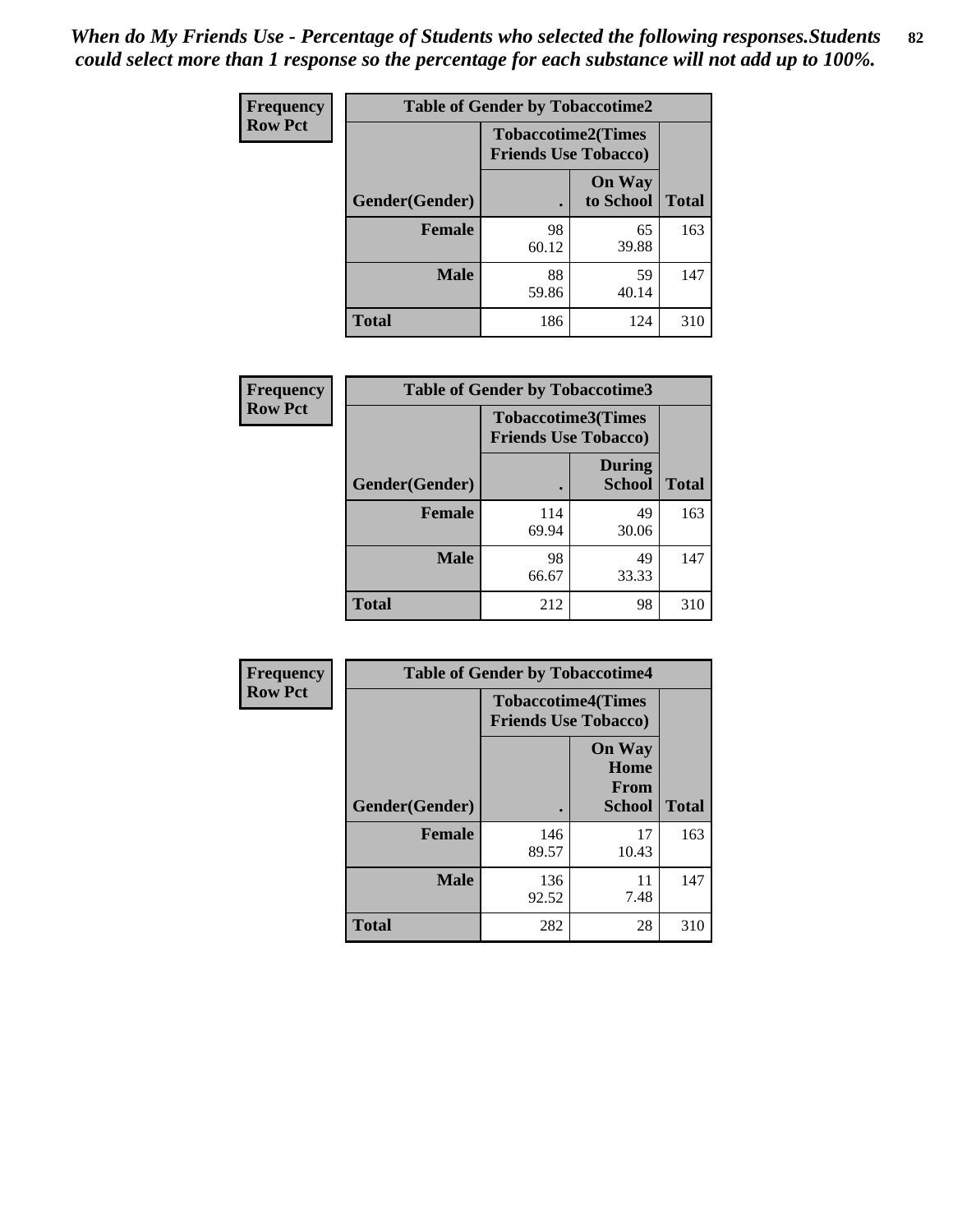*When do My Friends Use - Percentage of Students who selected the following responses.Students could select more than 1 response so the percentage for each substance will not add up to 100%.*

**Frequency**
**Row Pct**

| Table of Gender by Tobaccotime2 | | | |
|---|---|---|---|
| | Tobaccotime2(Times Friends Use Tobacco) | | |
| Gender(Gender) | . | On Way to School | Total |
| **Female** | 98<br>60.12 | 65<br>39.88 | 163 |
| **Male** | 88<br>59.86 | 59<br>40.14 | 147 |
| **Total** | 186 | 124 | 310 |

**Frequency**
**Row Pct**

| Table of Gender by Tobaccotime3 | | | |
|---|---|---|---|
| | Tobaccotime3(Times Friends Use Tobacco) | | |
| Gender(Gender) | . | During School | Total |
| **Female** | 114<br>69.94 | 49<br>30.06 | 163 |
| **Male** | 98<br>66.67 | 49<br>33.33 | 147 |
| **Total** | 212 | 98 | 310 |

**Frequency**
**Row Pct**

| Table of Gender by Tobaccotime4 | | | |
|---|---|---|---|
| | Tobaccotime4(Times Friends Use Tobacco) | | |
| Gender(Gender) | . | On Way Home From School | Total |
| **Female** | 146<br>89.57 | 17<br>10.43 | 163 |
| **Male** | 136<br>92.52 | 11<br>7.48 | 147 |
| **Total** | 282 | 28 | 310 |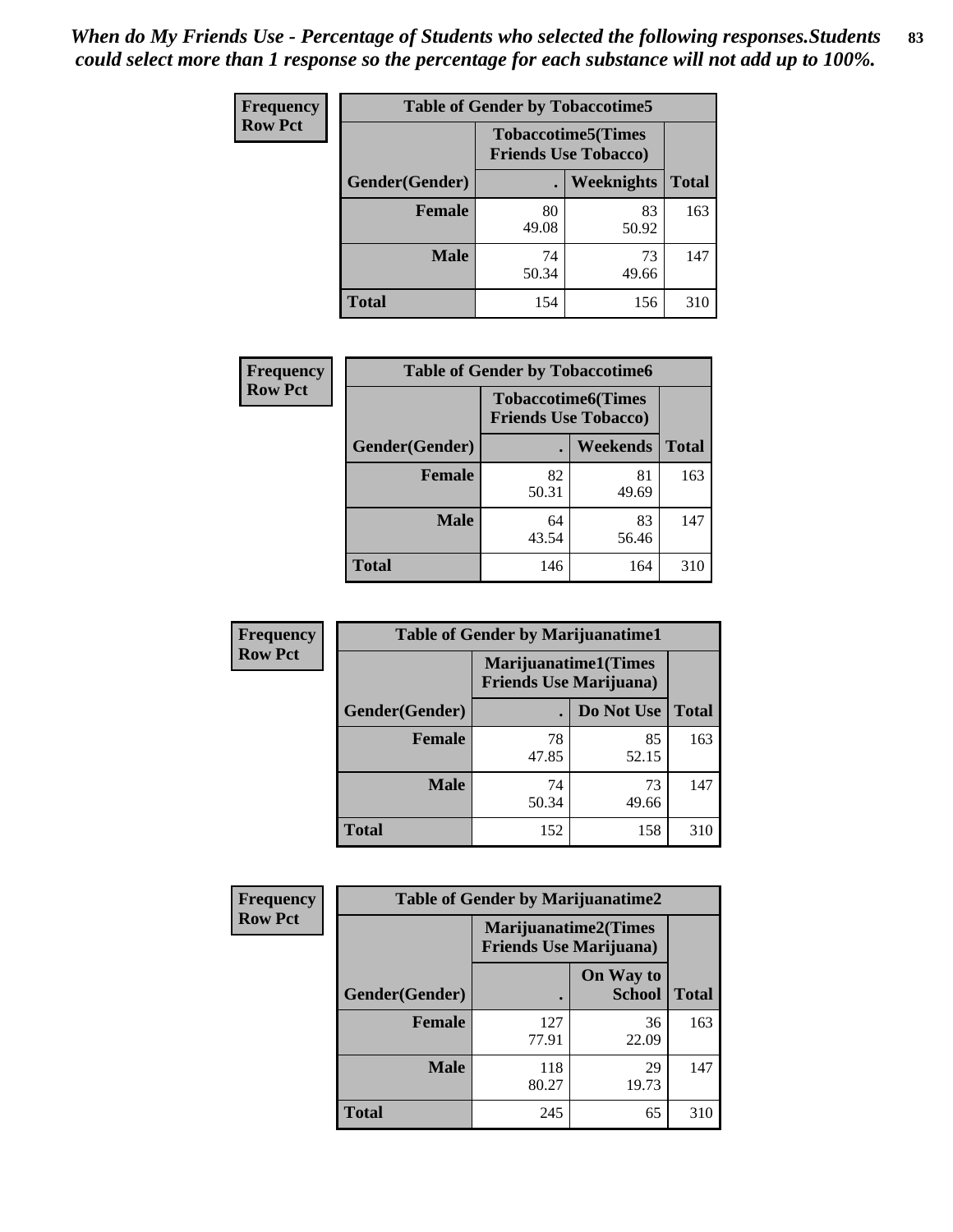*When do My Friends Use - Percentage of Students who selected the following responses.Students could select more than 1 response so the percentage for each substance will not add up to 100%.*

**Frequency**
**Row Pct**

| Table of Gender by Tobaccotime5 | | | |
|---|---|---|---|
| | Tobaccotime5(Times Friends Use Tobacco) | | |
| Gender(Gender) | . | Weeknights | Total |
| Female | 80<br>49.08 | 83<br>50.92 | 163 |
| Male | 74<br>50.34 | 73<br>49.66 | 147 |
| Total | 154 | 156 | 310 |

**Frequency**
**Row Pct**

| Table of Gender by Tobaccotime6 | | | |
|---|---|---|---|
| | Tobaccotime6(Times Friends Use Tobacco) | | |
| Gender(Gender) | . | Weekends | Total |
| Female | 82<br>50.31 | 81<br>49.69 | 163 |
| Male | 64<br>43.54 | 83<br>56.46 | 147 |
| Total | 146 | 164 | 310 |

**Frequency**
**Row Pct**

| Table of Gender by Marijuanatime1 | | | |
|---|---|---|---|
| | Marijuanatime1(Times Friends Use Marijuana) | | |
| Gender(Gender) | . | Do Not Use | Total |
| Female | 78<br>47.85 | 85<br>52.15 | 163 |
| Male | 74<br>50.34 | 73<br>49.66 | 147 |
| Total | 152 | 158 | 310 |

**Frequency**
**Row Pct**

| Table of Gender by Marijuanatime2 | | | |
|---|---|---|---|
| | Marijuanatime2(Times Friends Use Marijuana) | | |
| Gender(Gender) | . | On Way to School | Total |
| Female | 127<br>77.91 | 36<br>22.09 | 163 |
| Male | 118<br>80.27 | 29<br>19.73 | 147 |
| Total | 245 | 65 | 310 |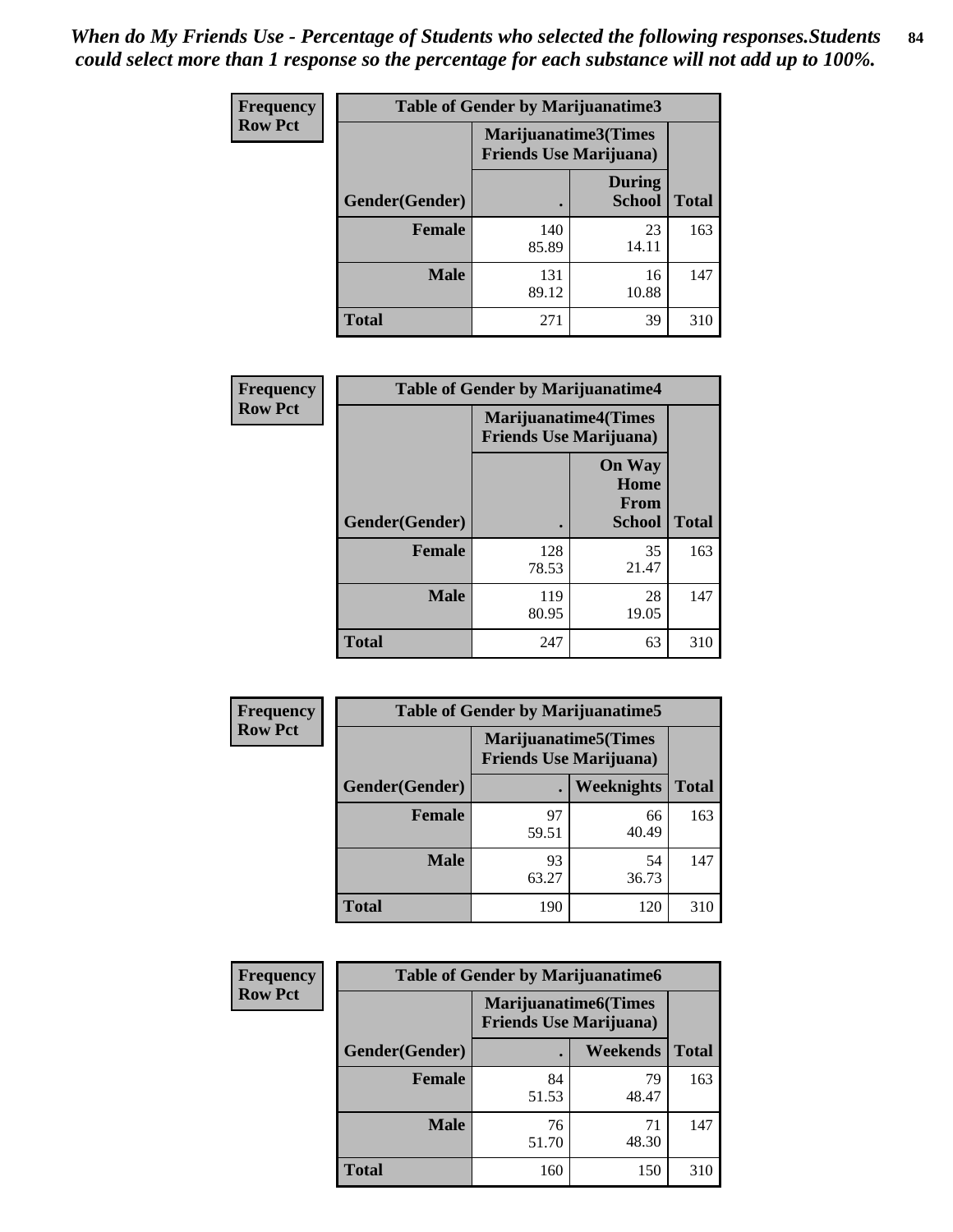*When do My Friends Use - Percentage of Students who selected the following responses.Students could select more than 1 response so the percentage for each substance will not add up to 100%.*

| Frequency Row Pct | Table of Gender by Marijuanatime3 | | |
|---|---|---|---|
| | Marijuanatime3(Times Friends Use Marijuana) | | |
| Gender(Gender) | . | During School | Total |
| Female | 140<br>85.89 | 23<br>14.11 | 163 |
| Male | 131<br>89.12 | 16<br>10.88 | 147 |
| Total | 271 | 39 | 310 |

| Frequency Row Pct | Table of Gender by Marijuanatime4 | | |
|---|---|---|---|
| | Marijuanatime4(Times Friends Use Marijuana) | | |
| Gender(Gender) | . | On Way Home From School | Total |
| Female | 128<br>78.53 | 35<br>21.47 | 163 |
| Male | 119<br>80.95 | 28<br>19.05 | 147 |
| Total | 247 | 63 | 310 |

| Frequency Row Pct | Table of Gender by Marijuanatime5 | | |
|---|---|---|---|
| | Marijuanatime5(Times Friends Use Marijuana) | | |
| Gender(Gender) | . | Weeknights | Total |
| Female | 97<br>59.51 | 66<br>40.49 | 163 |
| Male | 93<br>63.27 | 54<br>36.73 | 147 |
| Total | 190 | 120 | 310 |

| Frequency Row Pct | Table of Gender by Marijuanatime6 | | |
|---|---|---|---|
| | Marijuanatime6(Times Friends Use Marijuana) | | |
| Gender(Gender) | . | Weekends | Total |
| Female | 84<br>51.53 | 79<br>48.47 | 163 |
| Male | 76<br>51.70 | 71<br>48.30 | 147 |
| Total | 160 | 150 | 310 |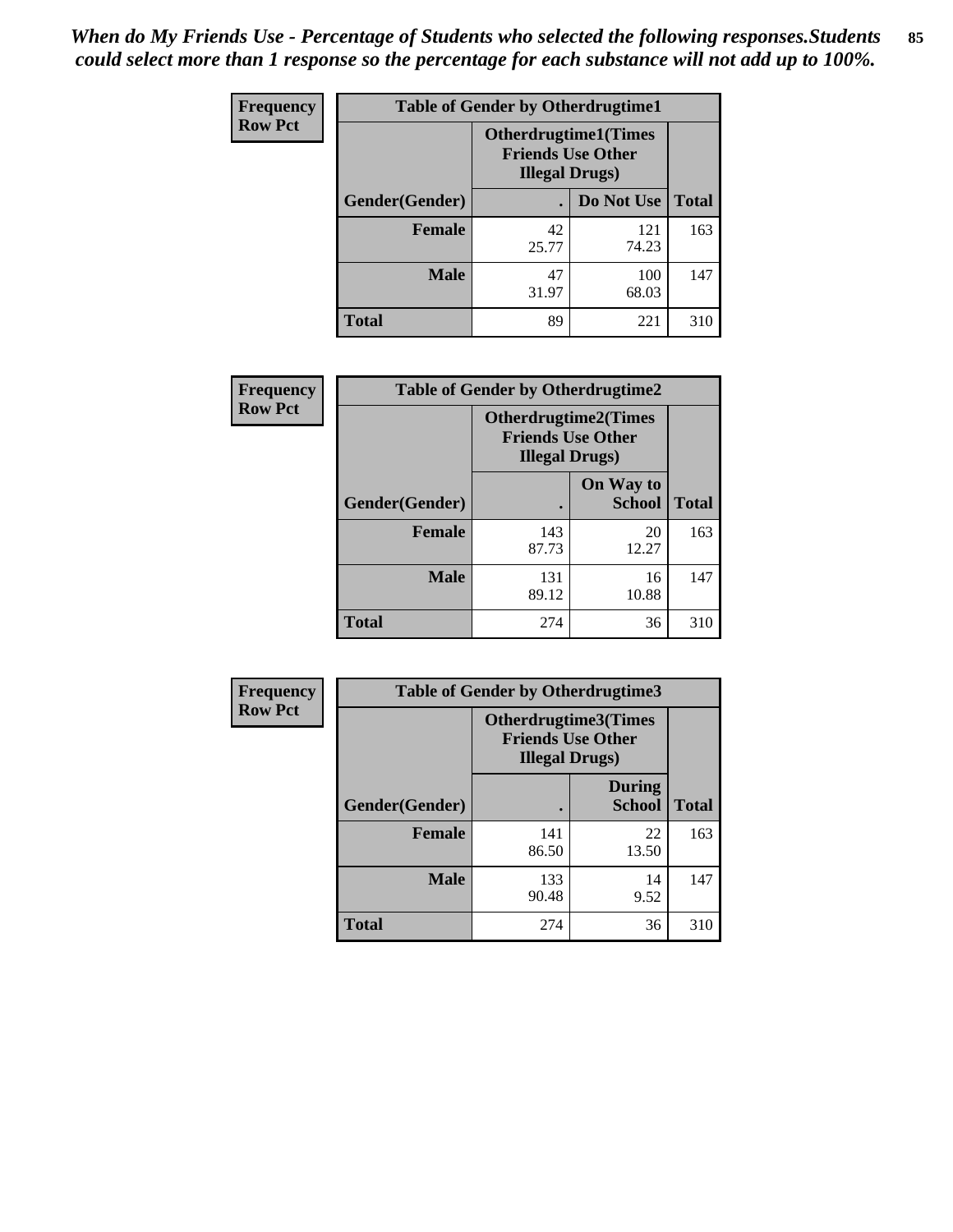*When do My Friends Use - Percentage of Students who selected the following responses.Students could select more than 1 response so the percentage for each substance will not add up to 100%.*

**Frequency**
**Row Pct**

| Table of Gender by Otherdrugtime1 | | | |
|---|---|---|---|
| | Otherdrugtime1(Times Friends Use Other Illegal Drugs) | | |
| Gender(Gender) | . | Do Not Use | Total |
| **Female** | 42<br>25.77 | 121<br>74.23 | 163 |
| **Male** | 47<br>31.97 | 100<br>68.03 | 147 |
| **Total** | 89 | 221 | 310 |

**Frequency**
**Row Pct**

| Table of Gender by Otherdrugtime2 | | | |
|---|---|---|---|
| | Otherdrugtime2(Times Friends Use Other Illegal Drugs) | | |
| Gender(Gender) | . | On Way to School | Total |
| **Female** | 143<br>87.73 | 20<br>12.27 | 163 |
| **Male** | 131<br>89.12 | 16<br>10.88 | 147 |
| **Total** | 274 | 36 | 310 |

**Frequency**
**Row Pct**

| Table of Gender by Otherdrugtime3 | | | |
|---|---|---|---|
| | Otherdrugtime3(Times Friends Use Other Illegal Drugs) | | |
| Gender(Gender) | . | During School | Total |
| **Female** | 141<br>86.50 | 22<br>13.50 | 163 |
| **Male** | 133<br>90.48 | 14<br>9.52 | 147 |
| **Total** | 274 | 36 | 310 |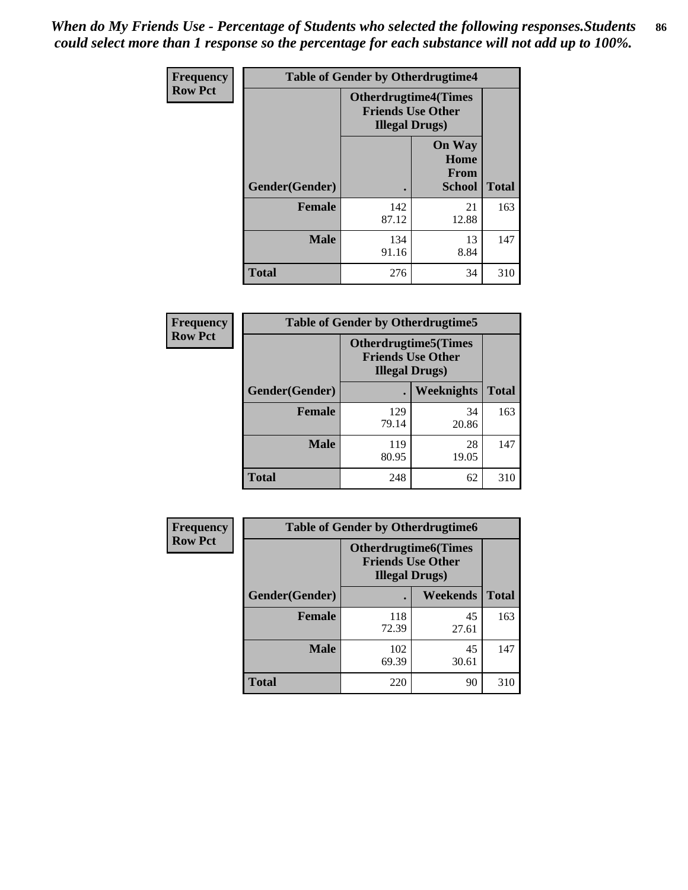*When do My Friends Use - Percentage of Students who selected the following responses.Students could select more than 1 response so the percentage for each substance will not add up to 100%.*

**Frequency**
**Row Pct**

| Table of Gender by Otherdrugtime4 | | | |
|---|---|---|---|
| | Otherdrugtime4(Times Friends Use Other Illegal Drugs) | | |
| Gender(Gender) | . | On Way Home From School | Total |
| **Female** | 142<br>87.12 | 21<br>12.88 | 163 |
| **Male** | 134<br>91.16 | 13<br>8.84 | 147 |
| **Total** | 276 | 34 | 310 |

**Frequency**
**Row Pct**

| Table of Gender by Otherdrugtime5 | | | |
|---|---|---|---|
| | Otherdrugtime5(Times Friends Use Other Illegal Drugs) | | |
| Gender(Gender) | . | Weeknights | Total |
| **Female** | 129<br>79.14 | 34<br>20.86 | 163 |
| **Male** | 119<br>80.95 | 28<br>19.05 | 147 |
| **Total** | 248 | 62 | 310 |

**Frequency**
**Row Pct**

| Table of Gender by Otherdrugtime6 | | | |
|---|---|---|---|
| | Otherdrugtime6(Times Friends Use Other Illegal Drugs) | | |
| Gender(Gender) | . | Weekends | Total |
| **Female** | 118<br>72.39 | 45<br>27.61 | 163 |
| **Male** | 102<br>69.39 | 45<br>30.61 | 147 |
| **Total** | 220 | 90 | 310 |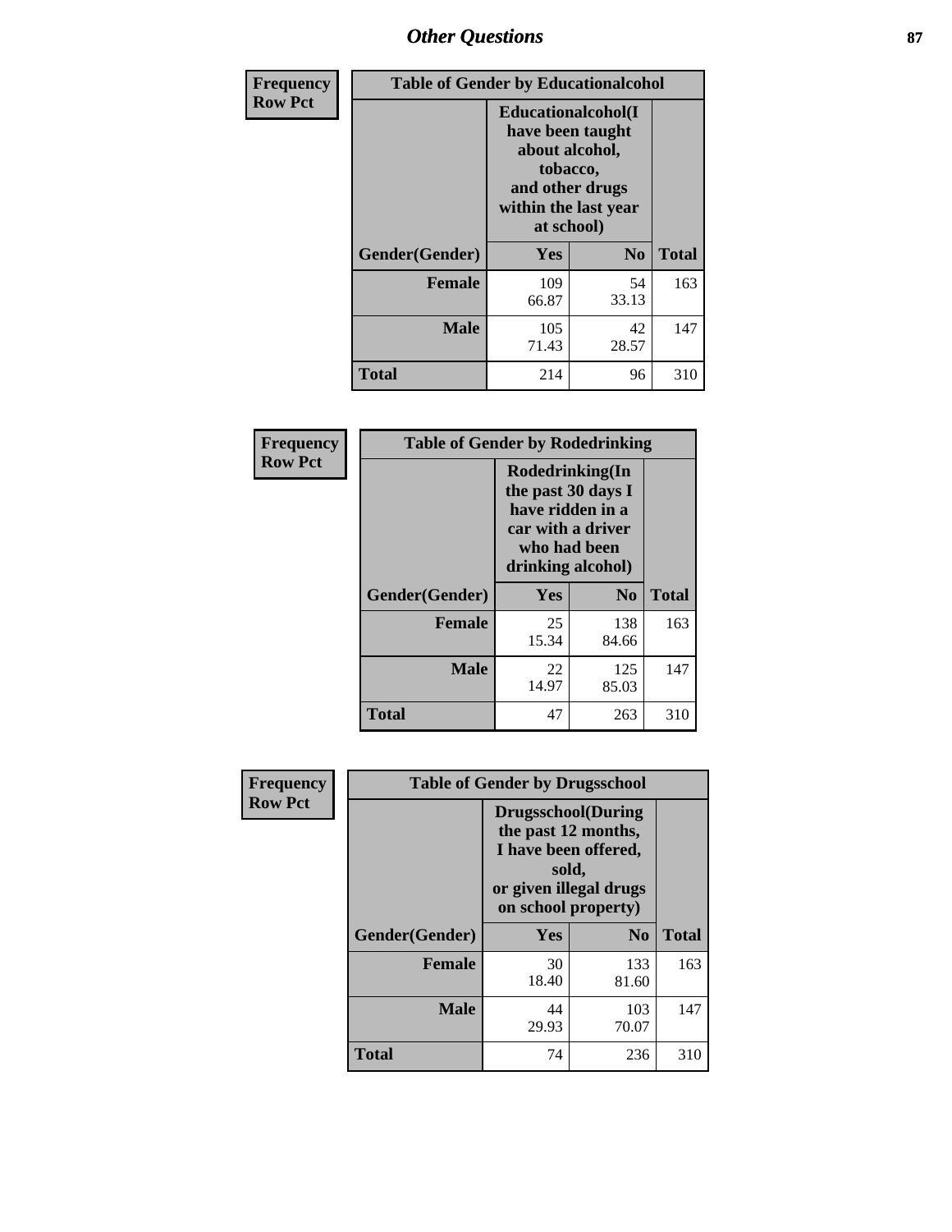# Other Questions

| Frequency Row Pct | Table of Gender by Educationalcohol | | |
|---|---|---|---|
| | Educationalcohol(I have been taught about alcohol, tobacco, and other drugs within the last year at school) | | |
| Gender(Gender) | Yes | No | Total |
| Female | 109<br>66.87 | 54<br>33.13 | 163 |
| Male | 105<br>71.43 | 42<br>28.57 | 147 |
| Total | 214 | 96 | 310 |

| Frequency Row Pct | Table of Gender by Rodedrinking | | |
|---|---|---|---|
| | Rodedrinking(In the past 30 days I have ridden in a car with a driver who had been drinking alcohol) | | |
| Gender(Gender) | Yes | No | Total |
| Female | 25<br>15.34 | 138<br>84.66 | 163 |
| Male | 22<br>14.97 | 125<br>85.03 | 147 |
| Total | 47 | 263 | 310 |

| Frequency Row Pct | Table of Gender by Drugsschool | | |
|---|---|---|---|
| | Drugsschool(During the past 12 months, I have been offered, sold, or given illegal drugs on school property) | | |
| Gender(Gender) | Yes | No | Total |
| Female | 30<br>18.40 | 133<br>81.60 | 163 |
| Male | 44<br>29.93 | 103<br>70.07 | 147 |
| Total | 74 | 236 | 310 |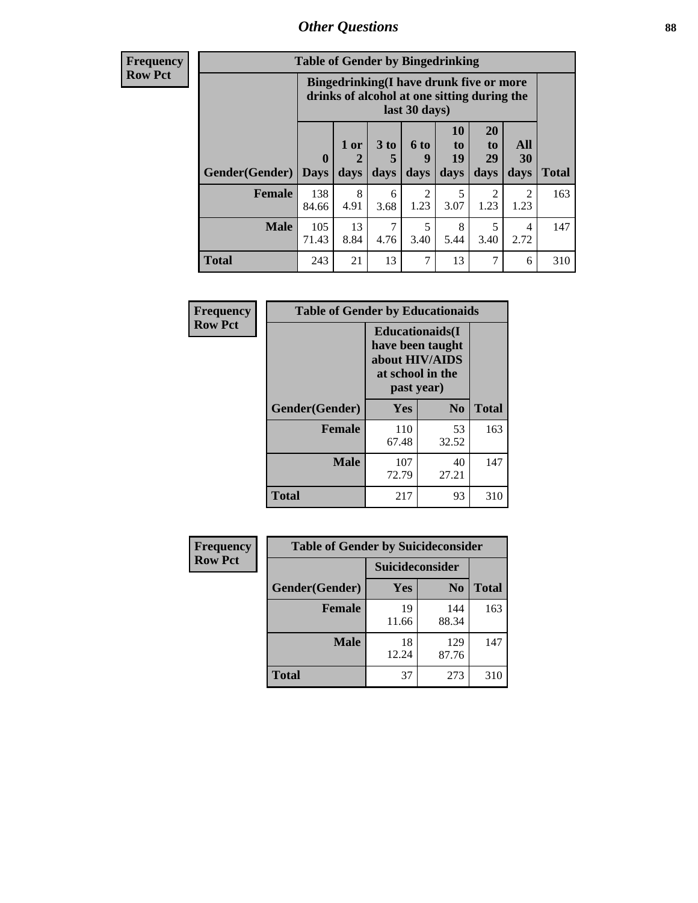## Other Questions

**Frequency**
**Row Pct**

| Table of Gender by Bingedrinking | | | | | | | | |
|---|---|---|---|---|---|---|---|---|
| | Bingedrinking(I have drunk five or more drinks of alcohol at one sitting during the last 30 days) | | | | | | | |
| Gender(Gender) | 0 Days | 1 or 2 days | 3 to 5 days | 6 to 9 days | 10 to 19 days | 20 to 29 days | All 30 days | Total |
| **Female** | 138<br>84.66 | 8<br>4.91 | 6<br>3.68 | 2<br>1.23 | 5<br>3.07 | 2<br>1.23 | 2<br>1.23 | 163 |
| **Male** | 105<br>71.43 | 13<br>8.84 | 7<br>4.76 | 5<br>3.40 | 8<br>5.44 | 5<br>3.40 | 4<br>2.72 | 147 |
| **Total** | 243 | 21 | 13 | 7 | 13 | 7 | 6 | 310 |

**Frequency**
**Row Pct**

| Table of Gender by Educationaids | | | |
|---|---|---|---|
| | Educationaids(I have been taught about HIV/AIDS at school in the past year) | | |
| Gender(Gender) | Yes | No | Total |
| **Female** | 110<br>67.48 | 53<br>32.52 | 163 |
| **Male** | 107<br>72.79 | 40<br>27.21 | 147 |
| **Total** | 217 | 93 | 310 |

**Frequency**
**Row Pct**

| Table of Gender by Suicideconsider | | | |
|---|---|---|---|
| | Suicideconsider | | |
| Gender(Gender) | Yes | No | Total |
| **Female** | 19<br>11.66 | 144<br>88.34 | 163 |
| **Male** | 18<br>12.24 | 129<br>87.76 | 147 |
| **Total** | 37 | 273 | 310 |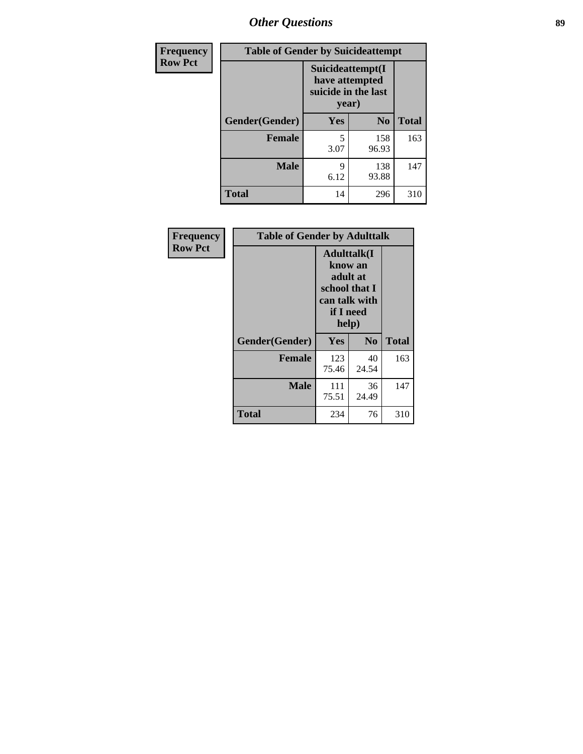# Other Questions

| Frequency Row Pct | Table of Gender by Suicideattempt | | |
|---|---|---|---|
| | Suicideattempt(I have attempted suicide in the last year) | | |
| Gender(Gender) | Yes | No | Total |
| Female | 5<br>3.07 | 158<br>96.93 | 163 |
| Male | 9<br>6.12 | 138<br>93.88 | 147 |
| Total | 14 | 296 | 310 |

| Frequency Row Pct | Table of Gender by Adulttalk | | |
|---|---|---|---|
| | Adulttalk(I know an adult at school that I can talk with if I need help) | | |
| Gender(Gender) | Yes | No | Total |
| Female | 123<br>75.46 | 40<br>24.54 | 163 |
| Male | 111<br>75.51 | 36<br>24.49 | 147 |
| Total | 234 | 76 | 310 |